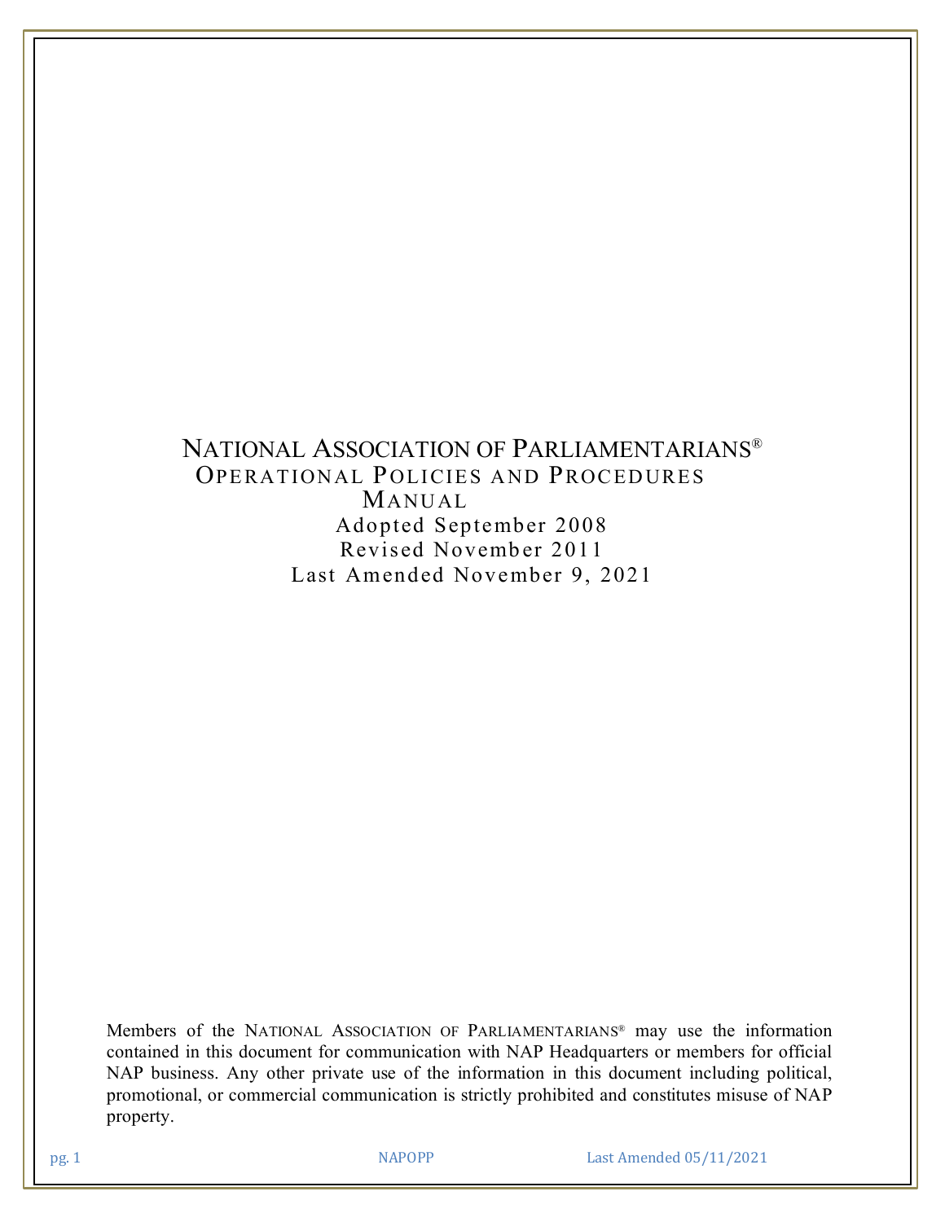# NATIONAL ASSOCIATION OF PARLIAMENTARIANS®

## OPERATIONAL POLICIES AND PROCEDURES MANUAL

Adopted September 2008

Revised November 2011

Last Amended November 9, 2021

Members of the NATIONAL ASSOCIATION OF PARLIAMENTARIANS® may use the information contained in this document for communication with NAP Headquarters or members for official NAP business. Any other private use of the information in this document including political, promotional, or commercial communication is strictly prohibited and constitutes misuse of NAP property.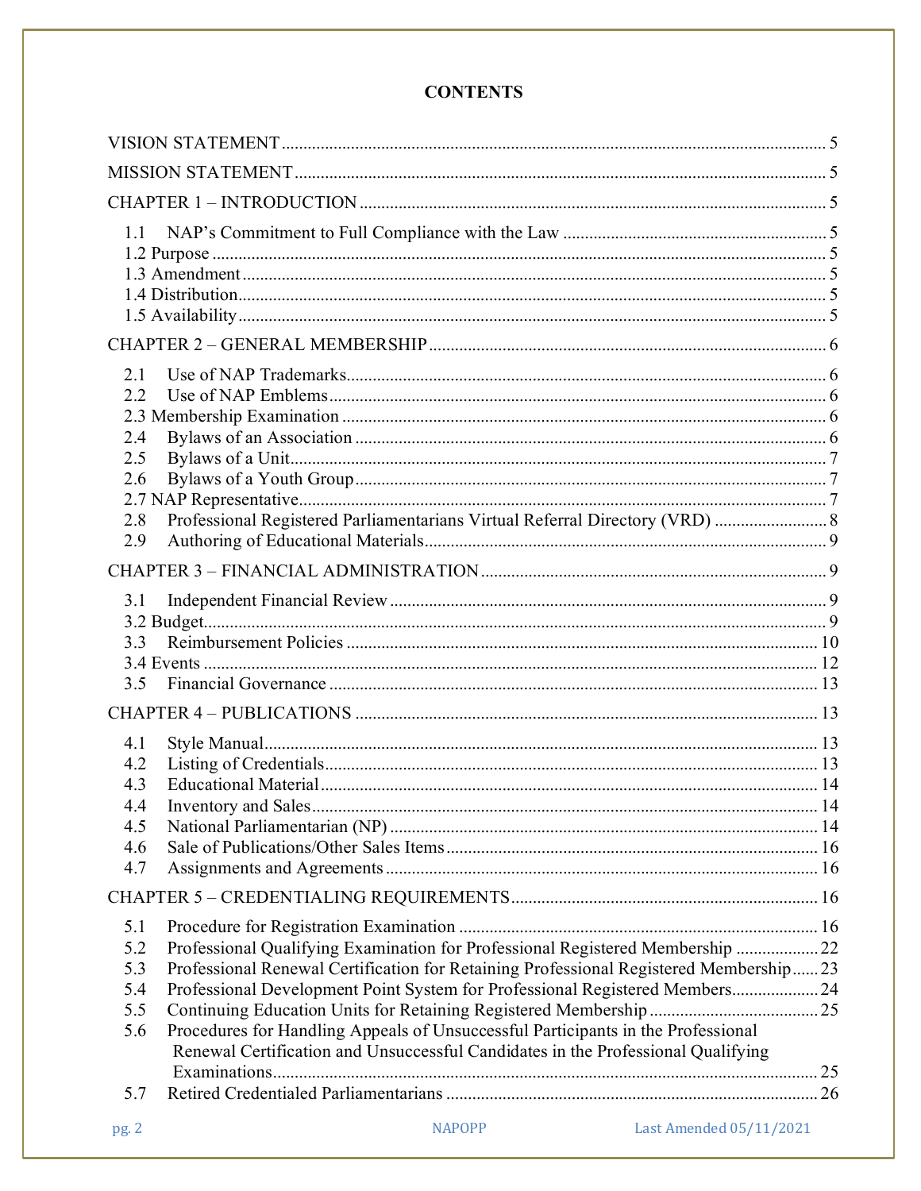# CONTENTS

VISION STATEMENT ..... 5

MISSION STATEMENT ..... 5

CHAPTER 1 – INTRODUCTION ..... 5

- 1.1 NAP's Commitment to Full Compliance with the Law ..... 5
- 1.2 Purpose ..... 5
- 1.3 Amendment ..... 5
- 1.4 Distribution ..... 5
- 1.5 Availability ..... 5

CHAPTER 2 – GENERAL MEMBERSHIP ..... 6

- 2.1 Use of NAP Trademarks ..... 6
- 2.2 Use of NAP Emblems ..... 6
- 2.3 Membership Examination ..... 6
- 2.4 Bylaws of an Association ..... 6
- 2.5 Bylaws of a Unit ..... 7
- 2.6 Bylaws of a Youth Group ..... 7
- 2.7 NAP Representative ..... 7
- 2.8 Professional Registered Parliamentarians Virtual Referral Directory (VRD) ..... 8
- 2.9 Authoring of Educational Materials ..... 9

CHAPTER 3 – FINANCIAL ADMINISTRATION ..... 9

- 3.1 Independent Financial Review ..... 9
- 3.2 Budget ..... 9
- 3.3 Reimbursement Policies ..... 10
- 3.4 Events ..... 12
- 3.5 Financial Governance ..... 13

CHAPTER 4 – PUBLICATIONS ..... 13

- 4.1 Style Manual ..... 13
- 4.2 Listing of Credentials ..... 13
- 4.3 Educational Material ..... 14
- 4.4 Inventory and Sales ..... 14
- 4.5 National Parliamentarian (NP) ..... 14
- 4.6 Sale of Publications/Other Sales Items ..... 16
- 4.7 Assignments and Agreements ..... 16

CHAPTER 5 – CREDENTIALING REQUIREMENTS ..... 16

- 5.1 Procedure for Registration Examination ..... 16
- 5.2 Professional Qualifying Examination for Professional Registered Membership ..... 22
- 5.3 Professional Renewal Certification for Retaining Professional Registered Membership ..... 23
- 5.4 Professional Development Point System for Professional Registered Members ..... 24
- 5.5 Continuing Education Units for Retaining Registered Membership ..... 25
- 5.6 Procedures for Handling Appeals of Unsuccessful Participants in the Professional Renewal Certification and Unsuccessful Candidates in the Professional Qualifying Examinations ..... 25
- 5.7 Retired Credentialed Parliamentarians ..... 26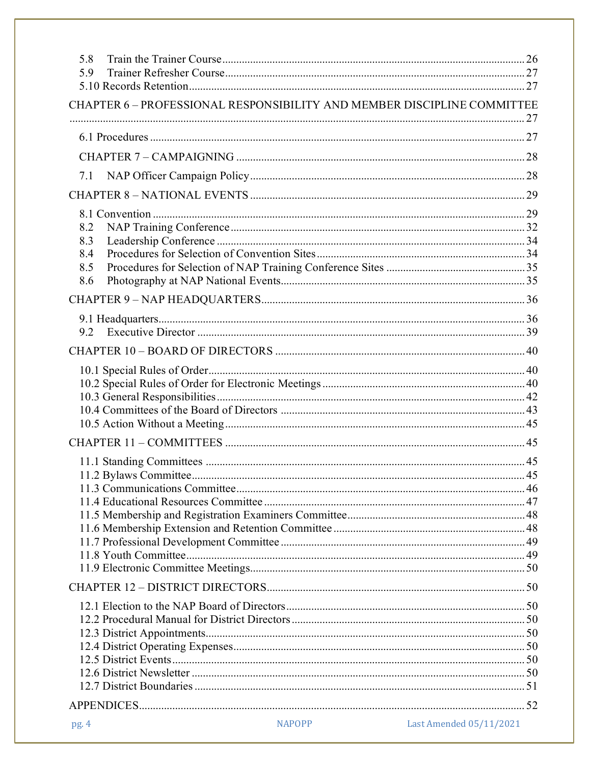5.8 Train the Trainer Course ..... 26
5.9 Trainer Refresher Course ..... 27
5.10 Records Retention ..... 27

CHAPTER 6 – PROFESSIONAL RESPONSIBILITY AND MEMBER DISCIPLINE COMMITTEE ..... 27

6.1 Procedures ..... 27

CHAPTER 7 – CAMPAIGNING ..... 28

7.1 NAP Officer Campaign Policy ..... 28

CHAPTER 8 – NATIONAL EVENTS ..... 29

8.1 Convention ..... 29
8.2 NAP Training Conference ..... 32
8.3 Leadership Conference ..... 34
8.4 Procedures for Selection of Convention Sites ..... 34
8.5 Procedures for Selection of NAP Training Conference Sites ..... 35
8.6 Photography at NAP National Events ..... 35

CHAPTER 9 – NAP HEADQUARTERS ..... 36

9.1 Headquarters ..... 36
9.2 Executive Director ..... 39

CHAPTER 10 – BOARD OF DIRECTORS ..... 40

10.1 Special Rules of Order ..... 40
10.2 Special Rules of Order for Electronic Meetings ..... 40
10.3 General Responsibilities ..... 42
10.4 Committees of the Board of Directors ..... 43
10.5 Action Without a Meeting ..... 45

CHAPTER 11 – COMMITTEES ..... 45

11.1 Standing Committees ..... 45
11.2 Bylaws Committee ..... 45
11.3 Communications Committee ..... 46
11.4 Educational Resources Committee ..... 47
11.5 Membership and Registration Examiners Committee ..... 48
11.6 Membership Extension and Retention Committee ..... 48
11.7 Professional Development Committee ..... 49
11.8 Youth Committee ..... 49
11.9 Electronic Committee Meetings ..... 50

CHAPTER 12 – DISTRICT DIRECTORS ..... 50

12.1 Election to the NAP Board of Directors ..... 50
12.2 Procedural Manual for District Directors ..... 50
12.3 District Appointments ..... 50
12.4 District Operating Expenses ..... 50
12.5 District Events ..... 50
12.6 District Newsletter ..... 50
12.7 District Boundaries ..... 51

APPENDICES ..... 52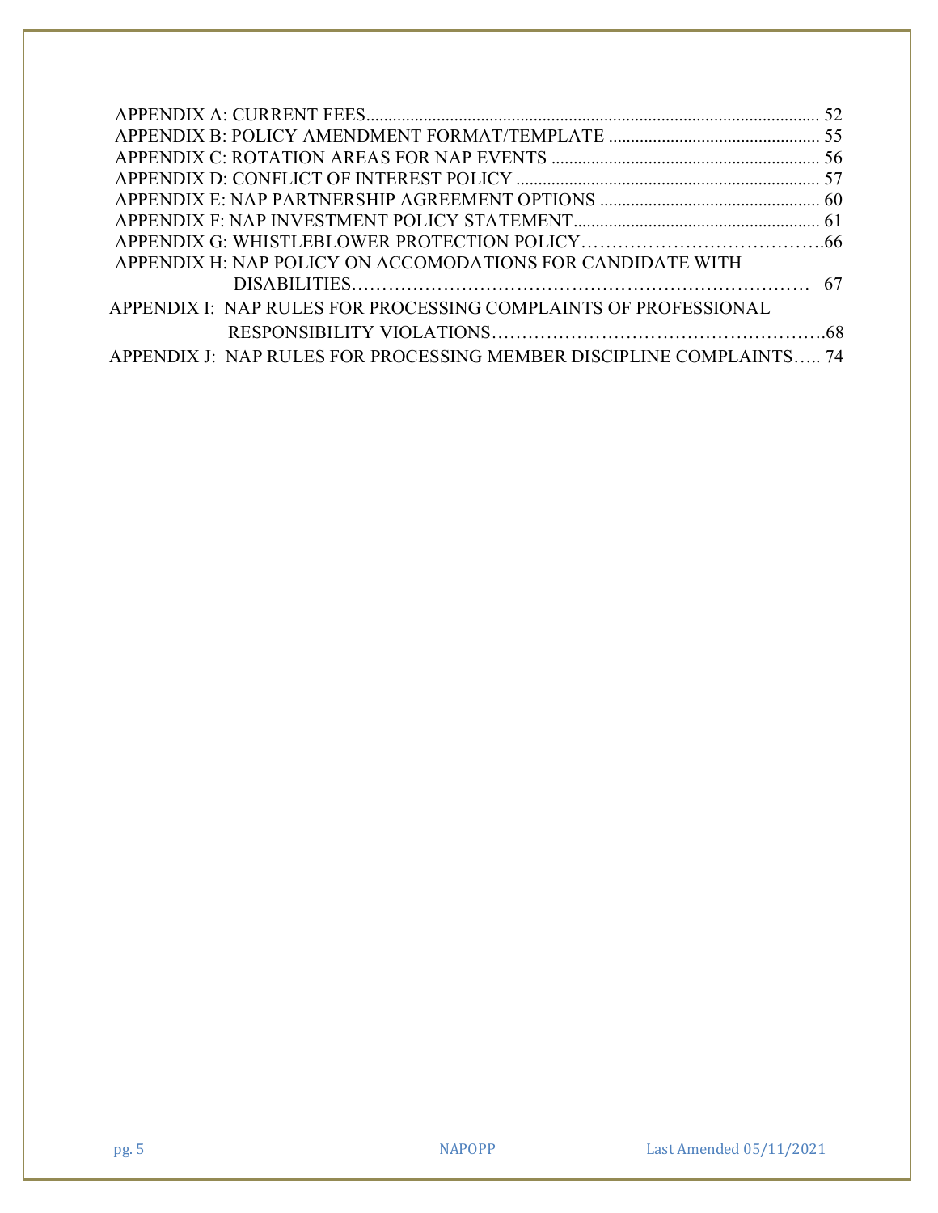APPENDIX A: CURRENT FEES ........................................................................................................ 52
APPENDIX B: POLICY AMENDMENT FORMAT/TEMPLATE ................................................. 55
APPENDIX C: ROTATION AREAS FOR NAP EVENTS .............................................................. 56
APPENDIX D: CONFLICT OF INTEREST POLICY ...................................................................... 57
APPENDIX E: NAP PARTNERSHIP AGREEMENT OPTIONS .................................................. 60
APPENDIX F: NAP INVESTMENT POLICY STATEMENT.......................................................... 61
APPENDIX G: WHISTLEBLOWER PROTECTION POLICY……………………………………66
APPENDIX H: NAP POLICY ON ACCOMODATIONS FOR CANDIDATE WITH DISABILITIES………………………………………………………………… 67
APPENDIX I: NAP RULES FOR PROCESSING COMPLAINTS OF PROFESSIONAL RESPONSIBILITY VIOLATIONS……………………………………………….68
APPENDIX J: NAP RULES FOR PROCESSING MEMBER DISCIPLINE COMPLAINTS….. 74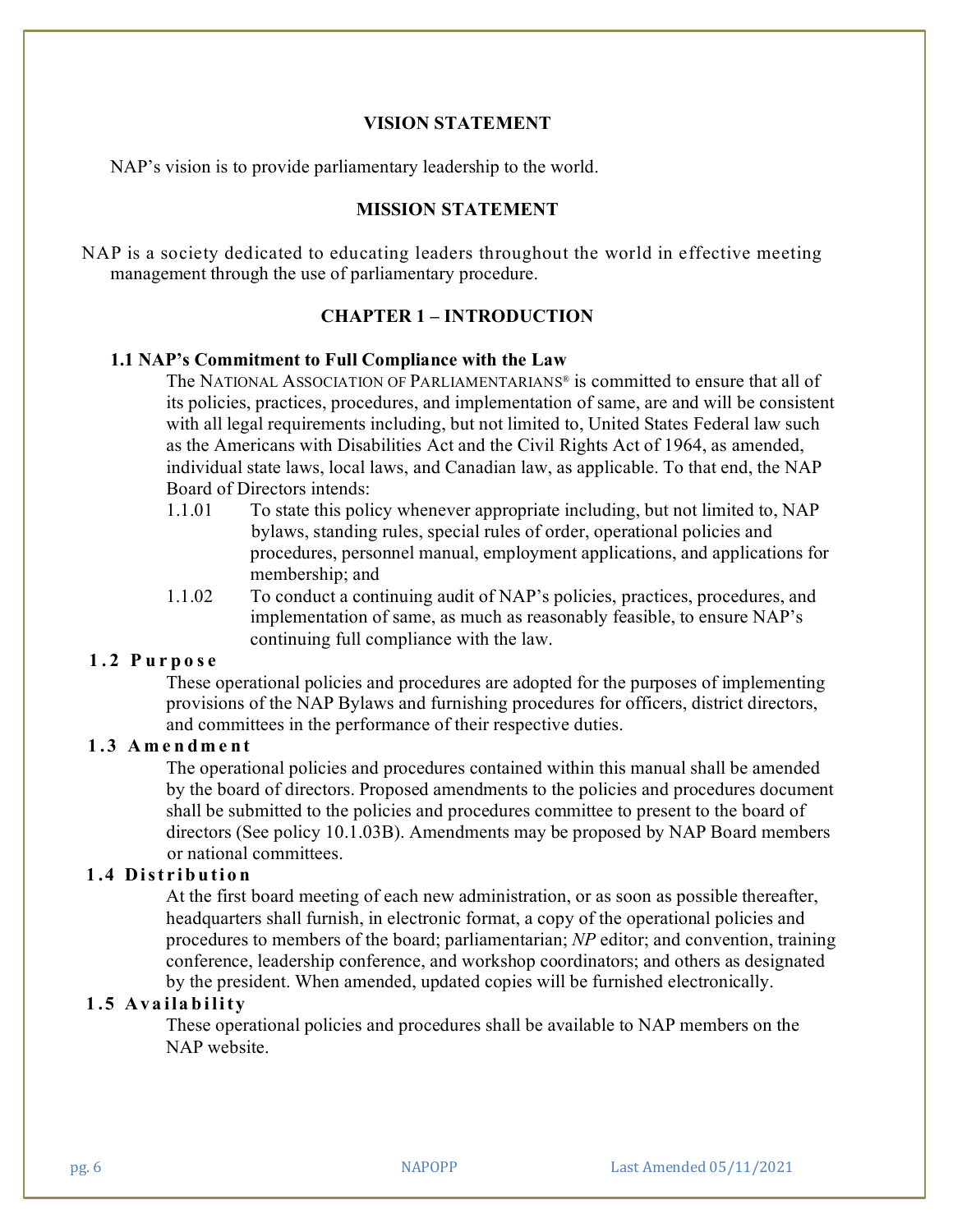## VISION STATEMENT

NAP's vision is to provide parliamentary leadership to the world.

## MISSION STATEMENT

NAP is a society dedicated to educating leaders throughout the world in effective meeting management through the use of parliamentary procedure.

# CHAPTER 1 – INTRODUCTION

### 1.1 NAP's Commitment to Full Compliance with the Law

The NATIONAL ASSOCIATION OF PARLIAMENTARIANS® is committed to ensure that all of its policies, practices, procedures, and implementation of same, are and will be consistent with all legal requirements including, but not limited to, United States Federal law such as the Americans with Disabilities Act and the Civil Rights Act of 1964, as amended, individual state laws, local laws, and Canadian law, as applicable. To that end, the NAP Board of Directors intends:

1.1.01 To state this policy whenever appropriate including, but not limited to, NAP bylaws, standing rules, special rules of order, operational policies and procedures, personnel manual, employment applications, and applications for membership; and

1.1.02 To conduct a continuing audit of NAP's policies, practices, procedures, and implementation of same, as much as reasonably feasible, to ensure NAP's continuing full compliance with the law.

### 1.2 Purpose

These operational policies and procedures are adopted for the purposes of implementing provisions of the NAP Bylaws and furnishing procedures for officers, district directors, and committees in the performance of their respective duties.

### 1.3 Amendment

The operational policies and procedures contained within this manual shall be amended by the board of directors. Proposed amendments to the policies and procedures document shall be submitted to the policies and procedures committee to present to the board of directors (See policy 10.1.03B). Amendments may be proposed by NAP Board members or national committees.

### 1.4 Distribution

At the first board meeting of each new administration, or as soon as possible thereafter, headquarters shall furnish, in electronic format, a copy of the operational policies and procedures to members of the board; parliamentarian; *NP* editor; and convention, training conference, leadership conference, and workshop coordinators; and others as designated by the president. When amended, updated copies will be furnished electronically.

### 1.5 Availability

These operational policies and procedures shall be available to NAP members on the NAP website.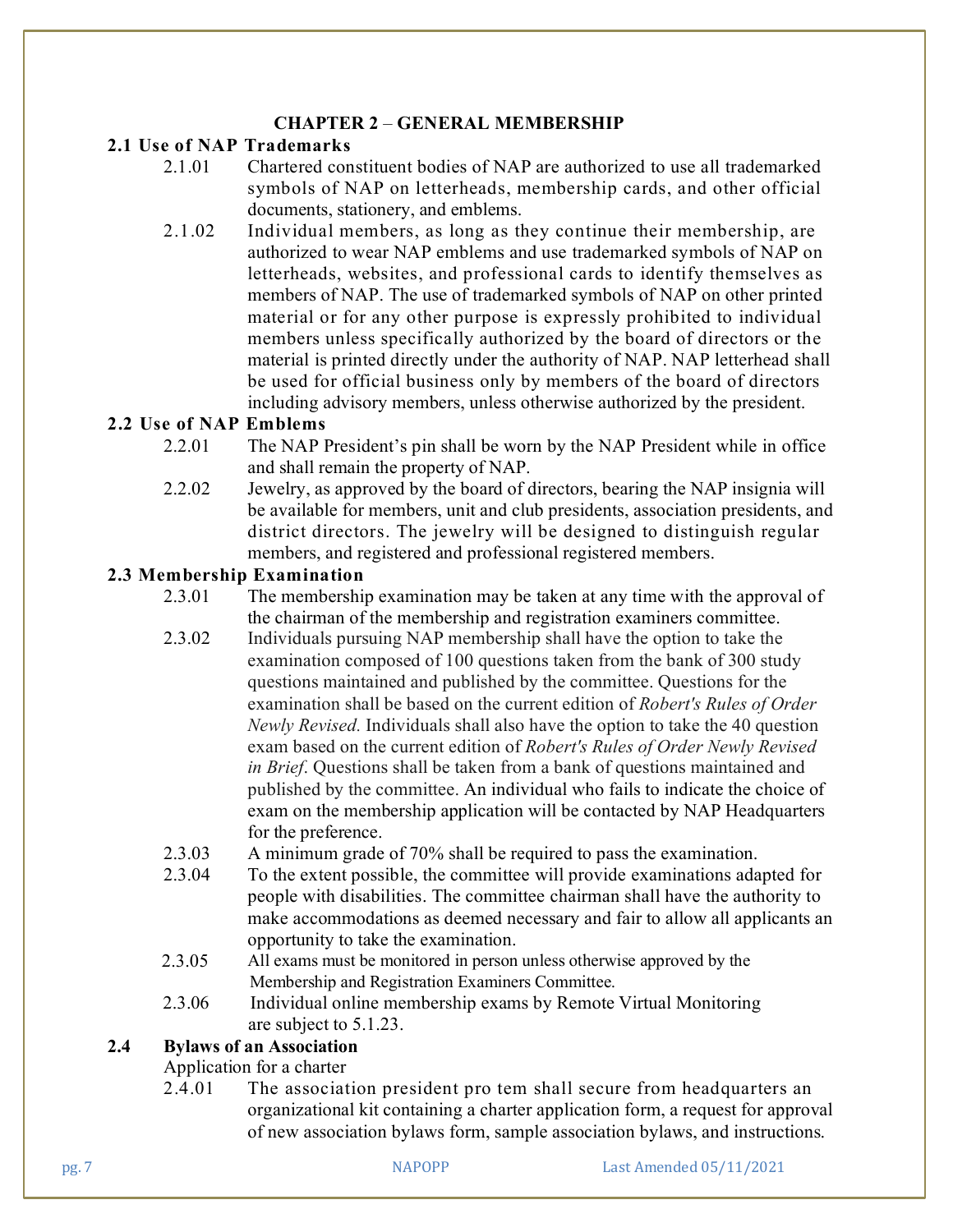## CHAPTER 2 – GENERAL MEMBERSHIP

### 2.1 Use of NAP Trademarks

2.1.01 Chartered constituent bodies of NAP are authorized to use all trademarked symbols of NAP on letterheads, membership cards, and other official documents, stationery, and emblems.

2.1.02 Individual members, as long as they continue their membership, are authorized to wear NAP emblems and use trademarked symbols of NAP on letterheads, websites, and professional cards to identify themselves as members of NAP. The use of trademarked symbols of NAP on other printed material or for any other purpose is expressly prohibited to individual members unless specifically authorized by the board of directors or the material is printed directly under the authority of NAP. NAP letterhead shall be used for official business only by members of the board of directors including advisory members, unless otherwise authorized by the president.

### 2.2 Use of NAP Emblems

2.2.01 The NAP President's pin shall be worn by the NAP President while in office and shall remain the property of NAP.

2.2.02 Jewelry, as approved by the board of directors, bearing the NAP insignia will be available for members, unit and club presidents, association presidents, and district directors. The jewelry will be designed to distinguish regular members, and registered and professional registered members.

### 2.3 Membership Examination

2.3.01 The membership examination may be taken at any time with the approval of the chairman of the membership and registration examiners committee.

2.3.02 Individuals pursuing NAP membership shall have the option to take the examination composed of 100 questions taken from the bank of 300 study questions maintained and published by the committee. Questions for the examination shall be based on the current edition of *Robert's Rules of Order Newly Revised.* Individuals shall also have the option to take the 40 question exam based on the current edition of *Robert's Rules of Order Newly Revised in Brief*. Questions shall be taken from a bank of questions maintained and published by the committee. An individual who fails to indicate the choice of exam on the membership application will be contacted by NAP Headquarters for the preference.

2.3.03 A minimum grade of 70% shall be required to pass the examination.

2.3.04 To the extent possible, the committee will provide examinations adapted for people with disabilities. The committee chairman shall have the authority to make accommodations as deemed necessary and fair to allow all applicants an opportunity to take the examination.

2.3.05 All exams must be monitored in person unless otherwise approved by the Membership and Registration Examiners Committee.

2.3.06 Individual online membership exams by Remote Virtual Monitoring are subject to 5.1.23.

### 2.4 Bylaws of an Association

Application for a charter

2.4.01 The association president pro tem shall secure from headquarters an organizational kit containing a charter application form, a request for approval of new association bylaws form, sample association bylaws, and instructions.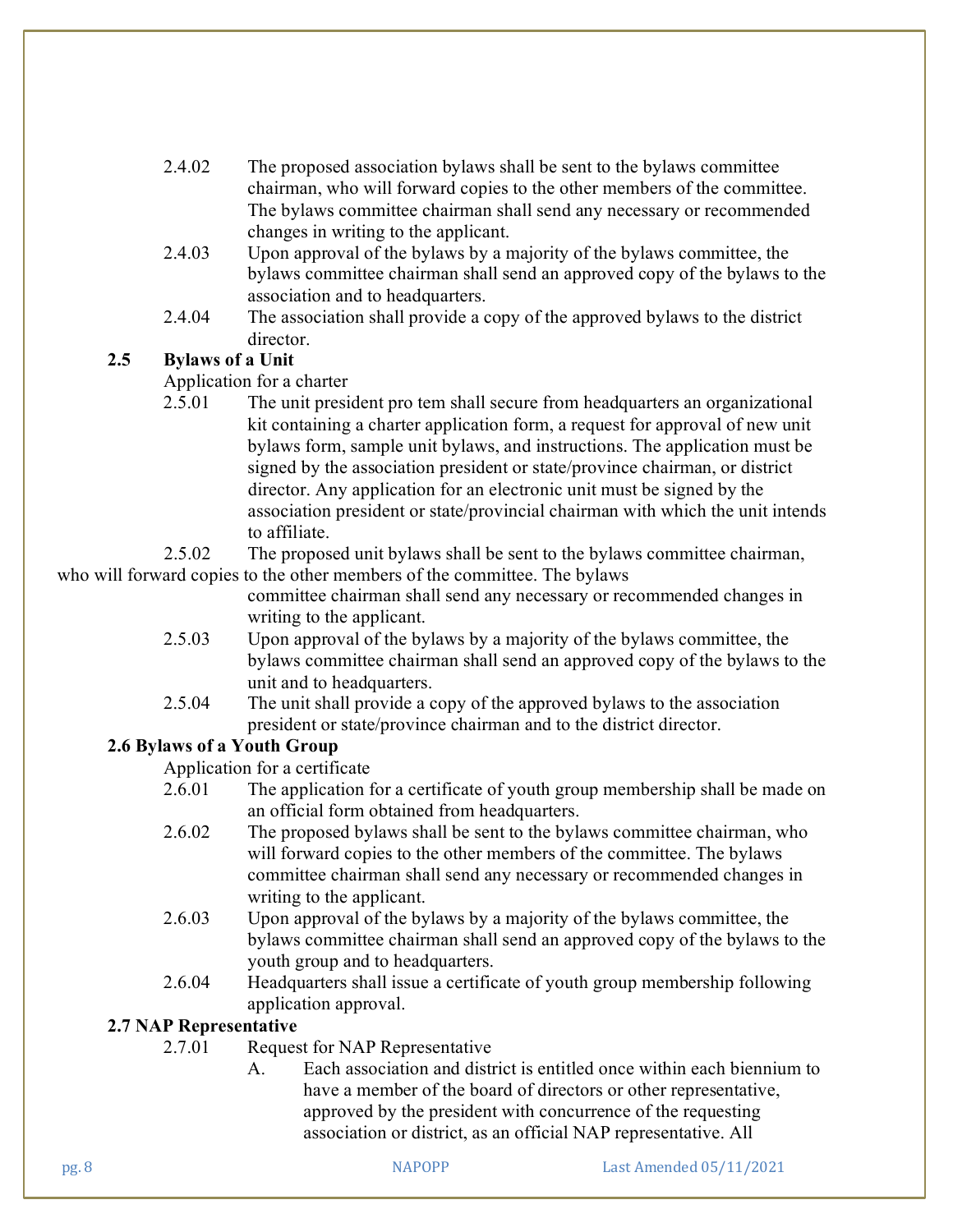2.4.02 The proposed association bylaws shall be sent to the bylaws committee chairman, who will forward copies to the other members of the committee. The bylaws committee chairman shall send any necessary or recommended changes in writing to the applicant.

2.4.03 Upon approval of the bylaws by a majority of the bylaws committee, the bylaws committee chairman shall send an approved copy of the bylaws to the association and to headquarters.

2.4.04 The association shall provide a copy of the approved bylaws to the district director.

**2.5 Bylaws of a Unit**

Application for a charter

2.5.01 The unit president pro tem shall secure from headquarters an organizational kit containing a charter application form, a request for approval of new unit bylaws form, sample unit bylaws, and instructions. The application must be signed by the association president or state/province chairman, or district director. Any application for an electronic unit must be signed by the association president or state/provincial chairman with which the unit intends to affiliate.

2.5.02 The proposed unit bylaws shall be sent to the bylaws committee chairman, who will forward copies to the other members of the committee. The bylaws committee chairman shall send any necessary or recommended changes in writing to the applicant.

2.5.03 Upon approval of the bylaws by a majority of the bylaws committee, the bylaws committee chairman shall send an approved copy of the bylaws to the unit and to headquarters.

2.5.04 The unit shall provide a copy of the approved bylaws to the association president or state/province chairman and to the district director.

**2.6 Bylaws of a Youth Group**

Application for a certificate

2.6.01 The application for a certificate of youth group membership shall be made on an official form obtained from headquarters.

2.6.02 The proposed bylaws shall be sent to the bylaws committee chairman, who will forward copies to the other members of the committee. The bylaws committee chairman shall send any necessary or recommended changes in writing to the applicant.

2.6.03 Upon approval of the bylaws by a majority of the bylaws committee, the bylaws committee chairman shall send an approved copy of the bylaws to the youth group and to headquarters.

2.6.04 Headquarters shall issue a certificate of youth group membership following application approval.

**2.7 NAP Representative**

2.7.01 Request for NAP Representative

A. Each association and district is entitled once within each biennium to have a member of the board of directors or other representative, approved by the president with concurrence of the requesting association or district, as an official NAP representative. All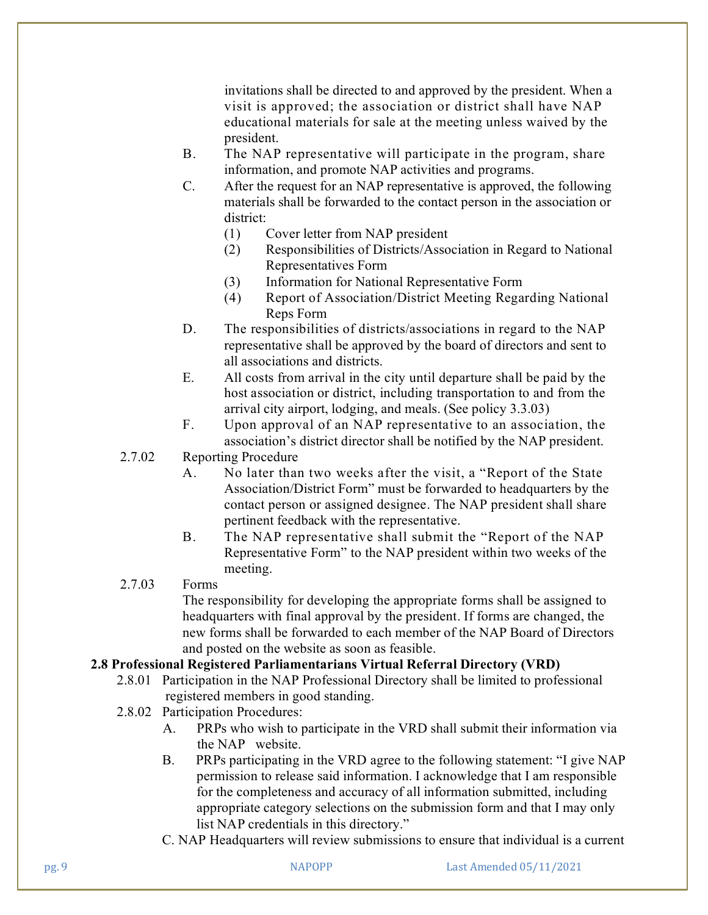invitations shall be directed to and approved by the president. When a visit is approved; the association or district shall have NAP educational materials for sale at the meeting unless waived by the president.

B. The NAP representative will participate in the program, share information, and promote NAP activities and programs.

C. After the request for an NAP representative is approved, the following materials shall be forwarded to the contact person in the association or district:

(1) Cover letter from NAP president

(2) Responsibilities of Districts/Association in Regard to National Representatives Form

(3) Information for National Representative Form

(4) Report of Association/District Meeting Regarding National Reps Form

D. The responsibilities of districts/associations in regard to the NAP representative shall be approved by the board of directors and sent to all associations and districts.

E. All costs from arrival in the city until departure shall be paid by the host association or district, including transportation to and from the arrival city airport, lodging, and meals. (See policy 3.3.03)

F. Upon approval of an NAP representative to an association, the association's district director shall be notified by the NAP president.

2.7.02 Reporting Procedure

A. No later than two weeks after the visit, a "Report of the State Association/District Form" must be forwarded to headquarters by the contact person or assigned designee. The NAP president shall share pertinent feedback with the representative.

B. The NAP representative shall submit the "Report of the NAP Representative Form" to the NAP president within two weeks of the meeting.

2.7.03 Forms

The responsibility for developing the appropriate forms shall be assigned to headquarters with final approval by the president. If forms are changed, the new forms shall be forwarded to each member of the NAP Board of Directors and posted on the website as soon as feasible.

**2.8 Professional Registered Parliamentarians Virtual Referral Directory (VRD)**

2.8.01 Participation in the NAP Professional Directory shall be limited to professional registered members in good standing.

2.8.02 Participation Procedures:

A. PRPs who wish to participate in the VRD shall submit their information via the NAP website.

B. PRPs participating in the VRD agree to the following statement: "I give NAP permission to release said information. I acknowledge that I am responsible for the completeness and accuracy of all information submitted, including appropriate category selections on the submission form and that I may only list NAP credentials in this directory."

C. NAP Headquarters will review submissions to ensure that individual is a current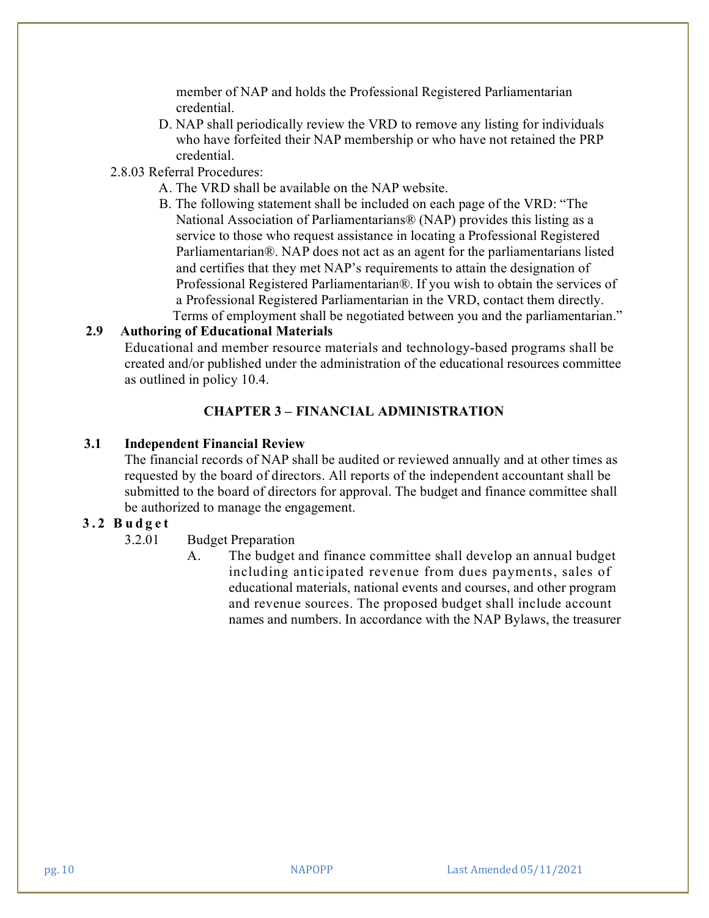member of NAP and holds the Professional Registered Parliamentarian credential.

D. NAP shall periodically review the VRD to remove any listing for individuals who have forfeited their NAP membership or who have not retained the PRP credential.

2.8.03 Referral Procedures:

A. The VRD shall be available on the NAP website.

B. The following statement shall be included on each page of the VRD: "The National Association of Parliamentarians® (NAP) provides this listing as a service to those who request assistance in locating a Professional Registered Parliamentarian®. NAP does not act as an agent for the parliamentarians listed and certifies that they met NAP's requirements to attain the designation of Professional Registered Parliamentarian®. If you wish to obtain the services of a Professional Registered Parliamentarian in the VRD, contact them directly. Terms of employment shall be negotiated between you and the parliamentarian."

### 2.9 Authoring of Educational Materials

Educational and member resource materials and technology-based programs shall be created and/or published under the administration of the educational resources committee as outlined in policy 10.4.

## CHAPTER 3 – FINANCIAL ADMINISTRATION

### 3.1 Independent Financial Review

The financial records of NAP shall be audited or reviewed annually and at other times as requested by the board of directors. All reports of the independent accountant shall be submitted to the board of directors for approval. The budget and finance committee shall be authorized to manage the engagement.

### 3.2 Budget

3.2.01 Budget Preparation

A. The budget and finance committee shall develop an annual budget including anticipated revenue from dues payments, sales of educational materials, national events and courses, and other program and revenue sources. The proposed budget shall include account names and numbers. In accordance with the NAP Bylaws, the treasurer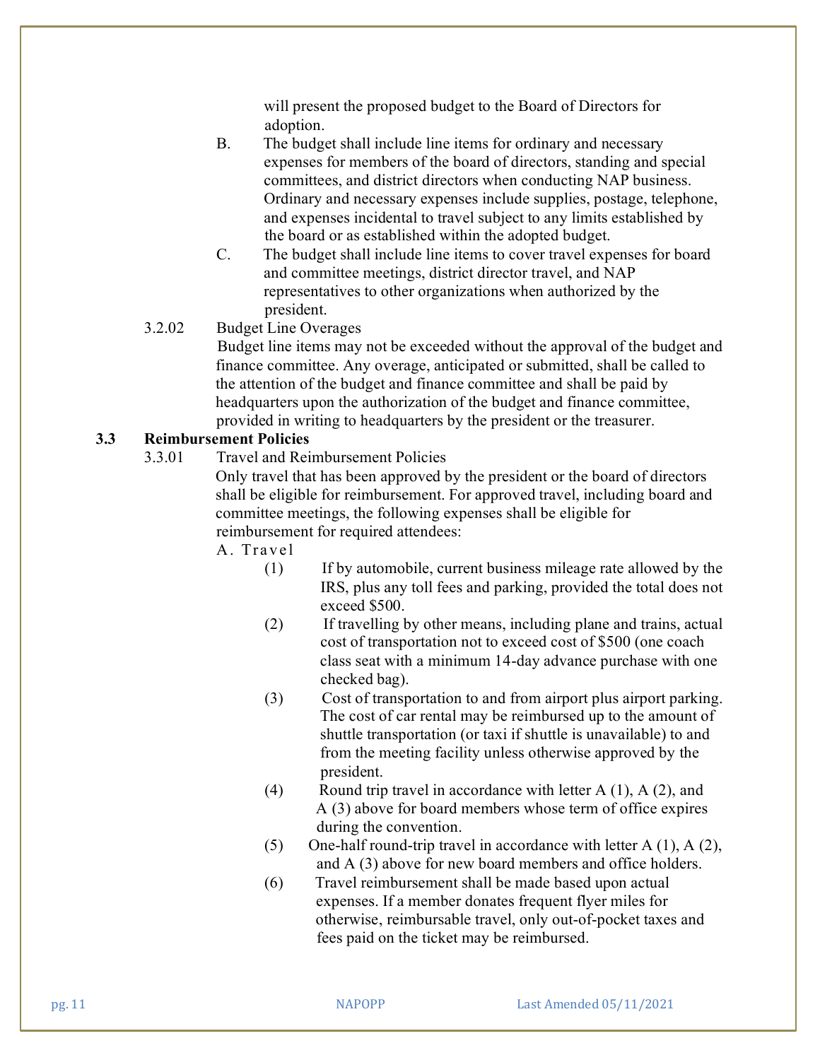will present the proposed budget to the Board of Directors for adoption.

B. The budget shall include line items for ordinary and necessary expenses for members of the board of directors, standing and special committees, and district directors when conducting NAP business. Ordinary and necessary expenses include supplies, postage, telephone, and expenses incidental to travel subject to any limits established by the board or as established within the adopted budget.

C. The budget shall include line items to cover travel expenses for board and committee meetings, district director travel, and NAP representatives to other organizations when authorized by the president.

3.2.02 Budget Line Overages

Budget line items may not be exceeded without the approval of the budget and finance committee. Any overage, anticipated or submitted, shall be called to the attention of the budget and finance committee and shall be paid by headquarters upon the authorization of the budget and finance committee, provided in writing to headquarters by the president or the treasurer.

## 3.3 Reimbursement Policies

3.3.01 Travel and Reimbursement Policies

Only travel that has been approved by the president or the board of directors shall be eligible for reimbursement. For approved travel, including board and committee meetings, the following expenses shall be eligible for reimbursement for required attendees:

A. Travel

(1) If by automobile, current business mileage rate allowed by the IRS, plus any toll fees and parking, provided the total does not exceed $500.

(2) If travelling by other means, including plane and trains, actual cost of transportation not to exceed cost of $500 (one coach class seat with a minimum 14-day advance purchase with one checked bag).

(3) Cost of transportation to and from airport plus airport parking. The cost of car rental may be reimbursed up to the amount of shuttle transportation (or taxi if shuttle is unavailable) to and from the meeting facility unless otherwise approved by the president.

(4) Round trip travel in accordance with letter A (1), A (2), and A (3) above for board members whose term of office expires during the convention.

(5) One-half round-trip travel in accordance with letter A (1), A (2), and A (3) above for new board members and office holders.

(6) Travel reimbursement shall be made based upon actual expenses. If a member donates frequent flyer miles for otherwise, reimbursable travel, only out-of-pocket taxes and fees paid on the ticket may be reimbursed.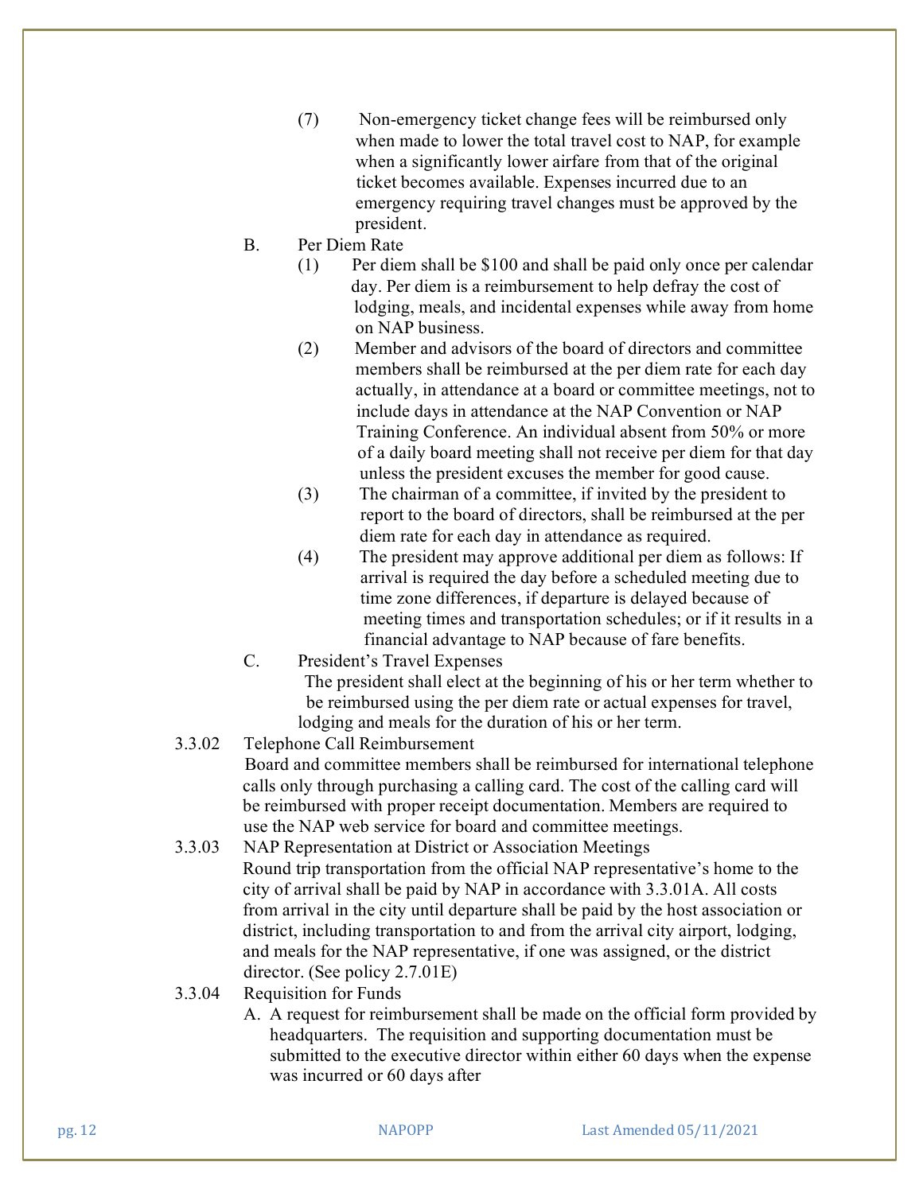(7) Non-emergency ticket change fees will be reimbursed only when made to lower the total travel cost to NAP, for example when a significantly lower airfare from that of the original ticket becomes available. Expenses incurred due to an emergency requiring travel changes must be approved by the president.

B. Per Diem Rate

(1) Per diem shall be $100 and shall be paid only once per calendar day. Per diem is a reimbursement to help defray the cost of lodging, meals, and incidental expenses while away from home on NAP business.

(2) Member and advisors of the board of directors and committee members shall be reimbursed at the per diem rate for each day actually, in attendance at a board or committee meetings, not to include days in attendance at the NAP Convention or NAP Training Conference. An individual absent from 50% or more of a daily board meeting shall not receive per diem for that day unless the president excuses the member for good cause.

(3) The chairman of a committee, if invited by the president to report to the board of directors, shall be reimbursed at the per diem rate for each day in attendance as required.

(4) The president may approve additional per diem as follows: If arrival is required the day before a scheduled meeting due to time zone differences, if departure is delayed because of meeting times and transportation schedules; or if it results in a financial advantage to NAP because of fare benefits.

C. President's Travel Expenses

The president shall elect at the beginning of his or her term whether to be reimbursed using the per diem rate or actual expenses for travel, lodging and meals for the duration of his or her term.

3.3.02 Telephone Call Reimbursement

Board and committee members shall be reimbursed for international telephone calls only through purchasing a calling card. The cost of the calling card will be reimbursed with proper receipt documentation. Members are required to use the NAP web service for board and committee meetings.

3.3.03 NAP Representation at District or Association Meetings

Round trip transportation from the official NAP representative's home to the city of arrival shall be paid by NAP in accordance with 3.3.01A. All costs from arrival in the city until departure shall be paid by the host association or district, including transportation to and from the arrival city airport, lodging, and meals for the NAP representative, if one was assigned, or the district director. (See policy 2.7.01E)

3.3.04 Requisition for Funds

A. A request for reimbursement shall be made on the official form provided by headquarters. The requisition and supporting documentation must be submitted to the executive director within either 60 days when the expense was incurred or 60 days after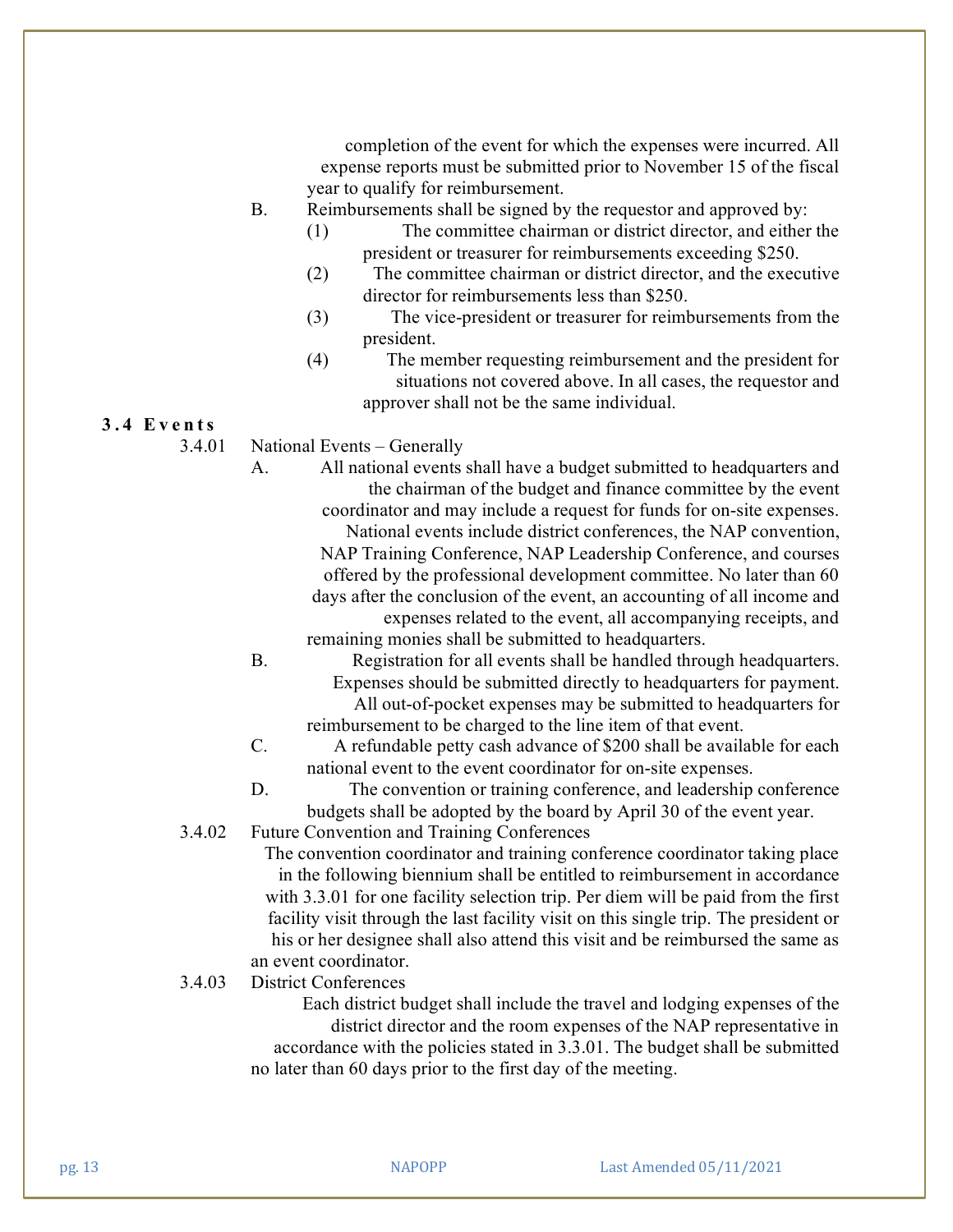completion of the event for which the expenses were incurred. All expense reports must be submitted prior to November 15 of the fiscal year to qualify for reimbursement.

B. Reimbursements shall be signed by the requestor and approved by:

(1) The committee chairman or district director, and either the president or treasurer for reimbursements exceeding $250.

(2) The committee chairman or district director, and the executive director for reimbursements less than $250.

(3) The vice-president or treasurer for reimbursements from the president.

(4) The member requesting reimbursement and the president for situations not covered above. In all cases, the requestor and approver shall not be the same individual.

## 3.4 Events

3.4.01 National Events – Generally

A. All national events shall have a budget submitted to headquarters and the chairman of the budget and finance committee by the event coordinator and may include a request for funds for on-site expenses. National events include district conferences, the NAP convention, NAP Training Conference, NAP Leadership Conference, and courses offered by the professional development committee. No later than 60 days after the conclusion of the event, an accounting of all income and expenses related to the event, all accompanying receipts, and remaining monies shall be submitted to headquarters.

B. Registration for all events shall be handled through headquarters. Expenses should be submitted directly to headquarters for payment. All out-of-pocket expenses may be submitted to headquarters for reimbursement to be charged to the line item of that event.

C. A refundable petty cash advance of $200 shall be available for each national event to the event coordinator for on-site expenses.

D. The convention or training conference, and leadership conference budgets shall be adopted by the board by April 30 of the event year.

3.4.02 Future Convention and Training Conferences

The convention coordinator and training conference coordinator taking place in the following biennium shall be entitled to reimbursement in accordance with 3.3.01 for one facility selection trip. Per diem will be paid from the first facility visit through the last facility visit on this single trip. The president or his or her designee shall also attend this visit and be reimbursed the same as an event coordinator.

3.4.03 District Conferences

Each district budget shall include the travel and lodging expenses of the district director and the room expenses of the NAP representative in accordance with the policies stated in 3.3.01. The budget shall be submitted no later than 60 days prior to the first day of the meeting.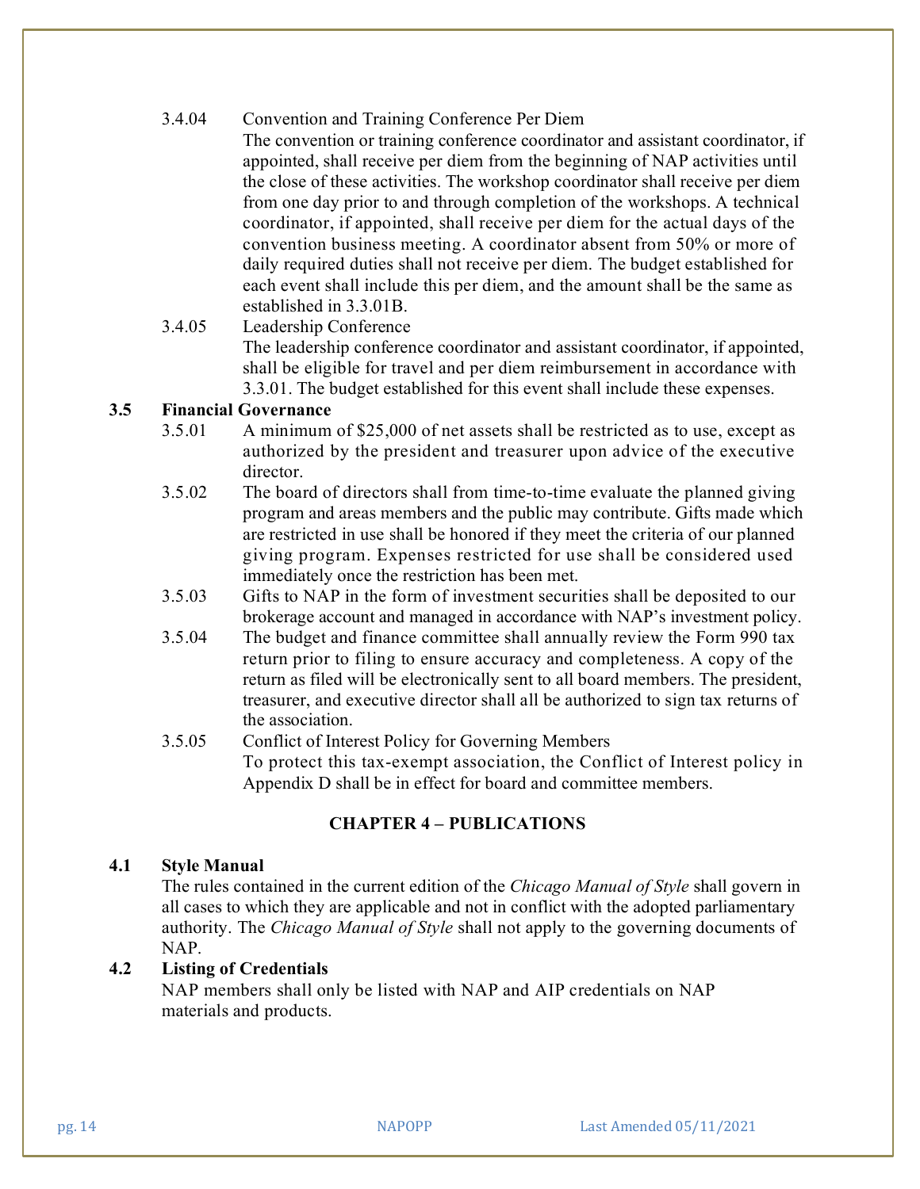3.4.04 Convention and Training Conference Per Diem

The convention or training conference coordinator and assistant coordinator, if appointed, shall receive per diem from the beginning of NAP activities until the close of these activities. The workshop coordinator shall receive per diem from one day prior to and through completion of the workshops. A technical coordinator, if appointed, shall receive per diem for the actual days of the convention business meeting. A coordinator absent from 50% or more of daily required duties shall not receive per diem. The budget established for each event shall include this per diem, and the amount shall be the same as established in 3.3.01B.

3.4.05 Leadership Conference

The leadership conference coordinator and assistant coordinator, if appointed, shall be eligible for travel and per diem reimbursement in accordance with 3.3.01. The budget established for this event shall include these expenses.

**3.5 Financial Governance**

3.5.01 A minimum of $25,000 of net assets shall be restricted as to use, except as authorized by the president and treasurer upon advice of the executive director.

3.5.02 The board of directors shall from time-to-time evaluate the planned giving program and areas members and the public may contribute. Gifts made which are restricted in use shall be honored if they meet the criteria of our planned giving program. Expenses restricted for use shall be considered used immediately once the restriction has been met.

3.5.03 Gifts to NAP in the form of investment securities shall be deposited to our brokerage account and managed in accordance with NAP's investment policy.

3.5.04 The budget and finance committee shall annually review the Form 990 tax return prior to filing to ensure accuracy and completeness. A copy of the return as filed will be electronically sent to all board members. The president, treasurer, and executive director shall all be authorized to sign tax returns of the association.

3.5.05 Conflict of Interest Policy for Governing Members

To protect this tax-exempt association, the Conflict of Interest policy in Appendix D shall be in effect for board and committee members.

## CHAPTER 4 – PUBLICATIONS

**4.1 Style Manual**

The rules contained in the current edition of the *Chicago Manual of Style* shall govern in all cases to which they are applicable and not in conflict with the adopted parliamentary authority. The *Chicago Manual of Style* shall not apply to the governing documents of NAP.

**4.2 Listing of Credentials**

NAP members shall only be listed with NAP and AIP credentials on NAP materials and products.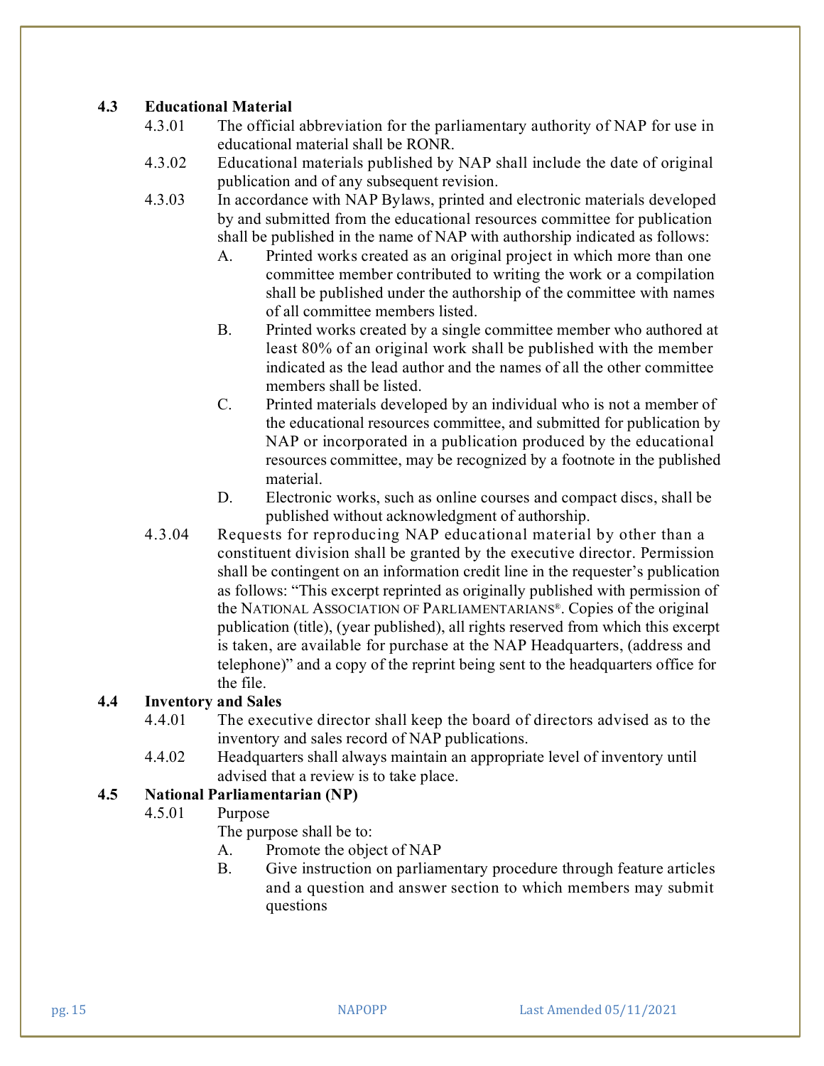## 4.3 Educational Material

4.3.01 The official abbreviation for the parliamentary authority of NAP for use in educational material shall be RONR.

4.3.02 Educational materials published by NAP shall include the date of original publication and of any subsequent revision.

4.3.03 In accordance with NAP Bylaws, printed and electronic materials developed by and submitted from the educational resources committee for publication shall be published in the name of NAP with authorship indicated as follows:

- A. Printed works created as an original project in which more than one committee member contributed to writing the work or a compilation shall be published under the authorship of the committee with names of all committee members listed.
- B. Printed works created by a single committee member who authored at least 80% of an original work shall be published with the member indicated as the lead author and the names of all the other committee members shall be listed.
- C. Printed materials developed by an individual who is not a member of the educational resources committee, and submitted for publication by NAP or incorporated in a publication produced by the educational resources committee, may be recognized by a footnote in the published material.
- D. Electronic works, such as online courses and compact discs, shall be published without acknowledgment of authorship.

4.3.04 Requests for reproducing NAP educational material by other than a constituent division shall be granted by the executive director. Permission shall be contingent on an information credit line in the requester's publication as follows: "This excerpt reprinted as originally published with permission of the NATIONAL ASSOCIATION OF PARLIAMENTARIANS®. Copies of the original publication (title), (year published), all rights reserved from which this excerpt is taken, are available for purchase at the NAP Headquarters, (address and telephone)" and a copy of the reprint being sent to the headquarters office for the file.

## 4.4 Inventory and Sales

4.4.01 The executive director shall keep the board of directors advised as to the inventory and sales record of NAP publications.

4.4.02 Headquarters shall always maintain an appropriate level of inventory until advised that a review is to take place.

## 4.5 National Parliamentarian (NP)

4.5.01 Purpose

The purpose shall be to:

- A. Promote the object of NAP
- B. Give instruction on parliamentary procedure through feature articles and a question and answer section to which members may submit questions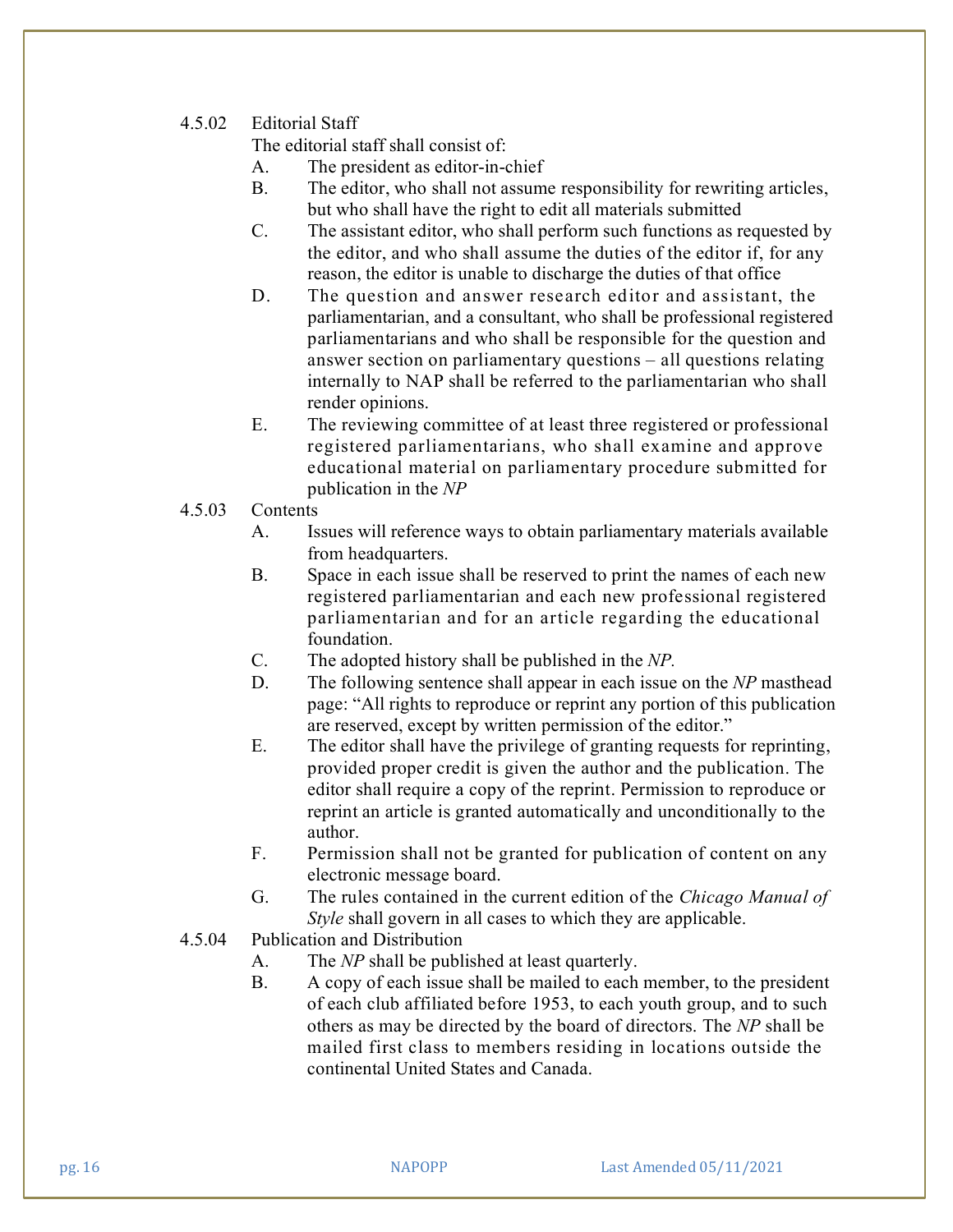### 4.5.02 Editorial Staff

The editorial staff shall consist of:

A. The president as editor-in-chief

B. The editor, who shall not assume responsibility for rewriting articles, but who shall have the right to edit all materials submitted

C. The assistant editor, who shall perform such functions as requested by the editor, and who shall assume the duties of the editor if, for any reason, the editor is unable to discharge the duties of that office

D. The question and answer research editor and assistant, the parliamentarian, and a consultant, who shall be professional registered parliamentarians and who shall be responsible for the question and answer section on parliamentary questions – all questions relating internally to NAP shall be referred to the parliamentarian who shall render opinions.

E. The reviewing committee of at least three registered or professional registered parliamentarians, who shall examine and approve educational material on parliamentary procedure submitted for publication in the *NP*

### 4.5.03 Contents

A. Issues will reference ways to obtain parliamentary materials available from headquarters.

B. Space in each issue shall be reserved to print the names of each new registered parliamentarian and each new professional registered parliamentarian and for an article regarding the educational foundation.

C. The adopted history shall be published in the *NP.*

D. The following sentence shall appear in each issue on the *NP* masthead page: "All rights to reproduce or reprint any portion of this publication are reserved, except by written permission of the editor."

E. The editor shall have the privilege of granting requests for reprinting, provided proper credit is given the author and the publication. The editor shall require a copy of the reprint. Permission to reproduce or reprint an article is granted automatically and unconditionally to the author.

F. Permission shall not be granted for publication of content on any electronic message board.

G. The rules contained in the current edition of the *Chicago Manual of Style* shall govern in all cases to which they are applicable.

### 4.5.04 Publication and Distribution

A. The *NP* shall be published at least quarterly.

B. A copy of each issue shall be mailed to each member, to the president of each club affiliated before 1953, to each youth group, and to such others as may be directed by the board of directors. The *NP* shall be mailed first class to members residing in locations outside the continental United States and Canada.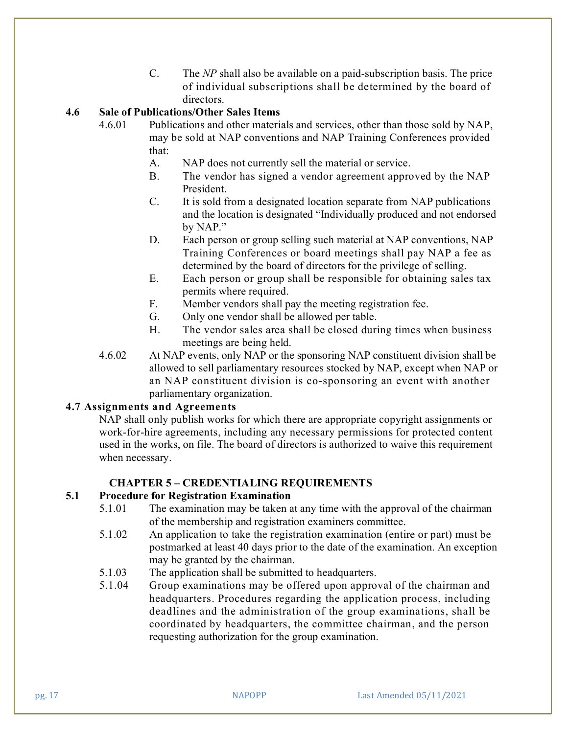C. The *NP* shall also be available on a paid-subscription basis. The price of individual subscriptions shall be determined by the board of directors.

### 4.6 Sale of Publications/Other Sales Items

4.6.01 Publications and other materials and services, other than those sold by NAP, may be sold at NAP conventions and NAP Training Conferences provided that:

A. NAP does not currently sell the material or service.

B. The vendor has signed a vendor agreement approved by the NAP President.

C. It is sold from a designated location separate from NAP publications and the location is designated "Individually produced and not endorsed by NAP."

D. Each person or group selling such material at NAP conventions, NAP Training Conferences or board meetings shall pay NAP a fee as determined by the board of directors for the privilege of selling.

E. Each person or group shall be responsible for obtaining sales tax permits where required.

F. Member vendors shall pay the meeting registration fee.

G. Only one vendor shall be allowed per table.

H. The vendor sales area shall be closed during times when business meetings are being held.

4.6.02 At NAP events, only NAP or the sponsoring NAP constituent division shall be allowed to sell parliamentary resources stocked by NAP, except when NAP or an NAP constituent division is co-sponsoring an event with another parliamentary organization.

### 4.7 Assignments and Agreements

NAP shall only publish works for which there are appropriate copyright assignments or work-for-hire agreements, including any necessary permissions for protected content used in the works, on file. The board of directors is authorized to waive this requirement when necessary.

## CHAPTER 5 – CREDENTIALING REQUIREMENTS

### 5.1 Procedure for Registration Examination

5.1.01 The examination may be taken at any time with the approval of the chairman of the membership and registration examiners committee.

5.1.02 An application to take the registration examination (entire or part) must be postmarked at least 40 days prior to the date of the examination. An exception may be granted by the chairman.

5.1.03 The application shall be submitted to headquarters.

5.1.04 Group examinations may be offered upon approval of the chairman and headquarters. Procedures regarding the application process, including deadlines and the administration of the group examinations, shall be coordinated by headquarters, the committee chairman, and the person requesting authorization for the group examination.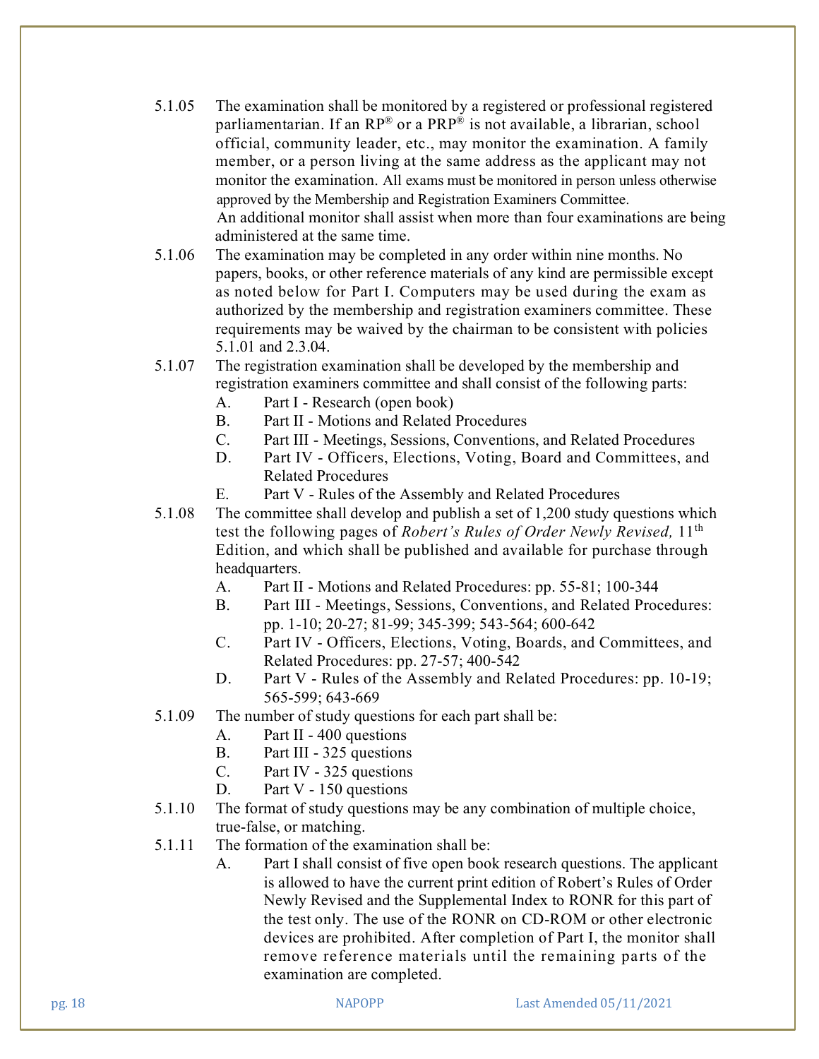5.1.05 The examination shall be monitored by a registered or professional registered parliamentarian. If an RP® or a PRP® is not available, a librarian, school official, community leader, etc., may monitor the examination. A family member, or a person living at the same address as the applicant may not monitor the examination. All exams must be monitored in person unless otherwise approved by the Membership and Registration Examiners Committee. An additional monitor shall assist when more than four examinations are being administered at the same time.

5.1.06 The examination may be completed in any order within nine months. No papers, books, or other reference materials of any kind are permissible except as noted below for Part I. Computers may be used during the exam as authorized by the membership and registration examiners committee. These requirements may be waived by the chairman to be consistent with policies 5.1.01 and 2.3.04.

5.1.07 The registration examination shall be developed by the membership and registration examiners committee and shall consist of the following parts:

- A. Part I - Research (open book)
- B. Part II - Motions and Related Procedures
- C. Part III - Meetings, Sessions, Conventions, and Related Procedures
- D. Part IV - Officers, Elections, Voting, Board and Committees, and Related Procedures
- E. Part V - Rules of the Assembly and Related Procedures

5.1.08 The committee shall develop and publish a set of 1,200 study questions which test the following pages of *Robert's Rules of Order Newly Revised,* 11th Edition, and which shall be published and available for purchase through headquarters.

- A. Part II - Motions and Related Procedures: pp. 55-81; 100-344
- B. Part III - Meetings, Sessions, Conventions, and Related Procedures: pp. 1-10; 20-27; 81-99; 345-399; 543-564; 600-642
- C. Part IV - Officers, Elections, Voting, Boards, and Committees, and Related Procedures: pp. 27-57; 400-542
- D. Part V - Rules of the Assembly and Related Procedures: pp. 10-19; 565-599; 643-669

5.1.09 The number of study questions for each part shall be:

- A. Part II - 400 questions
- B. Part III - 325 questions
- C. Part IV - 325 questions
- D. Part V - 150 questions

5.1.10 The format of study questions may be any combination of multiple choice, true-false, or matching.

5.1.11 The formation of the examination shall be:

- A. Part I shall consist of five open book research questions. The applicant is allowed to have the current print edition of Robert's Rules of Order Newly Revised and the Supplemental Index to RONR for this part of the test only. The use of the RONR on CD-ROM or other electronic devices are prohibited. After completion of Part I, the monitor shall remove reference materials until the remaining parts of the examination are completed.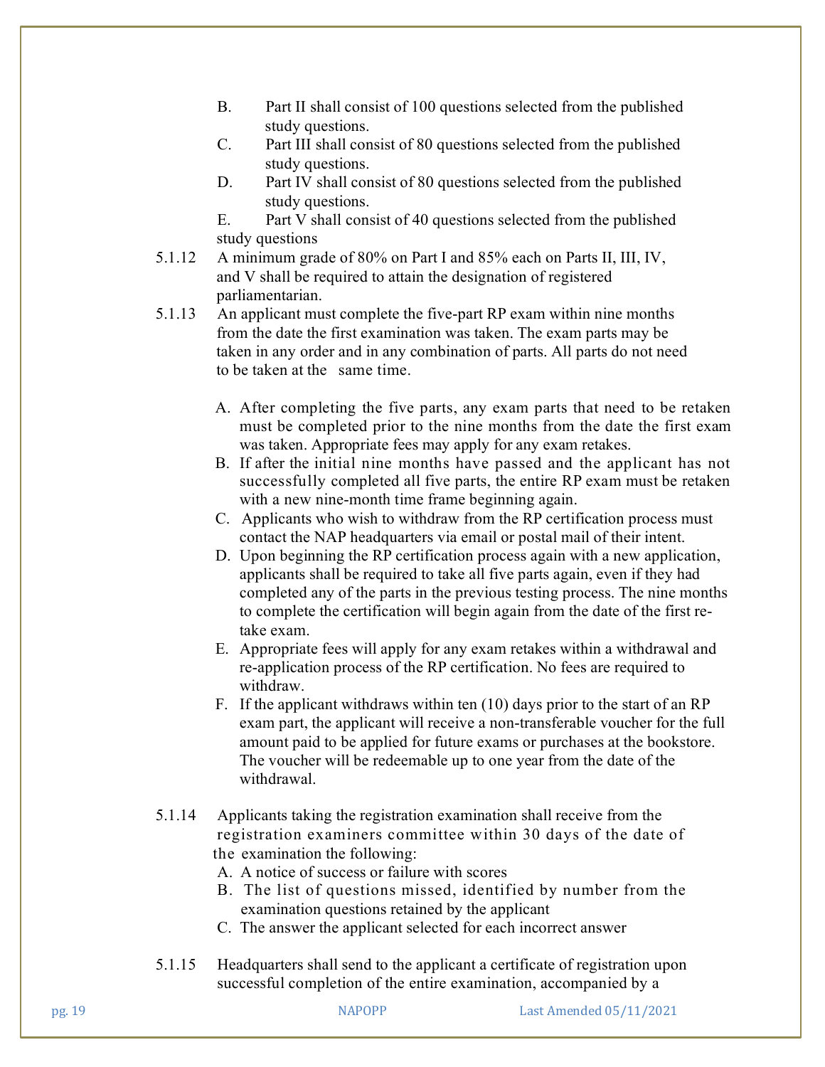B. Part II shall consist of 100 questions selected from the published study questions.

C. Part III shall consist of 80 questions selected from the published study questions.

D. Part IV shall consist of 80 questions selected from the published study questions.

E. Part V shall consist of 40 questions selected from the published study questions

5.1.12 A minimum grade of 80% on Part I and 85% each on Parts II, III, IV, and V shall be required to attain the designation of registered parliamentarian.

5.1.13 An applicant must complete the five-part RP exam within nine months from the date the first examination was taken. The exam parts may be taken in any order and in any combination of parts. All parts do not need to be taken at the same time.

A. After completing the five parts, any exam parts that need to be retaken must be completed prior to the nine months from the date the first exam was taken. Appropriate fees may apply for any exam retakes.

B. If after the initial nine months have passed and the applicant has not successfully completed all five parts, the entire RP exam must be retaken with a new nine-month time frame beginning again.

C. Applicants who wish to withdraw from the RP certification process must contact the NAP headquarters via email or postal mail of their intent.

D. Upon beginning the RP certification process again with a new application, applicants shall be required to take all five parts again, even if they had completed any of the parts in the previous testing process. The nine months to complete the certification will begin again from the date of the first re-take exam.

E. Appropriate fees will apply for any exam retakes within a withdrawal and re-application process of the RP certification. No fees are required to withdraw.

F. If the applicant withdraws within ten (10) days prior to the start of an RP exam part, the applicant will receive a non-transferable voucher for the full amount paid to be applied for future exams or purchases at the bookstore. The voucher will be redeemable up to one year from the date of the withdrawal.

5.1.14 Applicants taking the registration examination shall receive from the registration examiners committee within 30 days of the date of the examination the following:

A. A notice of success or failure with scores

B. The list of questions missed, identified by number from the examination questions retained by the applicant

C. The answer the applicant selected for each incorrect answer

5.1.15 Headquarters shall send to the applicant a certificate of registration upon successful completion of the entire examination, accompanied by a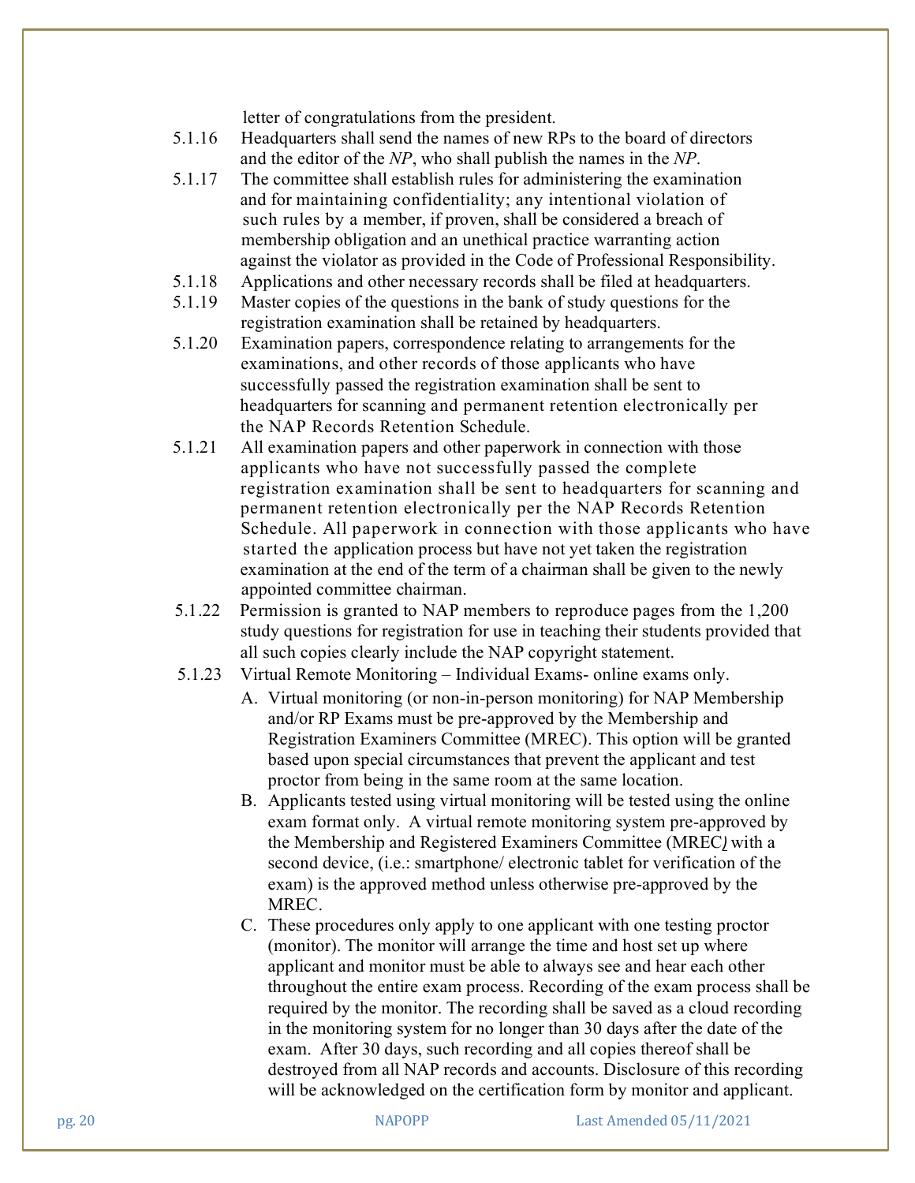letter of congratulations from the president.

5.1.16 Headquarters shall send the names of new RPs to the board of directors and the editor of the *NP*, who shall publish the names in the *NP*.

5.1.17 The committee shall establish rules for administering the examination and for maintaining confidentiality; any intentional violation of such rules by a member, if proven, shall be considered a breach of membership obligation and an unethical practice warranting action against the violator as provided in the Code of Professional Responsibility.

5.1.18 Applications and other necessary records shall be filed at headquarters.

5.1.19 Master copies of the questions in the bank of study questions for the registration examination shall be retained by headquarters.

5.1.20 Examination papers, correspondence relating to arrangements for the examinations, and other records of those applicants who have successfully passed the registration examination shall be sent to headquarters for scanning and permanent retention electronically per the NAP Records Retention Schedule.

5.1.21 All examination papers and other paperwork in connection with those applicants who have not successfully passed the complete registration examination shall be sent to headquarters for scanning and permanent retention electronically per the NAP Records Retention Schedule. All paperwork in connection with those applicants who have started the application process but have not yet taken the registration examination at the end of the term of a chairman shall be given to the newly appointed committee chairman.

5.1.22 Permission is granted to NAP members to reproduce pages from the 1,200 study questions for registration for use in teaching their students provided that all such copies clearly include the NAP copyright statement.

5.1.23 Virtual Remote Monitoring – Individual Exams- online exams only.

A. Virtual monitoring (or non-in-person monitoring) for NAP Membership and/or RP Exams must be pre-approved by the Membership and Registration Examiners Committee (MREC). This option will be granted based upon special circumstances that prevent the applicant and test proctor from being in the same room at the same location.

B. Applicants tested using virtual monitoring will be tested using the online exam format only. A virtual remote monitoring system pre-approved by the Membership and Registered Examiners Committee (MREC) with a second device, (i.e.: smartphone/ electronic tablet for verification of the exam) is the approved method unless otherwise pre-approved by the MREC.

C. These procedures only apply to one applicant with one testing proctor (monitor). The monitor will arrange the time and host set up where applicant and monitor must be able to always see and hear each other throughout the entire exam process. Recording of the exam process shall be required by the monitor. The recording shall be saved as a cloud recording in the monitoring system for no longer than 30 days after the date of the exam. After 30 days, such recording and all copies thereof shall be destroyed from all NAP records and accounts. Disclosure of this recording will be acknowledged on the certification form by monitor and applicant.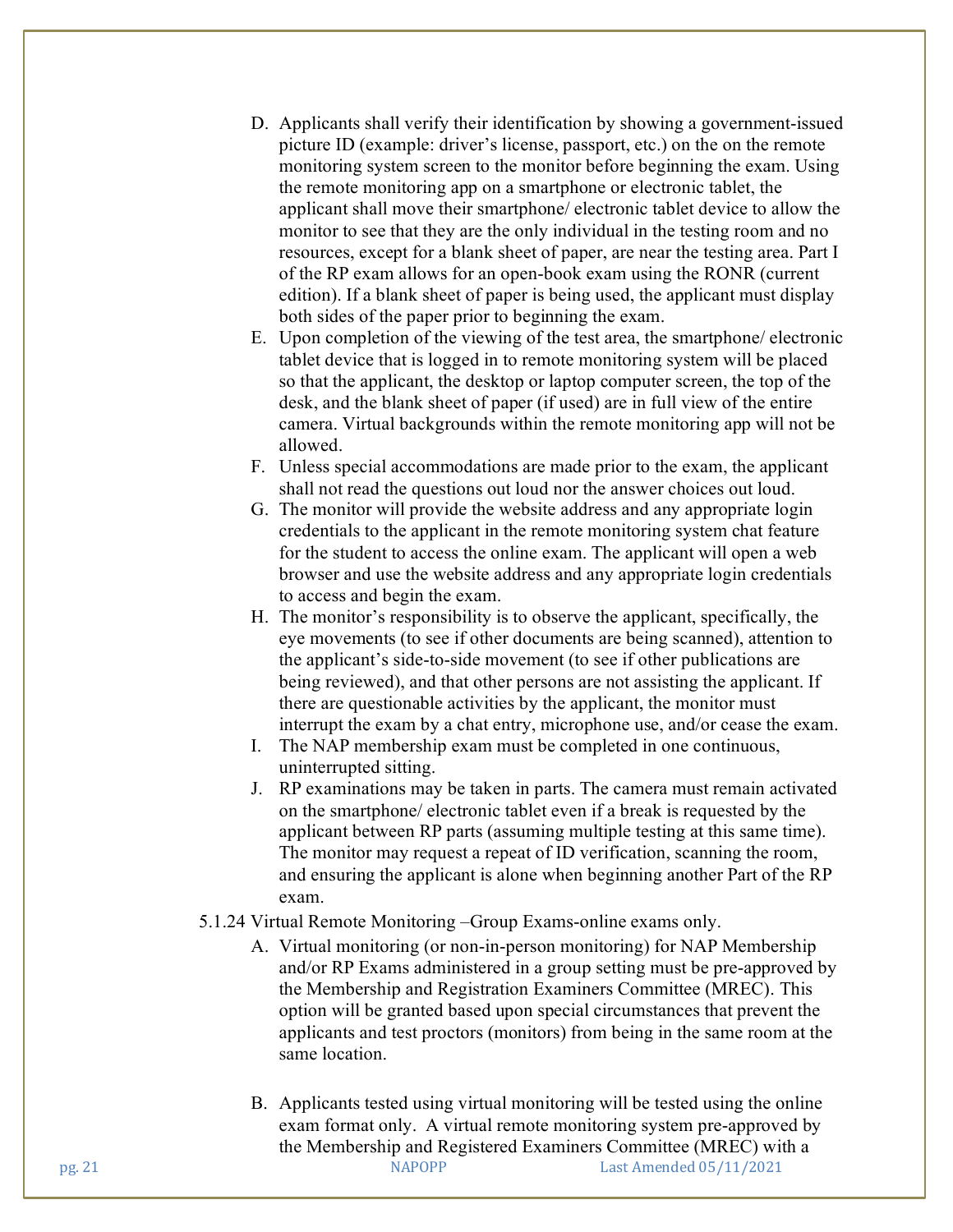D. Applicants shall verify their identification by showing a government-issued picture ID (example: driver's license, passport, etc.) on the on the remote monitoring system screen to the monitor before beginning the exam. Using the remote monitoring app on a smartphone or electronic tablet, the applicant shall move their smartphone/ electronic tablet device to allow the monitor to see that they are the only individual in the testing room and no resources, except for a blank sheet of paper, are near the testing area. Part I of the RP exam allows for an open-book exam using the RONR (current edition). If a blank sheet of paper is being used, the applicant must display both sides of the paper prior to beginning the exam.

E. Upon completion of the viewing of the test area, the smartphone/ electronic tablet device that is logged in to remote monitoring system will be placed so that the applicant, the desktop or laptop computer screen, the top of the desk, and the blank sheet of paper (if used) are in full view of the entire camera. Virtual backgrounds within the remote monitoring app will not be allowed.

F. Unless special accommodations are made prior to the exam, the applicant shall not read the questions out loud nor the answer choices out loud.

G. The monitor will provide the website address and any appropriate login credentials to the applicant in the remote monitoring system chat feature for the student to access the online exam. The applicant will open a web browser and use the website address and any appropriate login credentials to access and begin the exam.

H. The monitor's responsibility is to observe the applicant, specifically, the eye movements (to see if other documents are being scanned), attention to the applicant's side-to-side movement (to see if other publications are being reviewed), and that other persons are not assisting the applicant. If there are questionable activities by the applicant, the monitor must interrupt the exam by a chat entry, microphone use, and/or cease the exam.

I. The NAP membership exam must be completed in one continuous, uninterrupted sitting.

J. RP examinations may be taken in parts. The camera must remain activated on the smartphone/ electronic tablet even if a break is requested by the applicant between RP parts (assuming multiple testing at this same time). The monitor may request a repeat of ID verification, scanning the room, and ensuring the applicant is alone when beginning another Part of the RP exam.

5.1.24 Virtual Remote Monitoring –Group Exams-online exams only.

A. Virtual monitoring (or non-in-person monitoring) for NAP Membership and/or RP Exams administered in a group setting must be pre-approved by the Membership and Registration Examiners Committee (MREC). This option will be granted based upon special circumstances that prevent the applicants and test proctors (monitors) from being in the same room at the same location.

B. Applicants tested using virtual monitoring will be tested using the online exam format only. A virtual remote monitoring system pre-approved by the Membership and Registered Examiners Committee (MREC) with a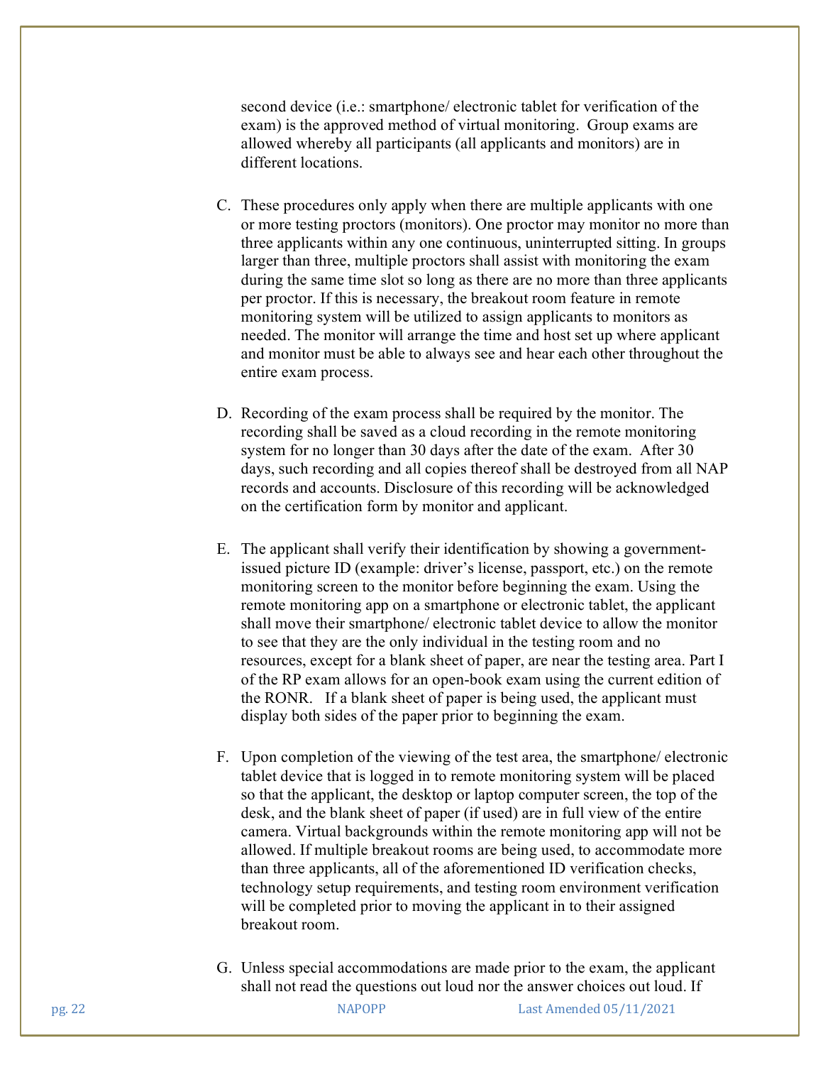second device (i.e.: smartphone/ electronic tablet for verification of the exam) is the approved method of virtual monitoring. Group exams are allowed whereby all participants (all applicants and monitors) are in different locations.

C. These procedures only apply when there are multiple applicants with one or more testing proctors (monitors). One proctor may monitor no more than three applicants within any one continuous, uninterrupted sitting. In groups larger than three, multiple proctors shall assist with monitoring the exam during the same time slot so long as there are no more than three applicants per proctor. If this is necessary, the breakout room feature in remote monitoring system will be utilized to assign applicants to monitors as needed. The monitor will arrange the time and host set up where applicant and monitor must be able to always see and hear each other throughout the entire exam process.

D. Recording of the exam process shall be required by the monitor. The recording shall be saved as a cloud recording in the remote monitoring system for no longer than 30 days after the date of the exam. After 30 days, such recording and all copies thereof shall be destroyed from all NAP records and accounts. Disclosure of this recording will be acknowledged on the certification form by monitor and applicant.

E. The applicant shall verify their identification by showing a government-issued picture ID (example: driver's license, passport, etc.) on the remote monitoring screen to the monitor before beginning the exam. Using the remote monitoring app on a smartphone or electronic tablet, the applicant shall move their smartphone/ electronic tablet device to allow the monitor to see that they are the only individual in the testing room and no resources, except for a blank sheet of paper, are near the testing area. Part I of the RP exam allows for an open-book exam using the current edition of the RONR. If a blank sheet of paper is being used, the applicant must display both sides of the paper prior to beginning the exam.

F. Upon completion of the viewing of the test area, the smartphone/ electronic tablet device that is logged in to remote monitoring system will be placed so that the applicant, the desktop or laptop computer screen, the top of the desk, and the blank sheet of paper (if used) are in full view of the entire camera. Virtual backgrounds within the remote monitoring app will not be allowed. If multiple breakout rooms are being used, to accommodate more than three applicants, all of the aforementioned ID verification checks, technology setup requirements, and testing room environment verification will be completed prior to moving the applicant in to their assigned breakout room.

G. Unless special accommodations are made prior to the exam, the applicant shall not read the questions out loud nor the answer choices out loud. If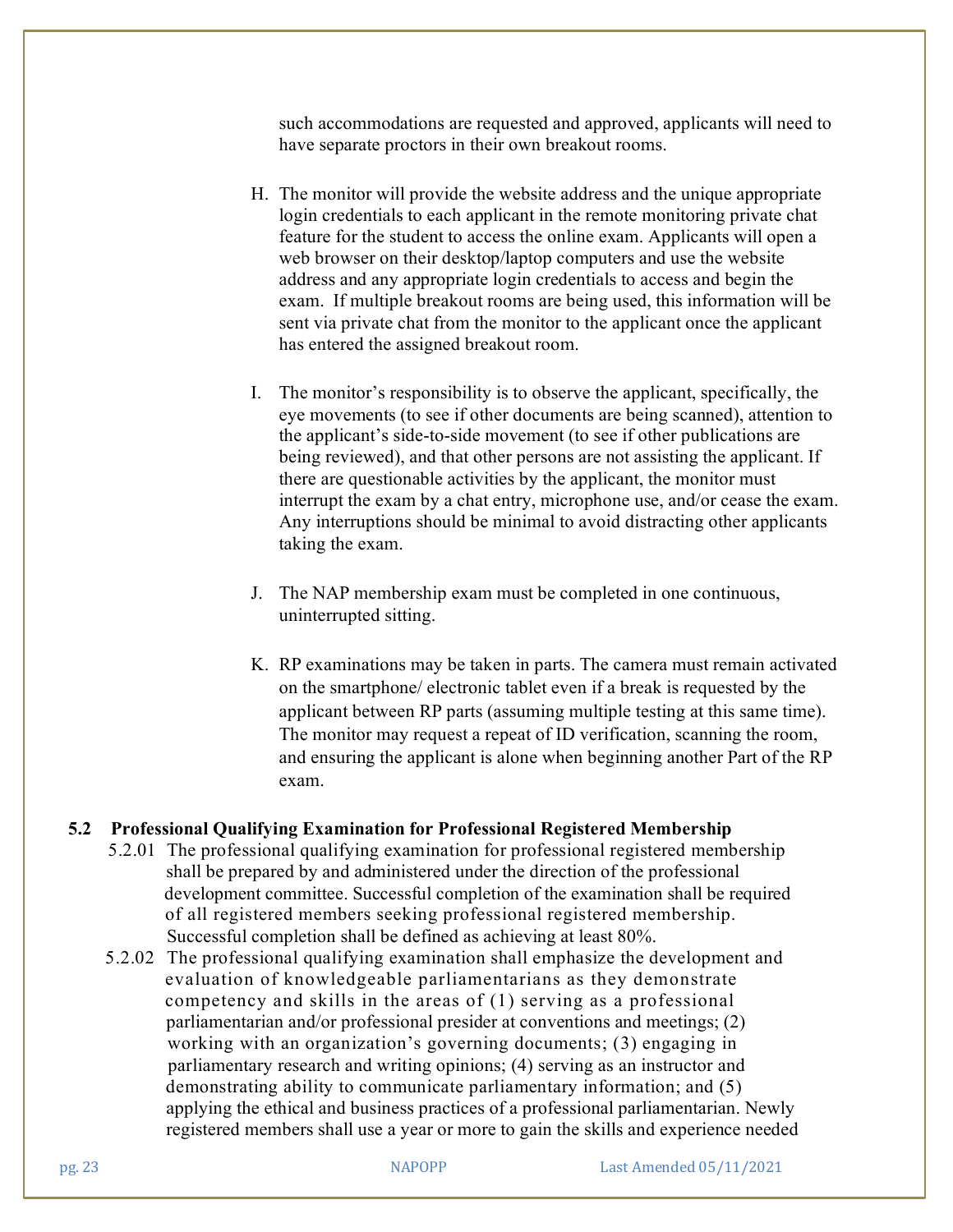such accommodations are requested and approved, applicants will need to have separate proctors in their own breakout rooms.

H. The monitor will provide the website address and the unique appropriate login credentials to each applicant in the remote monitoring private chat feature for the student to access the online exam. Applicants will open a web browser on their desktop/laptop computers and use the website address and any appropriate login credentials to access and begin the exam. If multiple breakout rooms are being used, this information will be sent via private chat from the monitor to the applicant once the applicant has entered the assigned breakout room.

I. The monitor's responsibility is to observe the applicant, specifically, the eye movements (to see if other documents are being scanned), attention to the applicant's side-to-side movement (to see if other publications are being reviewed), and that other persons are not assisting the applicant. If there are questionable activities by the applicant, the monitor must interrupt the exam by a chat entry, microphone use, and/or cease the exam. Any interruptions should be minimal to avoid distracting other applicants taking the exam.

J. The NAP membership exam must be completed in one continuous, uninterrupted sitting.

K. RP examinations may be taken in parts. The camera must remain activated on the smartphone/ electronic tablet even if a break is requested by the applicant between RP parts (assuming multiple testing at this same time). The monitor may request a repeat of ID verification, scanning the room, and ensuring the applicant is alone when beginning another Part of the RP exam.

## 5.2 Professional Qualifying Examination for Professional Registered Membership

5.2.01 The professional qualifying examination for professional registered membership shall be prepared by and administered under the direction of the professional development committee. Successful completion of the examination shall be required of all registered members seeking professional registered membership. Successful completion shall be defined as achieving at least 80%.

5.2.02 The professional qualifying examination shall emphasize the development and evaluation of knowledgeable parliamentarians as they demonstrate competency and skills in the areas of (1) serving as a professional parliamentarian and/or professional presider at conventions and meetings; (2) working with an organization's governing documents; (3) engaging in parliamentary research and writing opinions; (4) serving as an instructor and demonstrating ability to communicate parliamentary information; and (5) applying the ethical and business practices of a professional parliamentarian. Newly registered members shall use a year or more to gain the skills and experience needed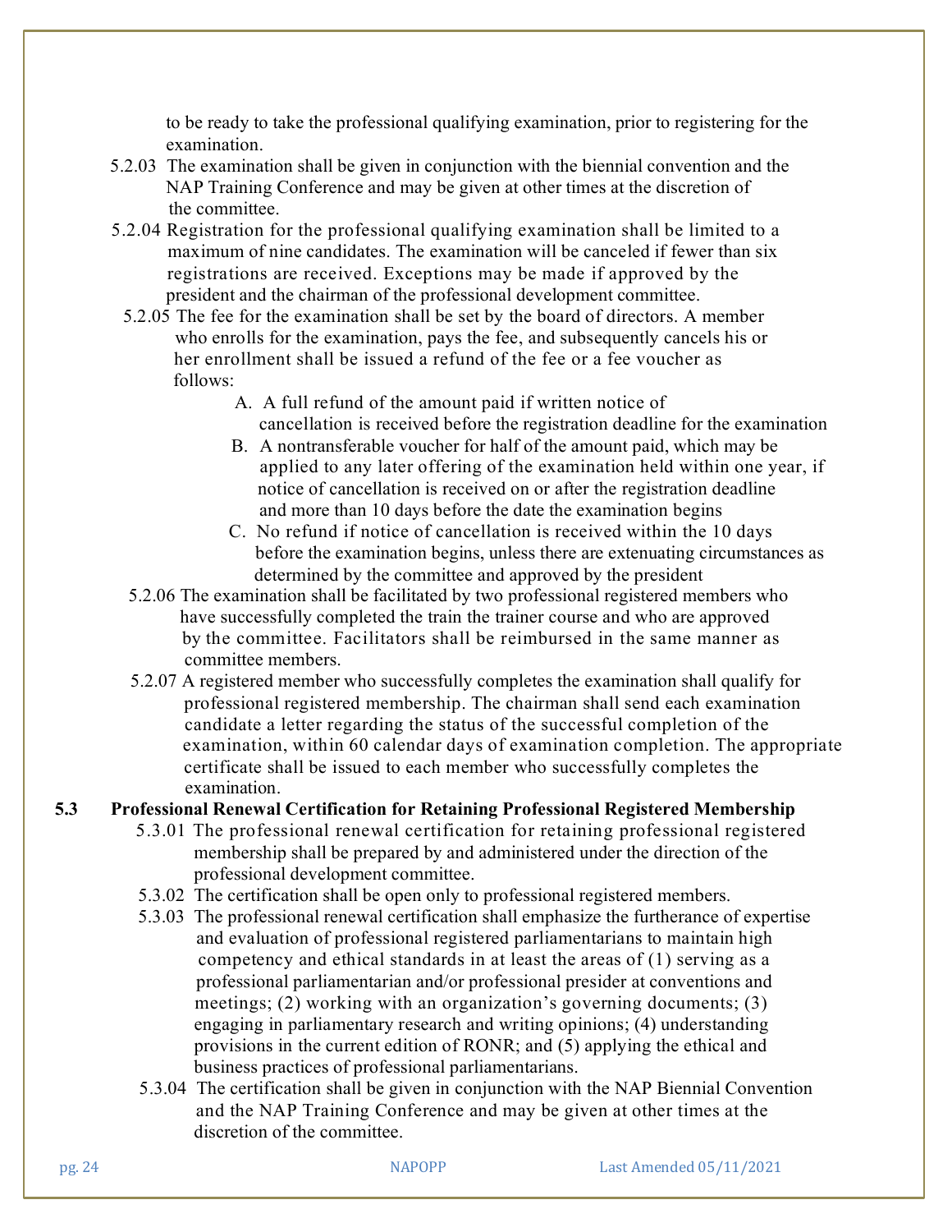to be ready to take the professional qualifying examination, prior to registering for the examination.

5.2.03 The examination shall be given in conjunction with the biennial convention and the NAP Training Conference and may be given at other times at the discretion of the committee.

5.2.04 Registration for the professional qualifying examination shall be limited to a maximum of nine candidates. The examination will be canceled if fewer than six registrations are received. Exceptions may be made if approved by the president and the chairman of the professional development committee.

5.2.05 The fee for the examination shall be set by the board of directors. A member who enrolls for the examination, pays the fee, and subsequently cancels his or her enrollment shall be issued a refund of the fee or a fee voucher as follows:

A. A full refund of the amount paid if written notice of cancellation is received before the registration deadline for the examination

B. A nontransferable voucher for half of the amount paid, which may be applied to any later offering of the examination held within one year, if notice of cancellation is received on or after the registration deadline and more than 10 days before the date the examination begins

C. No refund if notice of cancellation is received within the 10 days before the examination begins, unless there are extenuating circumstances as determined by the committee and approved by the president

5.2.06 The examination shall be facilitated by two professional registered members who have successfully completed the train the trainer course and who are approved by the committee. Facilitators shall be reimbursed in the same manner as committee members.

5.2.07 A registered member who successfully completes the examination shall qualify for professional registered membership. The chairman shall send each examination candidate a letter regarding the status of the successful completion of the examination, within 60 calendar days of examination completion. The appropriate certificate shall be issued to each member who successfully completes the examination.

## 5.3 Professional Renewal Certification for Retaining Professional Registered Membership

5.3.01 The professional renewal certification for retaining professional registered membership shall be prepared by and administered under the direction of the professional development committee.

5.3.02 The certification shall be open only to professional registered members.

5.3.03 The professional renewal certification shall emphasize the furtherance of expertise and evaluation of professional registered parliamentarians to maintain high competency and ethical standards in at least the areas of (1) serving as a professional parliamentarian and/or professional presider at conventions and meetings; (2) working with an organization's governing documents; (3) engaging in parliamentary research and writing opinions; (4) understanding provisions in the current edition of RONR; and (5) applying the ethical and business practices of professional parliamentarians.

5.3.04 The certification shall be given in conjunction with the NAP Biennial Convention and the NAP Training Conference and may be given at other times at the discretion of the committee.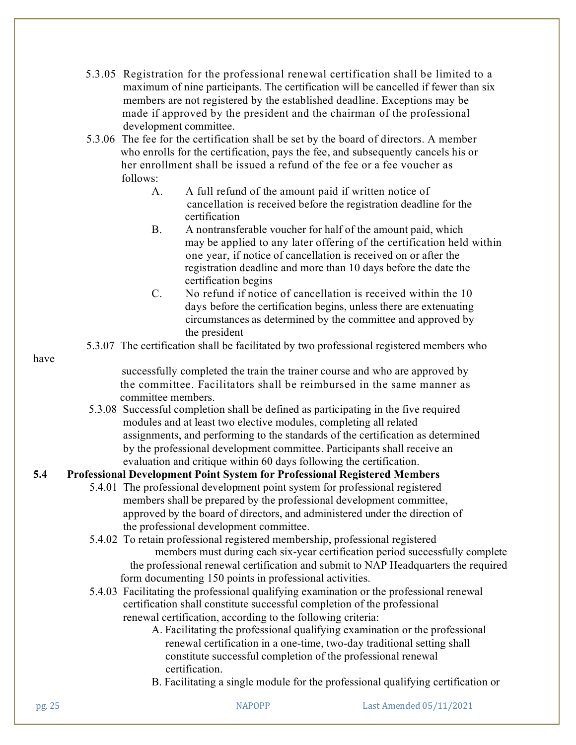5.3.05 Registration for the professional renewal certification shall be limited to a maximum of nine participants. The certification will be cancelled if fewer than six members are not registered by the established deadline. Exceptions may be made if approved by the president and the chairman of the professional development committee.

5.3.06 The fee for the certification shall be set by the board of directors. A member who enrolls for the certification, pays the fee, and subsequently cancels his or her enrollment shall be issued a refund of the fee or a fee voucher as follows:

- A. A full refund of the amount paid if written notice of cancellation is received before the registration deadline for the certification
- B. A nontransferable voucher for half of the amount paid, which may be applied to any later offering of the certification held within one year, if notice of cancellation is received on or after the registration deadline and more than 10 days before the date the certification begins
- C. No refund if notice of cancellation is received within the 10 days before the certification begins, unless there are extenuating circumstances as determined by the committee and approved by the president

5.3.07 The certification shall be facilitated by two professional registered members who have successfully completed the train the trainer course and who are approved by the committee. Facilitators shall be reimbursed in the same manner as committee members.

5.3.08 Successful completion shall be defined as participating in the five required modules and at least two elective modules, completing all related assignments, and performing to the standards of the certification as determined by the professional development committee. Participants shall receive an evaluation and critique within 60 days following the certification.

**5.4 Professional Development Point System for Professional Registered Members**

5.4.01 The professional development point system for professional registered members shall be prepared by the professional development committee, approved by the board of directors, and administered under the direction of the professional development committee.

5.4.02 To retain professional registered membership, professional registered members must during each six-year certification period successfully complete the professional renewal certification and submit to NAP Headquarters the required form documenting 150 points in professional activities.

5.4.03 Facilitating the professional qualifying examination or the professional renewal certification shall constitute successful completion of the professional renewal certification, according to the following criteria:

- A. Facilitating the professional qualifying examination or the professional renewal certification in a one-time, two-day traditional setting shall constitute successful completion of the professional renewal certification.
- B. Facilitating a single module for the professional qualifying certification or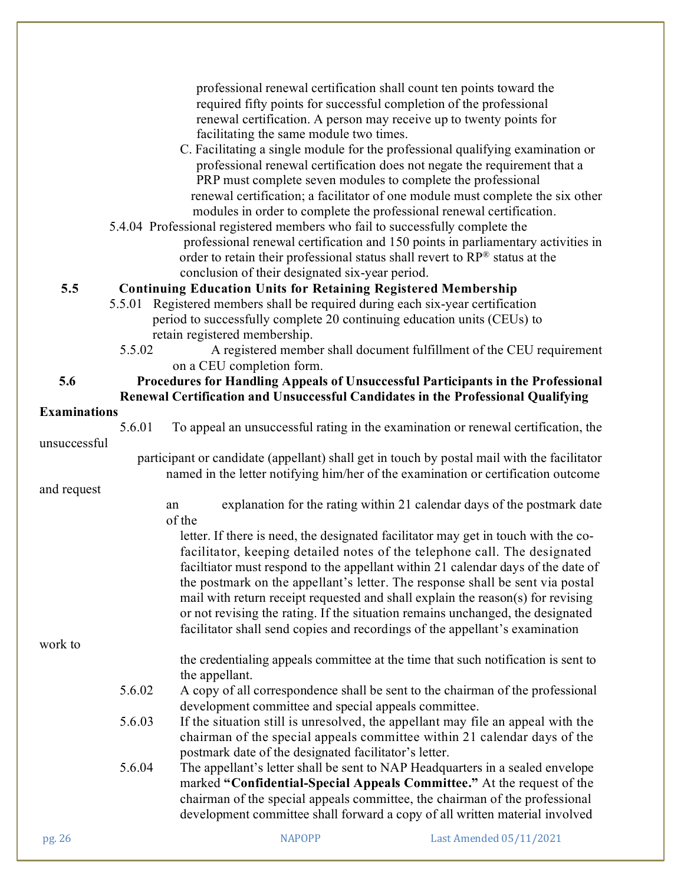professional renewal certification shall count ten points toward the required fifty points for successful completion of the professional renewal certification. A person may receive up to twenty points for facilitating the same module two times.

C. Facilitating a single module for the professional qualifying examination or professional renewal certification does not negate the requirement that a PRP must complete seven modules to complete the professional renewal certification; a facilitator of one module must complete the six other modules in order to complete the professional renewal certification.

5.4.04 Professional registered members who fail to successfully complete the professional renewal certification and 150 points in parliamentary activities in order to retain their professional status shall revert to RP® status at the conclusion of their designated six-year period.

## 5.5 Continuing Education Units for Retaining Registered Membership

5.5.01 Registered members shall be required during each six-year certification period to successfully complete 20 continuing education units (CEUs) to retain registered membership.

5.5.02 A registered member shall document fulfillment of the CEU requirement on a CEU completion form.

## 5.6 Procedures for Handling Appeals of Unsuccessful Participants in the Professional Renewal Certification and Unsuccessful Candidates in the Professional Qualifying Examinations

5.6.01 To appeal an unsuccessful rating in the examination or renewal certification, the unsuccessful participant or candidate (appellant) shall get in touch by postal mail with the facilitator named in the letter notifying him/her of the examination or certification outcome and request an explanation for the rating within 21 calendar days of the postmark date of the letter. If there is need, the designated facilitator may get in touch with the co-facilitator, keeping detailed notes of the telephone call. The designated faciltiator must respond to the appellant within 21 calendar days of the date of the postmark on the appellant's letter. The response shall be sent via postal mail with return receipt requested and shall explain the reason(s) for revising or not revising the rating. If the situation remains unchanged, the designated facilitator shall send copies and recordings of the appellant's examination work to the credentialing appeals committee at the time that such notification is sent to the appellant.

5.6.02 A copy of all correspondence shall be sent to the chairman of the professional development committee and special appeals committee.

5.6.03 If the situation still is unresolved, the appellant may file an appeal with the chairman of the special appeals committee within 21 calendar days of the postmark date of the designated facilitator's letter.

5.6.04 The appellant's letter shall be sent to NAP Headquarters in a sealed envelope marked **"Confidential-Special Appeals Committee."** At the request of the chairman of the special appeals committee, the chairman of the professional development committee shall forward a copy of all written material involved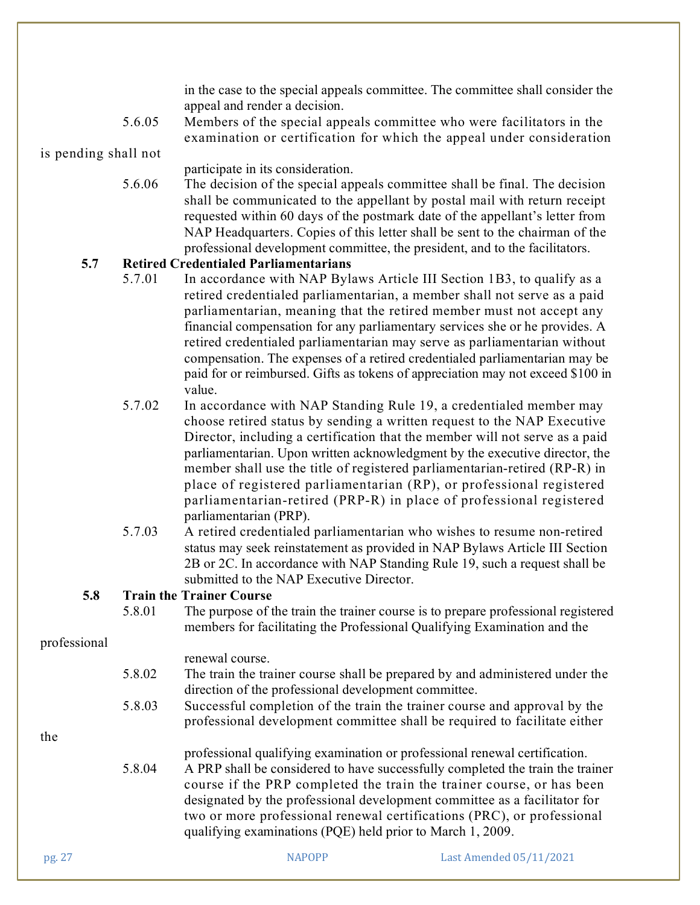in the case to the special appeals committee. The committee shall consider the appeal and render a decision.

5.6.05 Members of the special appeals committee who were facilitators in the examination or certification for which the appeal under consideration is pending shall not participate in its consideration.

5.6.06 The decision of the special appeals committee shall be final. The decision shall be communicated to the appellant by postal mail with return receipt requested within 60 days of the postmark date of the appellant's letter from NAP Headquarters. Copies of this letter shall be sent to the chairman of the professional development committee, the president, and to the facilitators.

**5.7 Retired Credentialed Parliamentarians**

5.7.01 In accordance with NAP Bylaws Article III Section 1B3, to qualify as a retired credentialed parliamentarian, a member shall not serve as a paid parliamentarian, meaning that the retired member must not accept any financial compensation for any parliamentary services she or he provides. A retired credentialed parliamentarian may serve as parliamentarian without compensation. The expenses of a retired credentialed parliamentarian may be paid for or reimbursed. Gifts as tokens of appreciation may not exceed $100 in value.

5.7.02 In accordance with NAP Standing Rule 19, a credentialed member may choose retired status by sending a written request to the NAP Executive Director, including a certification that the member will not serve as a paid parliamentarian. Upon written acknowledgment by the executive director, the member shall use the title of registered parliamentarian-retired (RP-R) in place of registered parliamentarian (RP), or professional registered parliamentarian-retired (PRP-R) in place of professional registered parliamentarian (PRP).

5.7.03 A retired credentialed parliamentarian who wishes to resume non-retired status may seek reinstatement as provided in NAP Bylaws Article III Section 2B or 2C. In accordance with NAP Standing Rule 19, such a request shall be submitted to the NAP Executive Director.

**5.8 Train the Trainer Course**

5.8.01 The purpose of the train the trainer course is to prepare professional registered members for facilitating the Professional Qualifying Examination and the professional renewal course.

5.8.02 The train the trainer course shall be prepared by and administered under the direction of the professional development committee.

5.8.03 Successful completion of the train the trainer course and approval by the professional development committee shall be required to facilitate either the professional qualifying examination or professional renewal certification.

5.8.04 A PRP shall be considered to have successfully completed the train the trainer course if the PRP completed the train the trainer course, or has been designated by the professional development committee as a facilitator for two or more professional renewal certifications (PRC), or professional qualifying examinations (PQE) held prior to March 1, 2009.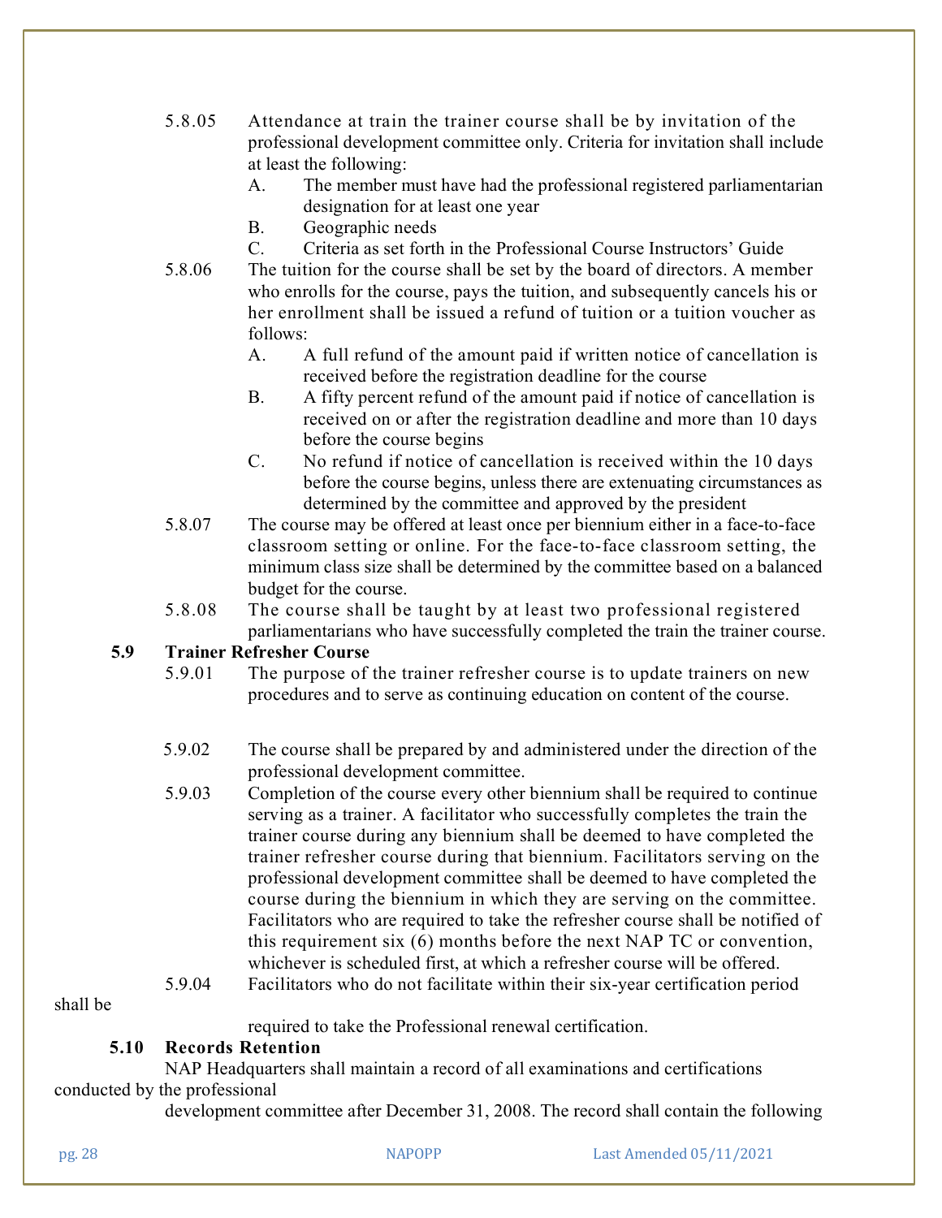5.8.05 Attendance at train the trainer course shall be by invitation of the professional development committee only. Criteria for invitation shall include at least the following:

A. The member must have had the professional registered parliamentarian designation for at least one year

B. Geographic needs

C. Criteria as set forth in the Professional Course Instructors' Guide

5.8.06 The tuition for the course shall be set by the board of directors. A member who enrolls for the course, pays the tuition, and subsequently cancels his or her enrollment shall be issued a refund of tuition or a tuition voucher as follows:

A. A full refund of the amount paid if written notice of cancellation is received before the registration deadline for the course

B. A fifty percent refund of the amount paid if notice of cancellation is received on or after the registration deadline and more than 10 days before the course begins

C. No refund if notice of cancellation is received within the 10 days before the course begins, unless there are extenuating circumstances as determined by the committee and approved by the president

5.8.07 The course may be offered at least once per biennium either in a face-to-face classroom setting or online. For the face-to-face classroom setting, the minimum class size shall be determined by the committee based on a balanced budget for the course.

5.8.08 The course shall be taught by at least two professional registered parliamentarians who have successfully completed the train the trainer course.

**5.9 Trainer Refresher Course**

5.9.01 The purpose of the trainer refresher course is to update trainers on new procedures and to serve as continuing education on content of the course.

5.9.02 The course shall be prepared by and administered under the direction of the professional development committee.

5.9.03 Completion of the course every other biennium shall be required to continue serving as a trainer. A facilitator who successfully completes the train the trainer course during any biennium shall be deemed to have completed the trainer refresher course during that biennium. Facilitators serving on the professional development committee shall be deemed to have completed the course during the biennium in which they are serving on the committee. Facilitators who are required to take the refresher course shall be notified of this requirement six (6) months before the next NAP TC or convention, whichever is scheduled first, at which a refresher course will be offered.

5.9.04 Facilitators who do not facilitate within their six-year certification period shall be required to take the Professional renewal certification.

**5.10 Records Retention**

NAP Headquarters shall maintain a record of all examinations and certifications conducted by the professional development committee after December 31, 2008. The record shall contain the following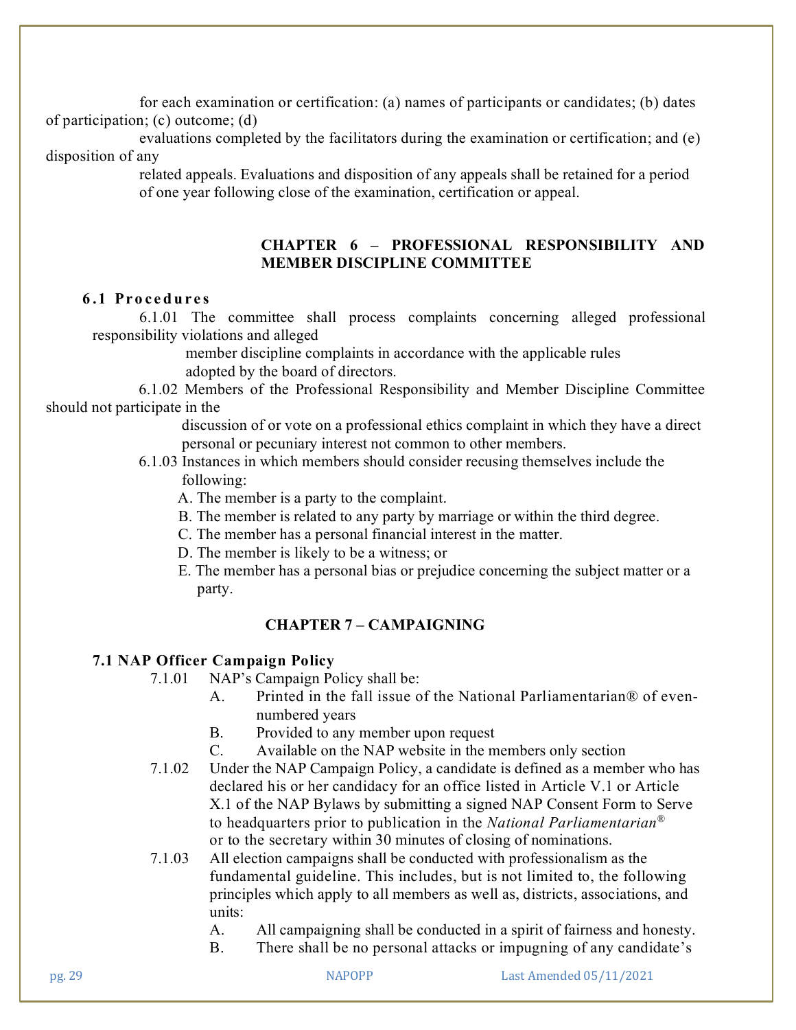for each examination or certification: (a) names of participants or candidates; (b) dates of participation; (c) outcome; (d) evaluations completed by the facilitators during the examination or certification; and (e) disposition of any related appeals. Evaluations and disposition of any appeals shall be retained for a period of one year following close of the examination, certification or appeal.

## CHAPTER 6 – PROFESSIONAL RESPONSIBILITY AND MEMBER DISCIPLINE COMMITTEE

### 6.1 Procedures

6.1.01 The committee shall process complaints concerning alleged professional responsibility violations and alleged member discipline complaints in accordance with the applicable rules adopted by the board of directors.

6.1.02 Members of the Professional Responsibility and Member Discipline Committee should not participate in the discussion of or vote on a professional ethics complaint in which they have a direct personal or pecuniary interest not common to other members.

6.1.03 Instances in which members should consider recusing themselves include the following:

A. The member is a party to the complaint.
B. The member is related to any party by marriage or within the third degree.
C. The member has a personal financial interest in the matter.
D. The member is likely to be a witness; or
E. The member has a personal bias or prejudice concerning the subject matter or a party.

## CHAPTER 7 – CAMPAIGNING

### 7.1 NAP Officer Campaign Policy

7.1.01 NAP's Campaign Policy shall be:

A. Printed in the fall issue of the National Parliamentarian® of even-numbered years
B. Provided to any member upon request
C. Available on the NAP website in the members only section

7.1.02 Under the NAP Campaign Policy, a candidate is defined as a member who has declared his or her candidacy for an office listed in Article V.1 or Article X.1 of the NAP Bylaws by submitting a signed NAP Consent Form to Serve to headquarters prior to publication in the *National Parliamentarian®* or to the secretary within 30 minutes of closing of nominations.

7.1.03 All election campaigns shall be conducted with professionalism as the fundamental guideline. This includes, but is not limited to, the following principles which apply to all members as well as, districts, associations, and units:

A. All campaigning shall be conducted in a spirit of fairness and honesty.
B. There shall be no personal attacks or impugning of any candidate's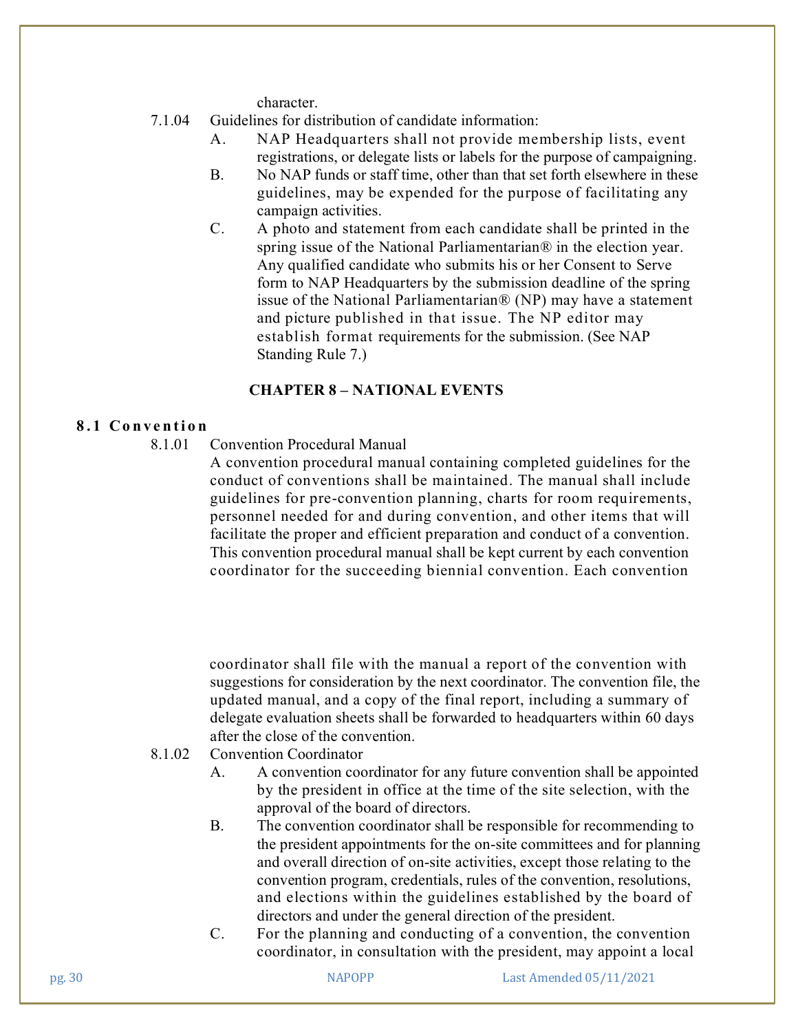character.

7.1.04 Guidelines for distribution of candidate information:

A. NAP Headquarters shall not provide membership lists, event registrations, or delegate lists or labels for the purpose of campaigning.

B. No NAP funds or staff time, other than that set forth elsewhere in these guidelines, may be expended for the purpose of facilitating any campaign activities.

C. A photo and statement from each candidate shall be printed in the spring issue of the National Parliamentarian® in the election year. Any qualified candidate who submits his or her Consent to Serve form to NAP Headquarters by the submission deadline of the spring issue of the National Parliamentarian® (NP) may have a statement and picture published in that issue. The NP editor may establish format requirements for the submission. (See NAP Standing Rule 7.)

## CHAPTER 8 – NATIONAL EVENTS

### 8.1 Convention

8.1.01 Convention Procedural Manual

A convention procedural manual containing completed guidelines for the conduct of conventions shall be maintained. The manual shall include guidelines for pre-convention planning, charts for room requirements, personnel needed for and during convention, and other items that will facilitate the proper and efficient preparation and conduct of a convention. This convention procedural manual shall be kept current by each convention coordinator for the succeeding biennial convention. Each convention coordinator shall file with the manual a report of the convention with suggestions for consideration by the next coordinator. The convention file, the updated manual, and a copy of the final report, including a summary of delegate evaluation sheets shall be forwarded to headquarters within 60 days after the close of the convention.

8.1.02 Convention Coordinator

A. A convention coordinator for any future convention shall be appointed by the president in office at the time of the site selection, with the approval of the board of directors.

B. The convention coordinator shall be responsible for recommending to the president appointments for the on-site committees and for planning and overall direction of on-site activities, except those relating to the convention program, credentials, rules of the convention, resolutions, and elections within the guidelines established by the board of directors and under the general direction of the president.

C. For the planning and conducting of a convention, the convention coordinator, in consultation with the president, may appoint a local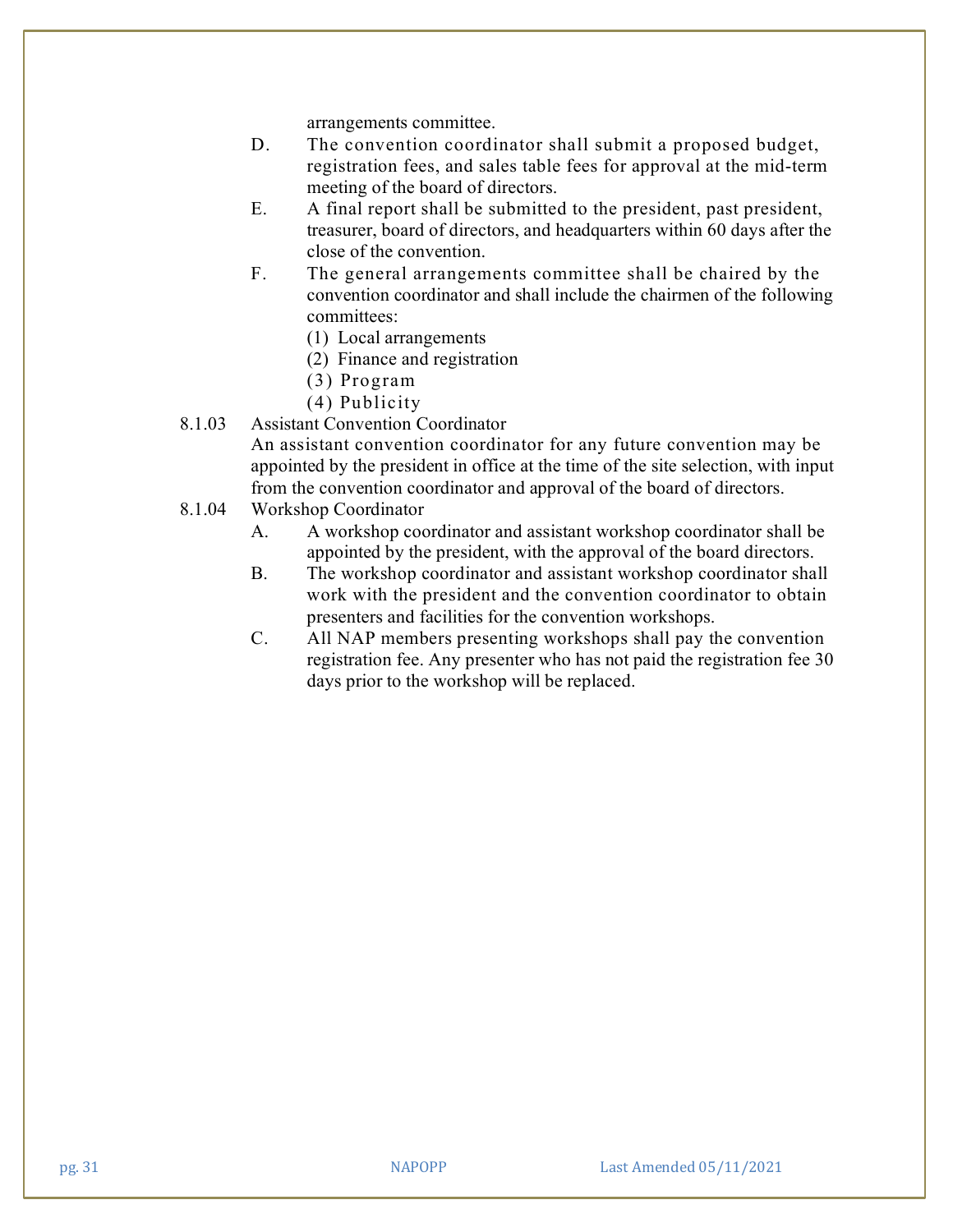arrangements committee.

D. The convention coordinator shall submit a proposed budget, registration fees, and sales table fees for approval at the mid-term meeting of the board of directors.

E. A final report shall be submitted to the president, past president, treasurer, board of directors, and headquarters within 60 days after the close of the convention.

F. The general arrangements committee shall be chaired by the convention coordinator and shall include the chairmen of the following committees:

(1) Local arrangements
(2) Finance and registration
(3) Program
(4) Publicity

8.1.03 Assistant Convention Coordinator

An assistant convention coordinator for any future convention may be appointed by the president in office at the time of the site selection, with input from the convention coordinator and approval of the board of directors.

8.1.04 Workshop Coordinator

A. A workshop coordinator and assistant workshop coordinator shall be appointed by the president, with the approval of the board directors.

B. The workshop coordinator and assistant workshop coordinator shall work with the president and the convention coordinator to obtain presenters and facilities for the convention workshops.

C. All NAP members presenting workshops shall pay the convention registration fee. Any presenter who has not paid the registration fee 30 days prior to the workshop will be replaced.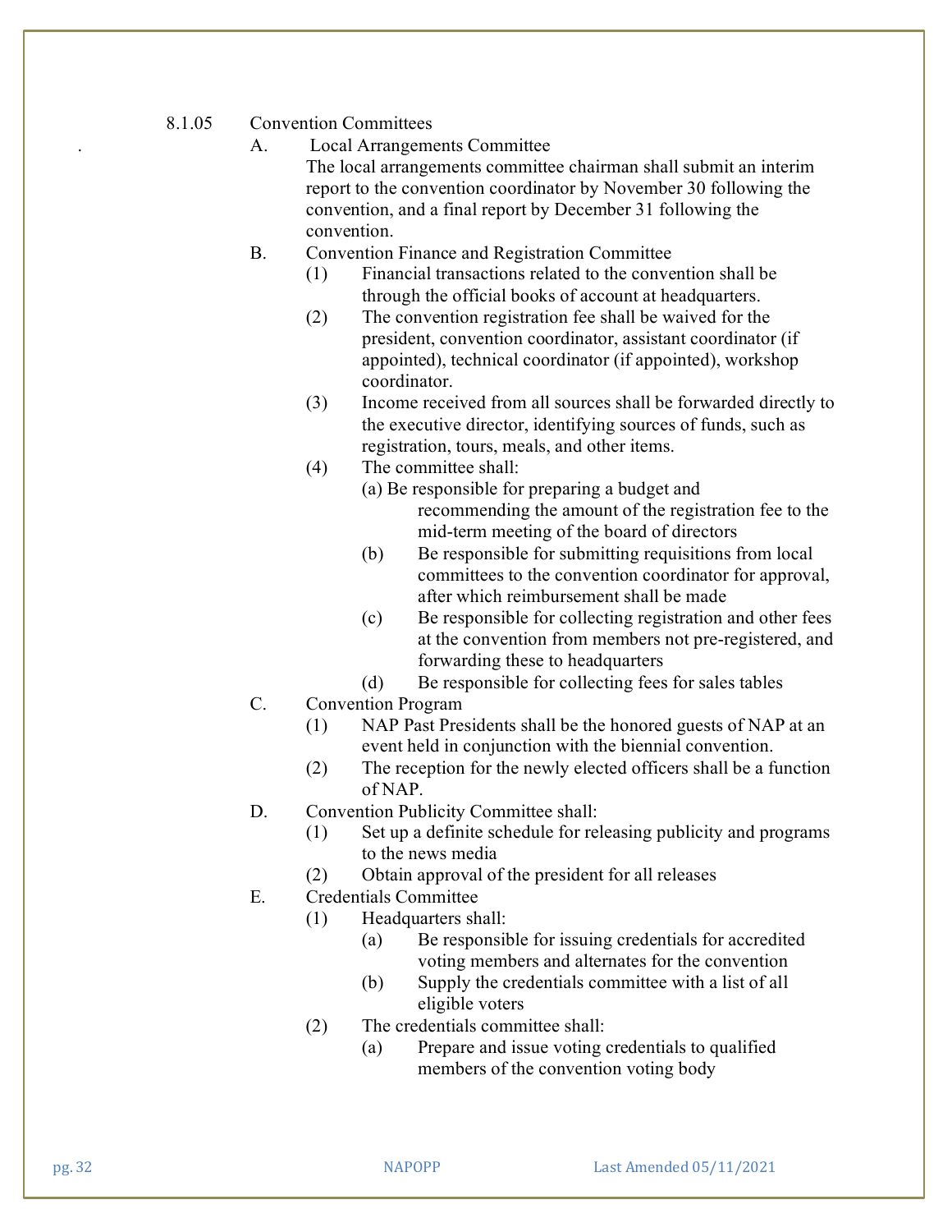8.1.05 Convention Committees

A. Local Arrangements Committee

The local arrangements committee chairman shall submit an interim report to the convention coordinator by November 30 following the convention, and a final report by December 31 following the convention.

B. Convention Finance and Registration Committee

(1) Financial transactions related to the convention shall be through the official books of account at headquarters.

(2) The convention registration fee shall be waived for the president, convention coordinator, assistant coordinator (if appointed), technical coordinator (if appointed), workshop coordinator.

(3) Income received from all sources shall be forwarded directly to the executive director, identifying sources of funds, such as registration, tours, meals, and other items.

(4) The committee shall:

(a) Be responsible for preparing a budget and recommending the amount of the registration fee to the mid-term meeting of the board of directors

(b) Be responsible for submitting requisitions from local committees to the convention coordinator for approval, after which reimbursement shall be made

(c) Be responsible for collecting registration and other fees at the convention from members not pre-registered, and forwarding these to headquarters

(d) Be responsible for collecting fees for sales tables

C. Convention Program

(1) NAP Past Presidents shall be the honored guests of NAP at an event held in conjunction with the biennial convention.

(2) The reception for the newly elected officers shall be a function of NAP.

D. Convention Publicity Committee shall:

(1) Set up a definite schedule for releasing publicity and programs to the news media

(2) Obtain approval of the president for all releases

E. Credentials Committee

(1) Headquarters shall:

(a) Be responsible for issuing credentials for accredited voting members and alternates for the convention

(b) Supply the credentials committee with a list of all eligible voters

(2) The credentials committee shall:

(a) Prepare and issue voting credentials to qualified members of the convention voting body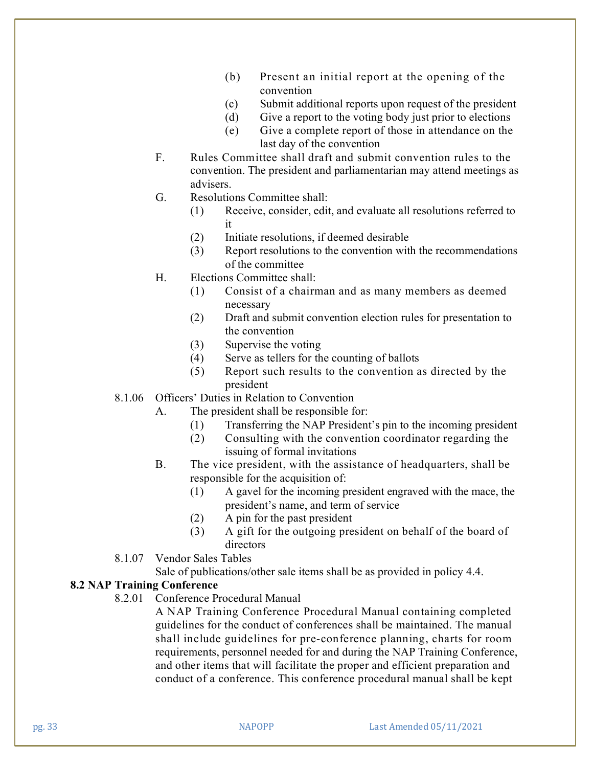- (b) Present an initial report at the opening of the convention
  - (c) Submit additional reports upon request of the president
  - (d) Give a report to the voting body just prior to elections
  - (e) Give a complete report of those in attendance on the last day of the convention

F. Rules Committee shall draft and submit convention rules to the convention. The president and parliamentarian may attend meetings as advisers.

G. Resolutions Committee shall:
  - (1) Receive, consider, edit, and evaluate all resolutions referred to it
  - (2) Initiate resolutions, if deemed desirable
  - (3) Report resolutions to the convention with the recommendations of the committee

H. Elections Committee shall:
  - (1) Consist of a chairman and as many members as deemed necessary
  - (2) Draft and submit convention election rules for presentation to the convention
  - (3) Supervise the voting
  - (4) Serve as tellers for the counting of ballots
  - (5) Report such results to the convention as directed by the president

8.1.06 Officers' Duties in Relation to Convention

A. The president shall be responsible for:
  - (1) Transferring the NAP President's pin to the incoming president
  - (2) Consulting with the convention coordinator regarding the issuing of formal invitations

B. The vice president, with the assistance of headquarters, shall be responsible for the acquisition of:
  - (1) A gavel for the incoming president engraved with the mace, the president's name, and term of service
  - (2) A pin for the past president
  - (3) A gift for the outgoing president on behalf of the board of directors

8.1.07 Vendor Sales Tables

Sale of publications/other sale items shall be as provided in policy 4.4.

**8.2 NAP Training Conference**

8.2.01 Conference Procedural Manual

A NAP Training Conference Procedural Manual containing completed guidelines for the conduct of conferences shall be maintained. The manual shall include guidelines for pre-conference planning, charts for room requirements, personnel needed for and during the NAP Training Conference, and other items that will facilitate the proper and efficient preparation and conduct of a conference. This conference procedural manual shall be kept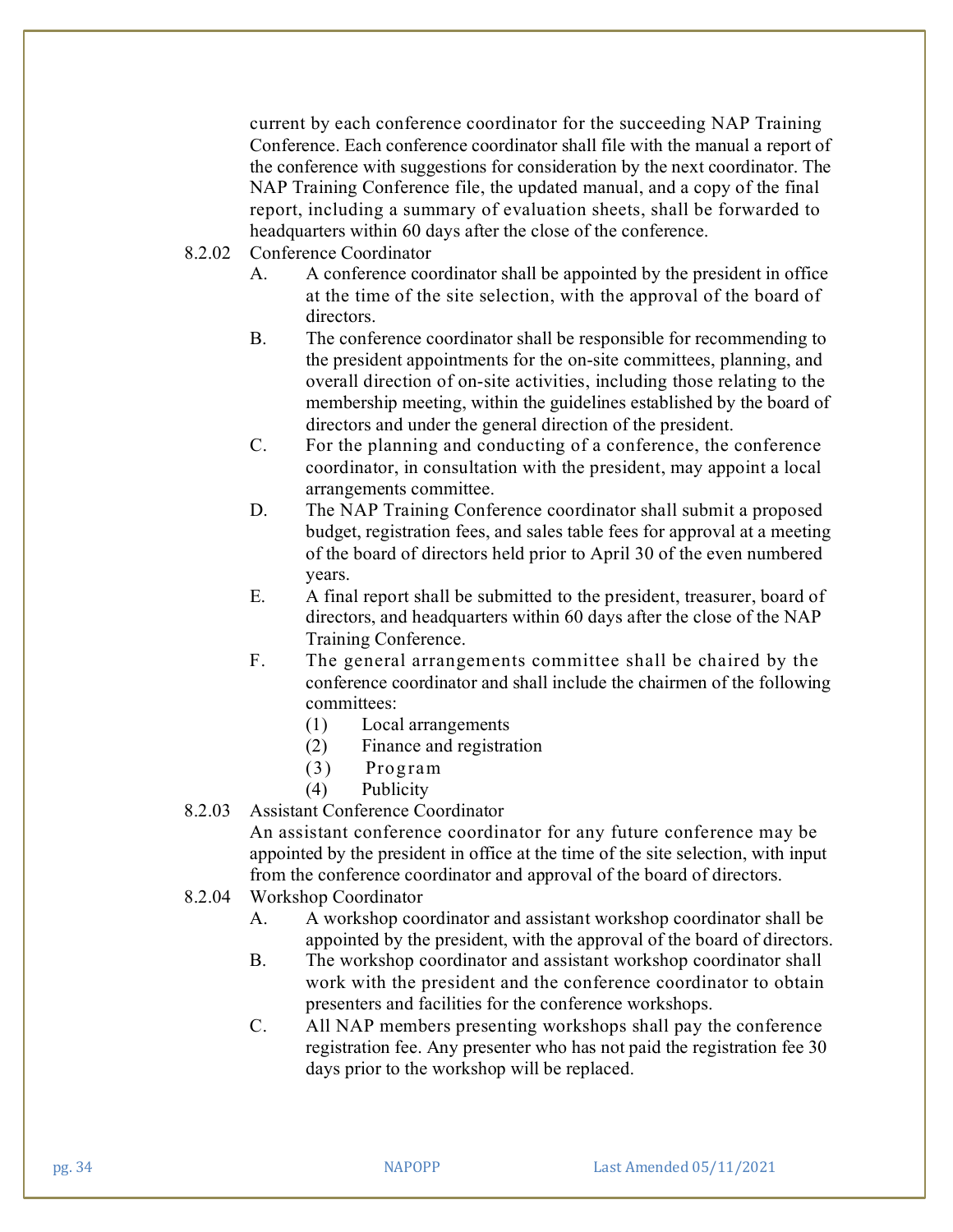current by each conference coordinator for the succeeding NAP Training Conference. Each conference coordinator shall file with the manual a report of the conference with suggestions for consideration by the next coordinator. The NAP Training Conference file, the updated manual, and a copy of the final report, including a summary of evaluation sheets, shall be forwarded to headquarters within 60 days after the close of the conference.

8.2.02 Conference Coordinator

A. A conference coordinator shall be appointed by the president in office at the time of the site selection, with the approval of the board of directors.

B. The conference coordinator shall be responsible for recommending to the president appointments for the on-site committees, planning, and overall direction of on-site activities, including those relating to the membership meeting, within the guidelines established by the board of directors and under the general direction of the president.

C. For the planning and conducting of a conference, the conference coordinator, in consultation with the president, may appoint a local arrangements committee.

D. The NAP Training Conference coordinator shall submit a proposed budget, registration fees, and sales table fees for approval at a meeting of the board of directors held prior to April 30 of the even numbered years.

E. A final report shall be submitted to the president, treasurer, board of directors, and headquarters within 60 days after the close of the NAP Training Conference.

F. The general arrangements committee shall be chaired by the conference coordinator and shall include the chairmen of the following committees:

(1) Local arrangements
(2) Finance and registration
(3) Program
(4) Publicity

8.2.03 Assistant Conference Coordinator

An assistant conference coordinator for any future conference may be appointed by the president in office at the time of the site selection, with input from the conference coordinator and approval of the board of directors.

8.2.04 Workshop Coordinator

A. A workshop coordinator and assistant workshop coordinator shall be appointed by the president, with the approval of the board of directors.

B. The workshop coordinator and assistant workshop coordinator shall work with the president and the conference coordinator to obtain presenters and facilities for the conference workshops.

C. All NAP members presenting workshops shall pay the conference registration fee. Any presenter who has not paid the registration fee 30 days prior to the workshop will be replaced.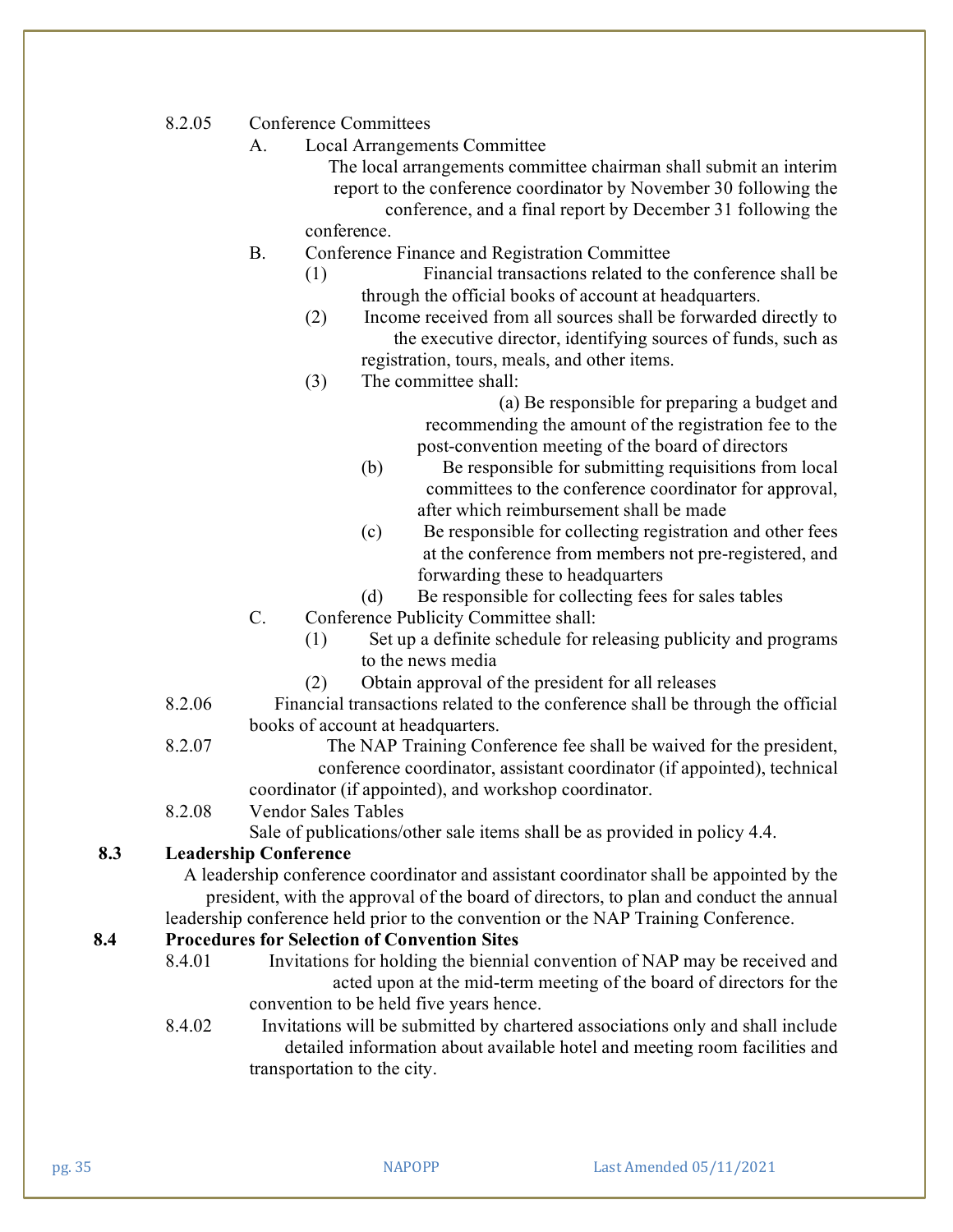8.2.05 Conference Committees

A. Local Arrangements Committee

The local arrangements committee chairman shall submit an interim report to the conference coordinator by November 30 following the conference, and a final report by December 31 following the conference.

B. Conference Finance and Registration Committee

(1) Financial transactions related to the conference shall be through the official books of account at headquarters.

(2) Income received from all sources shall be forwarded directly to the executive director, identifying sources of funds, such as registration, tours, meals, and other items.

(3) The committee shall:

(a) Be responsible for preparing a budget and recommending the amount of the registration fee to the post-convention meeting of the board of directors

(b) Be responsible for submitting requisitions from local committees to the conference coordinator for approval, after which reimbursement shall be made

(c) Be responsible for collecting registration and other fees at the conference from members not pre-registered, and forwarding these to headquarters

(d) Be responsible for collecting fees for sales tables

C. Conference Publicity Committee shall:

(1) Set up a definite schedule for releasing publicity and programs to the news media

(2) Obtain approval of the president for all releases

8.2.06 Financial transactions related to the conference shall be through the official books of account at headquarters.

8.2.07 The NAP Training Conference fee shall be waived for the president, conference coordinator, assistant coordinator (if appointed), technical coordinator (if appointed), and workshop coordinator.

8.2.08 Vendor Sales Tables

Sale of publications/other sale items shall be as provided in policy 4.4.

## 8.3 Leadership Conference

A leadership conference coordinator and assistant coordinator shall be appointed by the president, with the approval of the board of directors, to plan and conduct the annual leadership conference held prior to the convention or the NAP Training Conference.

## 8.4 Procedures for Selection of Convention Sites

8.4.01 Invitations for holding the biennial convention of NAP may be received and acted upon at the mid-term meeting of the board of directors for the convention to be held five years hence.

8.4.02 Invitations will be submitted by chartered associations only and shall include detailed information about available hotel and meeting room facilities and transportation to the city.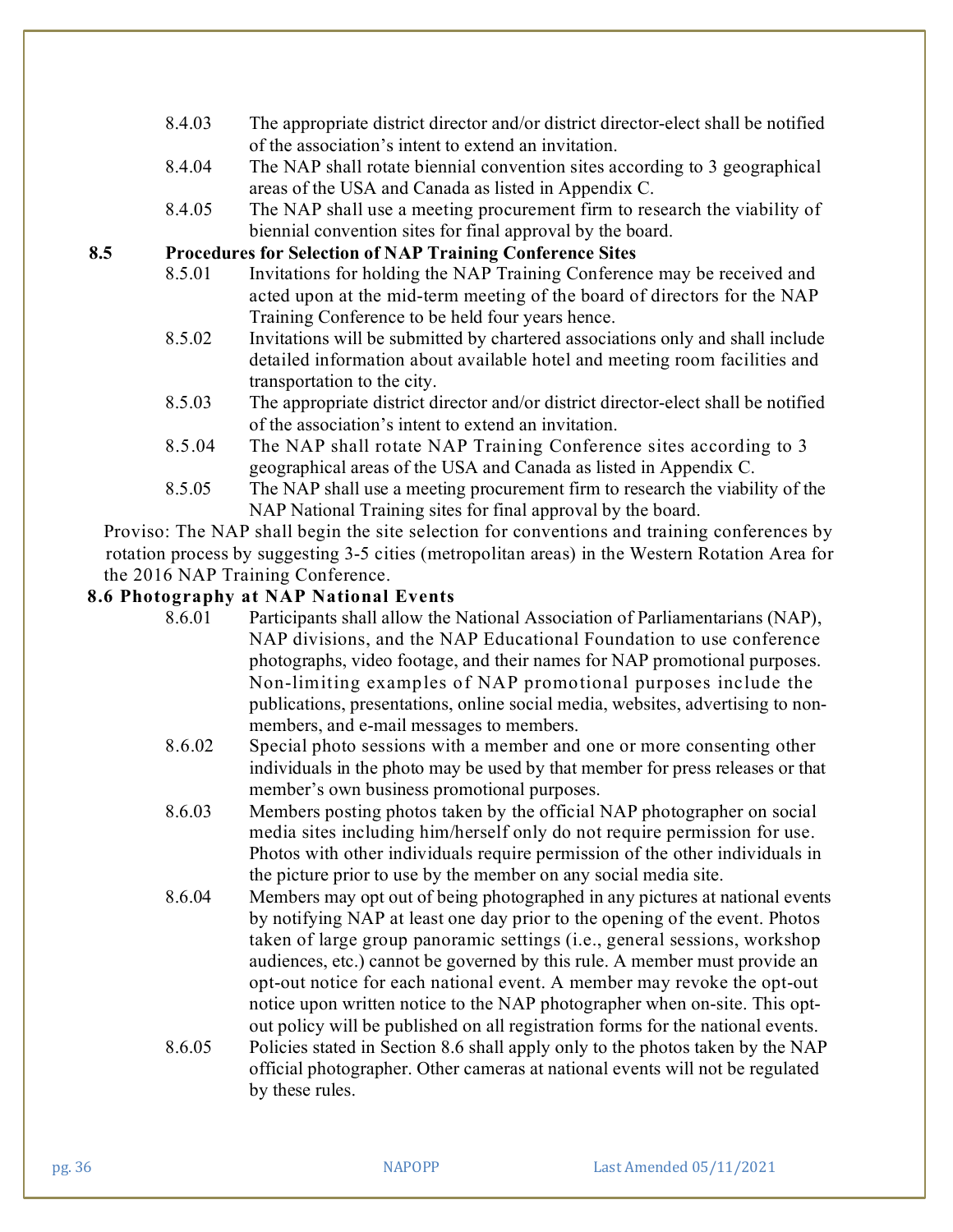8.4.03 The appropriate district director and/or district director-elect shall be notified of the association's intent to extend an invitation.

8.4.04 The NAP shall rotate biennial convention sites according to 3 geographical areas of the USA and Canada as listed in Appendix C.

8.4.05 The NAP shall use a meeting procurement firm to research the viability of biennial convention sites for final approval by the board.

### 8.5 Procedures for Selection of NAP Training Conference Sites

8.5.01 Invitations for holding the NAP Training Conference may be received and acted upon at the mid-term meeting of the board of directors for the NAP Training Conference to be held four years hence.

8.5.02 Invitations will be submitted by chartered associations only and shall include detailed information about available hotel and meeting room facilities and transportation to the city.

8.5.03 The appropriate district director and/or district director-elect shall be notified of the association's intent to extend an invitation.

8.5.04 The NAP shall rotate NAP Training Conference sites according to 3 geographical areas of the USA and Canada as listed in Appendix C.

8.5.05 The NAP shall use a meeting procurement firm to research the viability of the NAP National Training sites for final approval by the board.

Proviso: The NAP shall begin the site selection for conventions and training conferences by rotation process by suggesting 3-5 cities (metropolitan areas) in the Western Rotation Area for the 2016 NAP Training Conference.

### 8.6 Photography at NAP National Events

8.6.01 Participants shall allow the National Association of Parliamentarians (NAP), NAP divisions, and the NAP Educational Foundation to use conference photographs, video footage, and their names for NAP promotional purposes. Non-limiting examples of NAP promotional purposes include the publications, presentations, online social media, websites, advertising to non-members, and e-mail messages to members.

8.6.02 Special photo sessions with a member and one or more consenting other individuals in the photo may be used by that member for press releases or that member's own business promotional purposes.

8.6.03 Members posting photos taken by the official NAP photographer on social media sites including him/herself only do not require permission for use. Photos with other individuals require permission of the other individuals in the picture prior to use by the member on any social media site.

8.6.04 Members may opt out of being photographed in any pictures at national events by notifying NAP at least one day prior to the opening of the event. Photos taken of large group panoramic settings (i.e., general sessions, workshop audiences, etc.) cannot be governed by this rule. A member must provide an opt-out notice for each national event. A member may revoke the opt-out notice upon written notice to the NAP photographer when on-site. This opt-out policy will be published on all registration forms for the national events.

8.6.05 Policies stated in Section 8.6 shall apply only to the photos taken by the NAP official photographer. Other cameras at national events will not be regulated by these rules.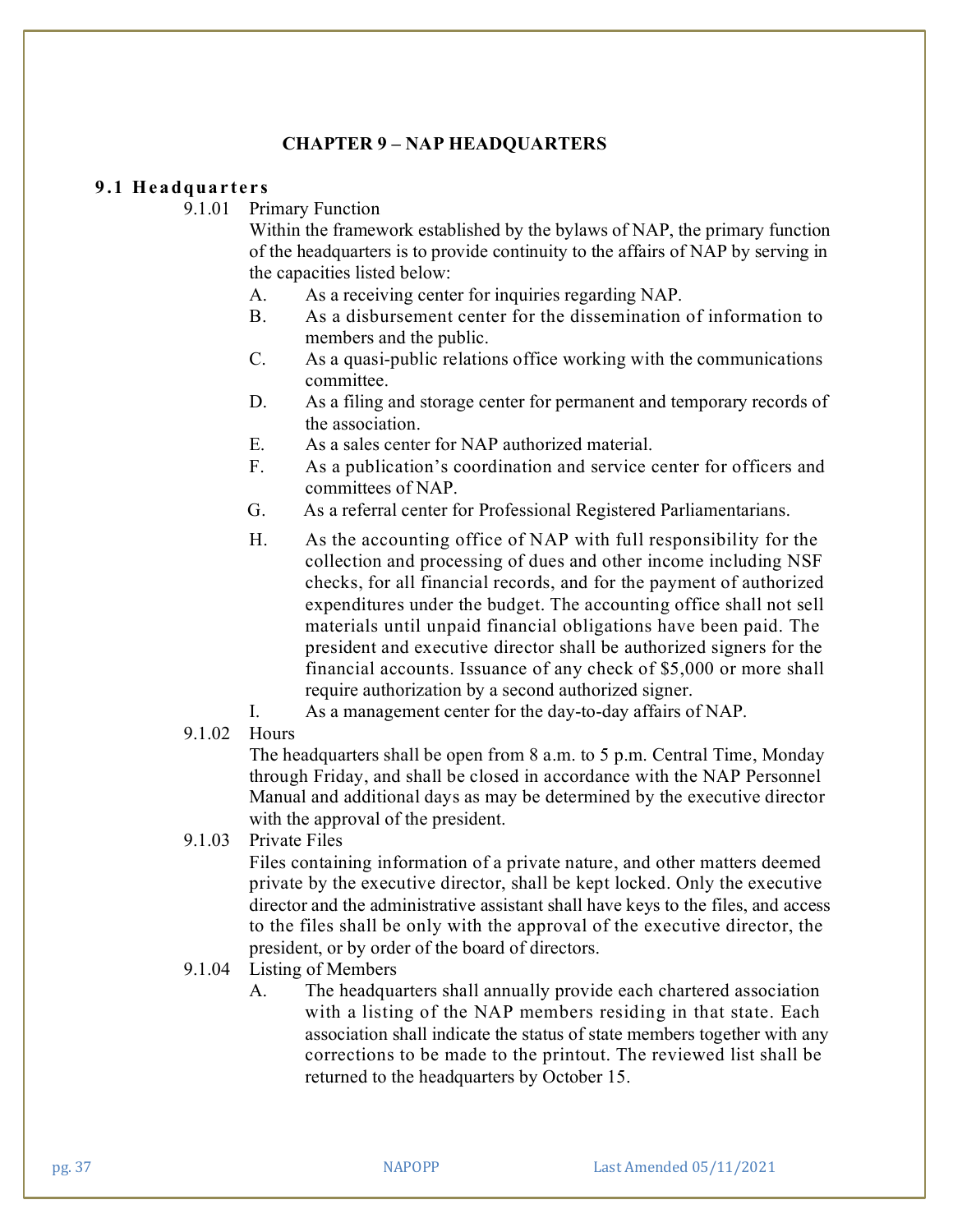# CHAPTER 9 – NAP HEADQUARTERS

## 9.1 Headquarters

9.1.01 Primary Function

Within the framework established by the bylaws of NAP, the primary function of the headquarters is to provide continuity to the affairs of NAP by serving in the capacities listed below:

A. As a receiving center for inquiries regarding NAP.

B. As a disbursement center for the dissemination of information to members and the public.

C. As a quasi-public relations office working with the communications committee.

D. As a filing and storage center for permanent and temporary records of the association.

E. As a sales center for NAP authorized material.

F. As a publication's coordination and service center for officers and committees of NAP.

G. As a referral center for Professional Registered Parliamentarians.

H. As the accounting office of NAP with full responsibility for the collection and processing of dues and other income including NSF checks, for all financial records, and for the payment of authorized expenditures under the budget. The accounting office shall not sell materials until unpaid financial obligations have been paid. The president and executive director shall be authorized signers for the financial accounts. Issuance of any check of $5,000 or more shall require authorization by a second authorized signer.

I. As a management center for the day-to-day affairs of NAP.

9.1.02 Hours

The headquarters shall be open from 8 a.m. to 5 p.m. Central Time, Monday through Friday, and shall be closed in accordance with the NAP Personnel Manual and additional days as may be determined by the executive director with the approval of the president.

9.1.03 Private Files

Files containing information of a private nature, and other matters deemed private by the executive director, shall be kept locked. Only the executive director and the administrative assistant shall have keys to the files, and access to the files shall be only with the approval of the executive director, the president, or by order of the board of directors.

9.1.04 Listing of Members

A. The headquarters shall annually provide each chartered association with a listing of the NAP members residing in that state. Each association shall indicate the status of state members together with any corrections to be made to the printout. The reviewed list shall be returned to the headquarters by October 15.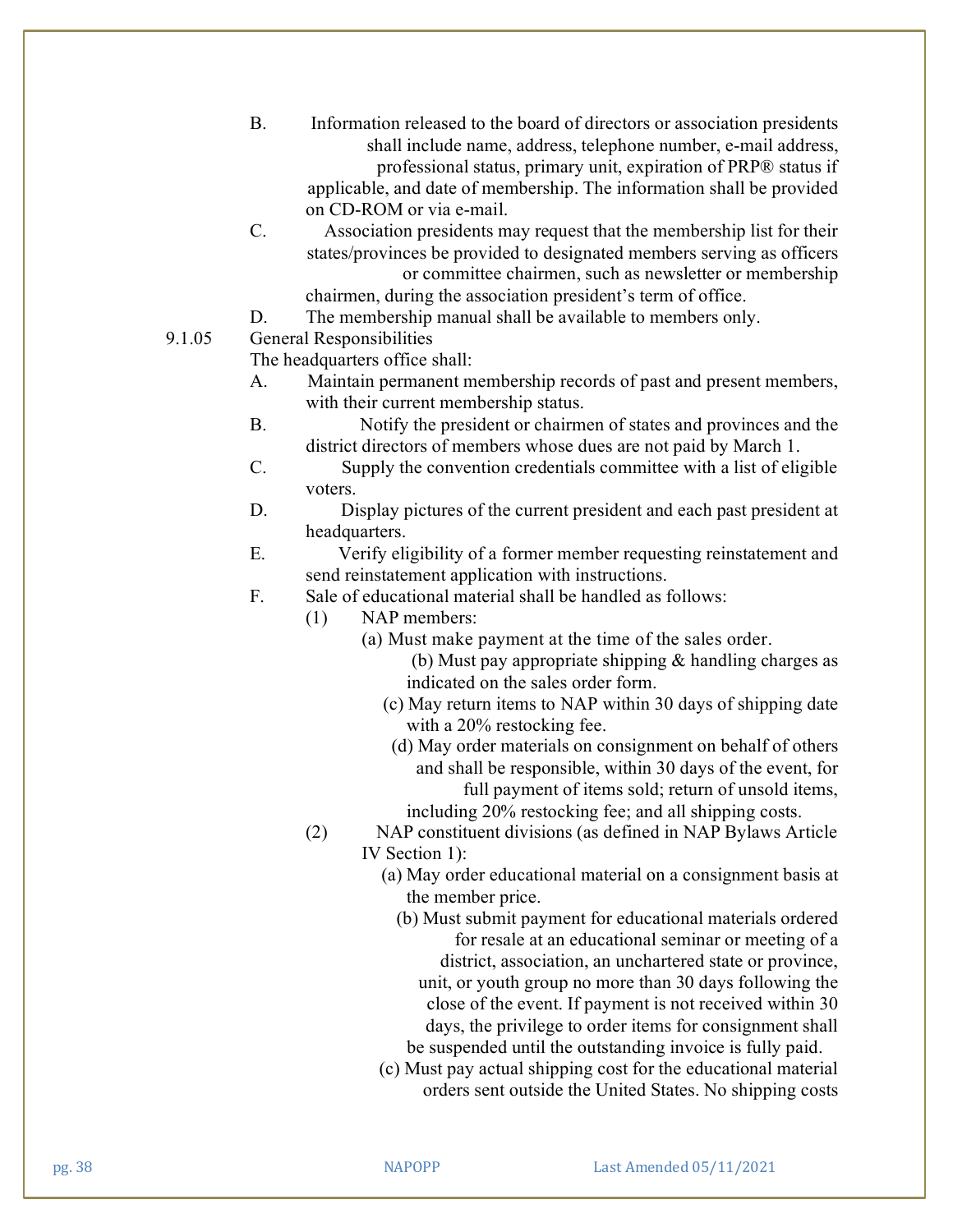B. Information released to the board of directors or association presidents shall include name, address, telephone number, e-mail address, professional status, primary unit, expiration of PRP® status if applicable, and date of membership. The information shall be provided on CD-ROM or via e-mail.

C. Association presidents may request that the membership list for their states/provinces be provided to designated members serving as officers or committee chairmen, such as newsletter or membership chairmen, during the association president's term of office.

D. The membership manual shall be available to members only.

9.1.05 General Responsibilities

The headquarters office shall:

A. Maintain permanent membership records of past and present members, with their current membership status.

B. Notify the president or chairmen of states and provinces and the district directors of members whose dues are not paid by March 1.

C. Supply the convention credentials committee with a list of eligible voters.

D. Display pictures of the current president and each past president at headquarters.

E. Verify eligibility of a former member requesting reinstatement and send reinstatement application with instructions.

F. Sale of educational material shall be handled as follows:

(1) NAP members:

(a) Must make payment at the time of the sales order.

(b) Must pay appropriate shipping & handling charges as indicated on the sales order form.

(c) May return items to NAP within 30 days of shipping date with a 20% restocking fee.

(d) May order materials on consignment on behalf of others and shall be responsible, within 30 days of the event, for full payment of items sold; return of unsold items, including 20% restocking fee; and all shipping costs.

(2) NAP constituent divisions (as defined in NAP Bylaws Article IV Section 1):

(a) May order educational material on a consignment basis at the member price.

(b) Must submit payment for educational materials ordered for resale at an educational seminar or meeting of a district, association, an unchartered state or province, unit, or youth group no more than 30 days following the close of the event. If payment is not received within 30 days, the privilege to order items for consignment shall be suspended until the outstanding invoice is fully paid.

(c) Must pay actual shipping cost for the educational material orders sent outside the United States. No shipping costs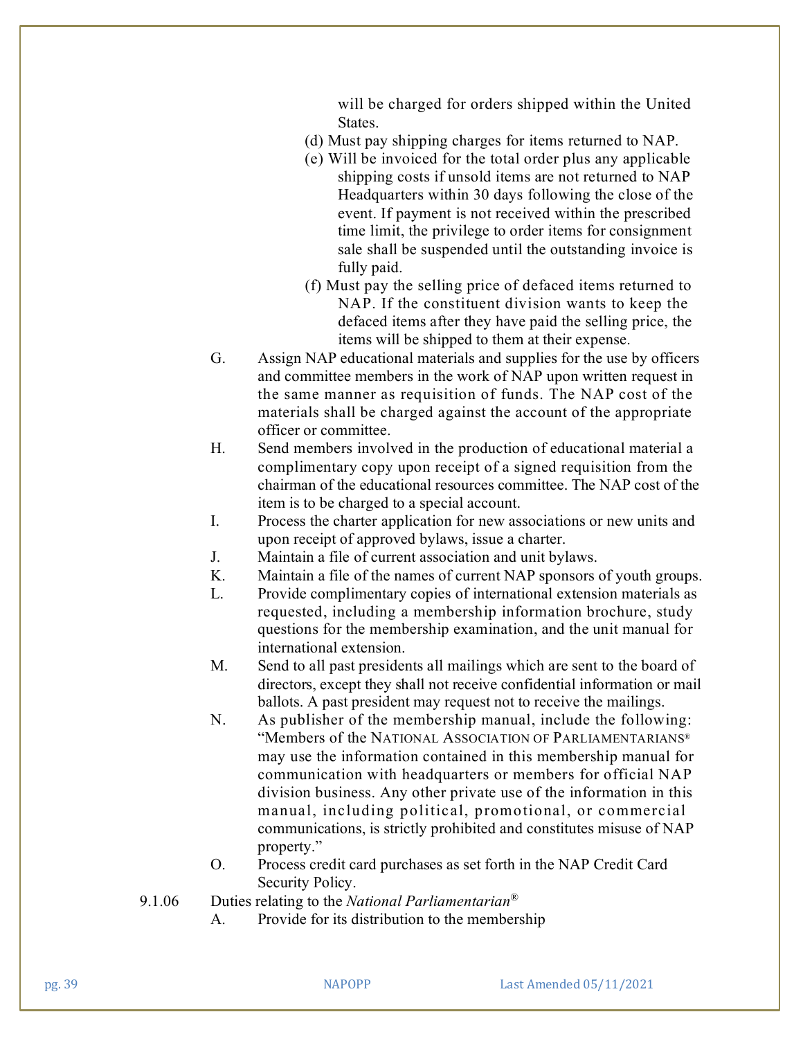will be charged for orders shipped within the United States.

(d) Must pay shipping charges for items returned to NAP.

(e) Will be invoiced for the total order plus any applicable shipping costs if unsold items are not returned to NAP Headquarters within 30 days following the close of the event. If payment is not received within the prescribed time limit, the privilege to order items for consignment sale shall be suspended until the outstanding invoice is fully paid.

(f) Must pay the selling price of defaced items returned to NAP. If the constituent division wants to keep the defaced items after they have paid the selling price, the items will be shipped to them at their expense.

G. Assign NAP educational materials and supplies for the use by officers and committee members in the work of NAP upon written request in the same manner as requisition of funds. The NAP cost of the materials shall be charged against the account of the appropriate officer or committee.

H. Send members involved in the production of educational material a complimentary copy upon receipt of a signed requisition from the chairman of the educational resources committee. The NAP cost of the item is to be charged to a special account.

I. Process the charter application for new associations or new units and upon receipt of approved bylaws, issue a charter.

J. Maintain a file of current association and unit bylaws.

K. Maintain a file of the names of current NAP sponsors of youth groups.

L. Provide complimentary copies of international extension materials as requested, including a membership information brochure, study questions for the membership examination, and the unit manual for international extension.

M. Send to all past presidents all mailings which are sent to the board of directors, except they shall not receive confidential information or mail ballots. A past president may request not to receive the mailings.

N. As publisher of the membership manual, include the following: "Members of the NATIONAL ASSOCIATION OF PARLIAMENTARIANS® may use the information contained in this membership manual for communication with headquarters or members for official NAP division business. Any other private use of the information in this manual, including political, promotional, or commercial communications, is strictly prohibited and constitutes misuse of NAP property."

O. Process credit card purchases as set forth in the NAP Credit Card Security Policy.

9.1.06 Duties relating to the *National Parliamentarian®*

A. Provide for its distribution to the membership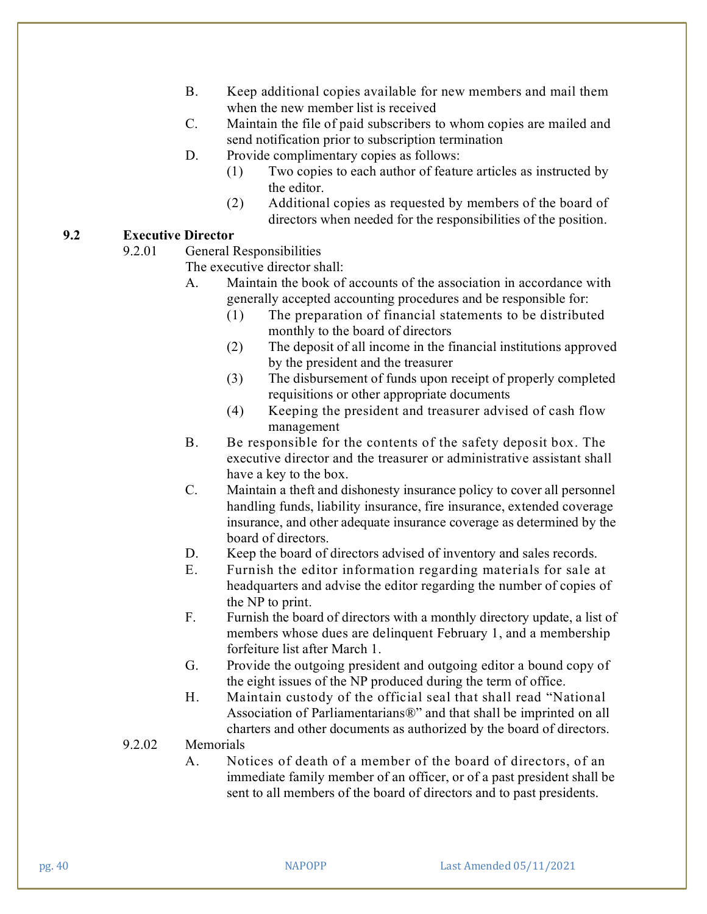B. Keep additional copies available for new members and mail them when the new member list is received

C. Maintain the file of paid subscribers to whom copies are mailed and send notification prior to subscription termination

D. Provide complimentary copies as follows:

(1) Two copies to each author of feature articles as instructed by the editor.

(2) Additional copies as requested by members of the board of directors when needed for the responsibilities of the position.

## 9.2 Executive Director

### 9.2.01 General Responsibilities

The executive director shall:

A. Maintain the book of accounts of the association in accordance with generally accepted accounting procedures and be responsible for:

(1) The preparation of financial statements to be distributed monthly to the board of directors

(2) The deposit of all income in the financial institutions approved by the president and the treasurer

(3) The disbursement of funds upon receipt of properly completed requisitions or other appropriate documents

(4) Keeping the president and treasurer advised of cash flow management

B. Be responsible for the contents of the safety deposit box. The executive director and the treasurer or administrative assistant shall have a key to the box.

C. Maintain a theft and dishonesty insurance policy to cover all personnel handling funds, liability insurance, fire insurance, extended coverage insurance, and other adequate insurance coverage as determined by the board of directors.

D. Keep the board of directors advised of inventory and sales records.

E. Furnish the editor information regarding materials for sale at headquarters and advise the editor regarding the number of copies of the NP to print.

F. Furnish the board of directors with a monthly directory update, a list of members whose dues are delinquent February 1, and a membership forfeiture list after March 1.

G. Provide the outgoing president and outgoing editor a bound copy of the eight issues of the NP produced during the term of office.

H. Maintain custody of the official seal that shall read "National Association of Parliamentarians®" and that shall be imprinted on all charters and other documents as authorized by the board of directors.

### 9.2.02 Memorials

A. Notices of death of a member of the board of directors, of an immediate family member of an officer, or of a past president shall be sent to all members of the board of directors and to past presidents.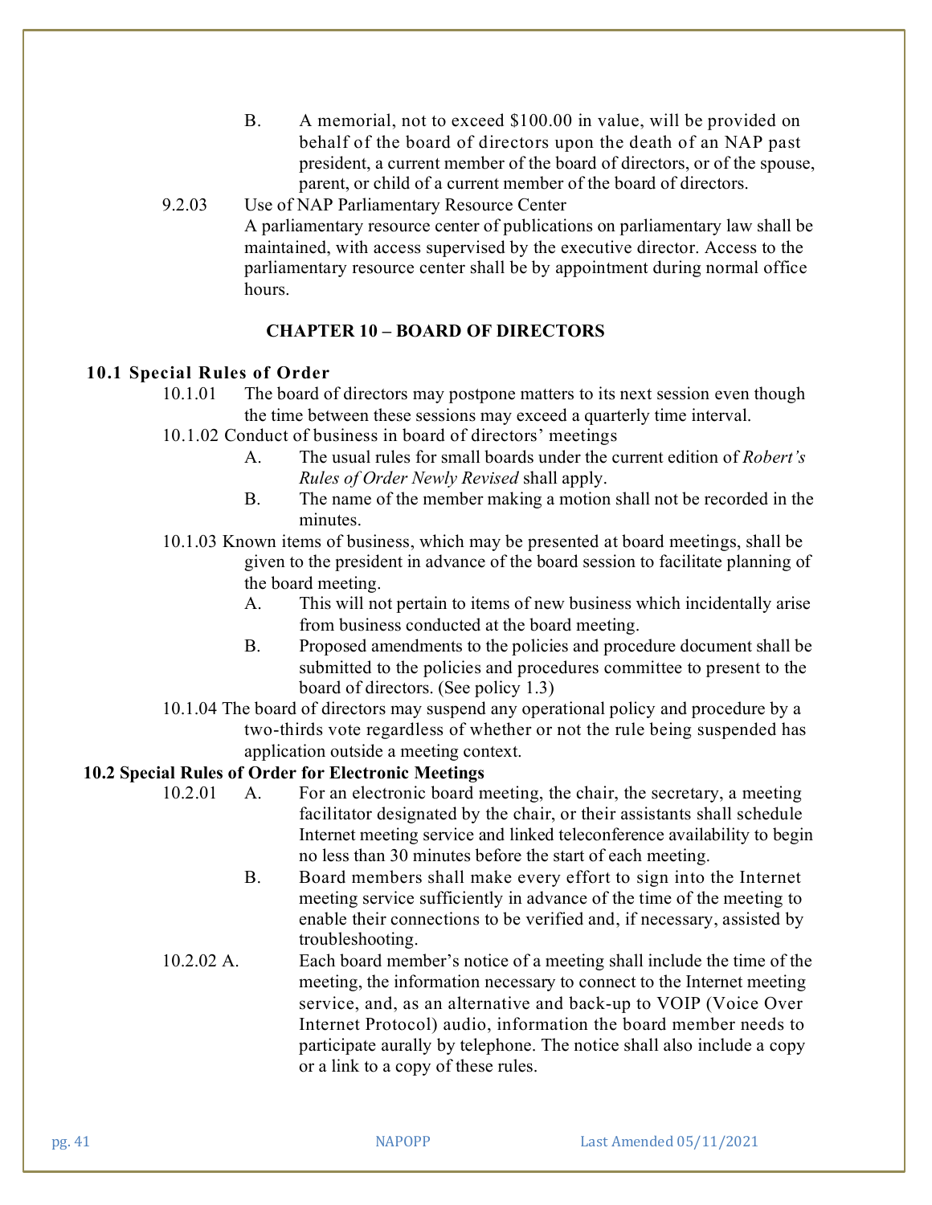B. A memorial, not to exceed $100.00 in value, will be provided on behalf of the board of directors upon the death of an NAP past president, a current member of the board of directors, or of the spouse, parent, or child of a current member of the board of directors.

9.2.03 Use of NAP Parliamentary Resource Center
A parliamentary resource center of publications on parliamentary law shall be maintained, with access supervised by the executive director. Access to the parliamentary resource center shall be by appointment during normal office hours.

## CHAPTER 10 – BOARD OF DIRECTORS

### 10.1 Special Rules of Order

10.1.01 The board of directors may postpone matters to its next session even though the time between these sessions may exceed a quarterly time interval.

10.1.02 Conduct of business in board of directors' meetings

A. The usual rules for small boards under the current edition of *Robert's Rules of Order Newly Revised* shall apply.

B. The name of the member making a motion shall not be recorded in the minutes.

10.1.03 Known items of business, which may be presented at board meetings, shall be given to the president in advance of the board session to facilitate planning of the board meeting.

A. This will not pertain to items of new business which incidentally arise from business conducted at the board meeting.

B. Proposed amendments to the policies and procedure document shall be submitted to the policies and procedures committee to present to the board of directors. (See policy 1.3)

10.1.04 The board of directors may suspend any operational policy and procedure by a two-thirds vote regardless of whether or not the rule being suspended has application outside a meeting context.

### 10.2 Special Rules of Order for Electronic Meetings

10.2.01 A. For an electronic board meeting, the chair, the secretary, a meeting facilitator designated by the chair, or their assistants shall schedule Internet meeting service and linked teleconference availability to begin no less than 30 minutes before the start of each meeting.

B. Board members shall make every effort to sign into the Internet meeting service sufficiently in advance of the time of the meeting to enable their connections to be verified and, if necessary, assisted by troubleshooting.

10.2.02 A. Each board member's notice of a meeting shall include the time of the meeting, the information necessary to connect to the Internet meeting service, and, as an alternative and back-up to VOIP (Voice Over Internet Protocol) audio, information the board member needs to participate aurally by telephone. The notice shall also include a copy or a link to a copy of these rules.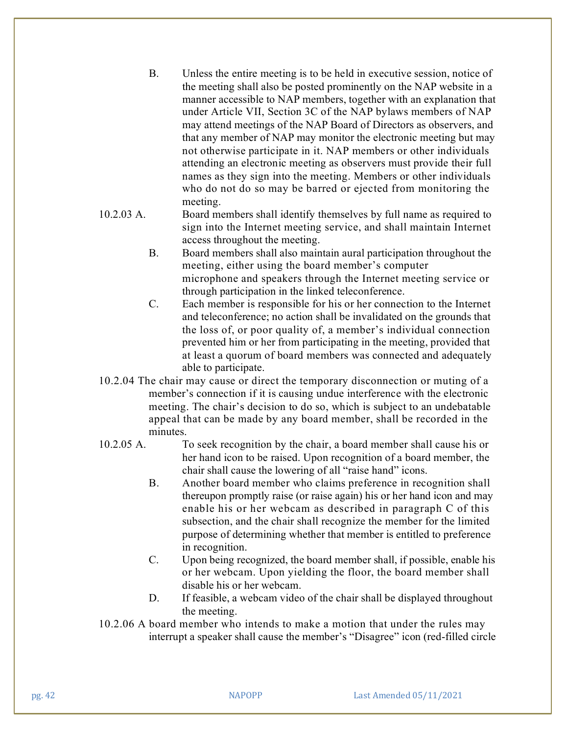B. Unless the entire meeting is to be held in executive session, notice of the meeting shall also be posted prominently on the NAP website in a manner accessible to NAP members, together with an explanation that under Article VII, Section 3C of the NAP bylaws members of NAP may attend meetings of the NAP Board of Directors as observers, and that any member of NAP may monitor the electronic meeting but may not otherwise participate in it. NAP members or other individuals attending an electronic meeting as observers must provide their full names as they sign into the meeting. Members or other individuals who do not do so may be barred or ejected from monitoring the meeting.

10.2.03 A. Board members shall identify themselves by full name as required to sign into the Internet meeting service, and shall maintain Internet access throughout the meeting.

B. Board members shall also maintain aural participation throughout the meeting, either using the board member's computer microphone and speakers through the Internet meeting service or through participation in the linked teleconference.

C. Each member is responsible for his or her connection to the Internet and teleconference; no action shall be invalidated on the grounds that the loss of, or poor quality of, a member's individual connection prevented him or her from participating in the meeting, provided that at least a quorum of board members was connected and adequately able to participate.

10.2.04 The chair may cause or direct the temporary disconnection or muting of a member's connection if it is causing undue interference with the electronic meeting. The chair's decision to do so, which is subject to an undebatable appeal that can be made by any board member, shall be recorded in the minutes.

10.2.05 A. To seek recognition by the chair, a board member shall cause his or her hand icon to be raised. Upon recognition of a board member, the chair shall cause the lowering of all "raise hand" icons.

B. Another board member who claims preference in recognition shall thereupon promptly raise (or raise again) his or her hand icon and may enable his or her webcam as described in paragraph C of this subsection, and the chair shall recognize the member for the limited purpose of determining whether that member is entitled to preference in recognition.

C. Upon being recognized, the board member shall, if possible, enable his or her webcam. Upon yielding the floor, the board member shall disable his or her webcam.

D. If feasible, a webcam video of the chair shall be displayed throughout the meeting.

10.2.06 A board member who intends to make a motion that under the rules may interrupt a speaker shall cause the member's "Disagree" icon (red-filled circle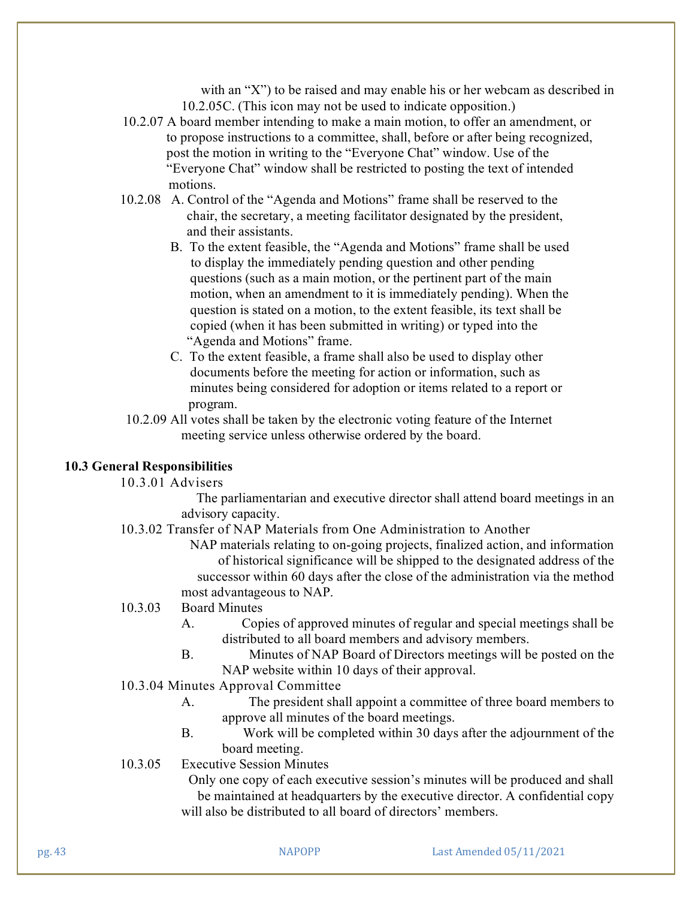with an "X") to be raised and may enable his or her webcam as described in 10.2.05C. (This icon may not be used to indicate opposition.)

10.2.07 A board member intending to make a main motion, to offer an amendment, or to propose instructions to a committee, shall, before or after being recognized, post the motion in writing to the "Everyone Chat" window. Use of the "Everyone Chat" window shall be restricted to posting the text of intended motions.

10.2.08 A. Control of the "Agenda and Motions" frame shall be reserved to the chair, the secretary, a meeting facilitator designated by the president, and their assistants.

B. To the extent feasible, the "Agenda and Motions" frame shall be used to display the immediately pending question and other pending questions (such as a main motion, or the pertinent part of the main motion, when an amendment to it is immediately pending). When the question is stated on a motion, to the extent feasible, its text shall be copied (when it has been submitted in writing) or typed into the "Agenda and Motions" frame.

C. To the extent feasible, a frame shall also be used to display other documents before the meeting for action or information, such as minutes being considered for adoption or items related to a report or program.

10.2.09 All votes shall be taken by the electronic voting feature of the Internet meeting service unless otherwise ordered by the board.

**10.3 General Responsibilities**

10.3.01 Advisers

The parliamentarian and executive director shall attend board meetings in an advisory capacity.

10.3.02 Transfer of NAP Materials from One Administration to Another

NAP materials relating to on-going projects, finalized action, and information of historical significance will be shipped to the designated address of the successor within 60 days after the close of the administration via the method most advantageous to NAP.

10.3.03 Board Minutes

A. Copies of approved minutes of regular and special meetings shall be distributed to all board members and advisory members.

B. Minutes of NAP Board of Directors meetings will be posted on the NAP website within 10 days of their approval.

10.3.04 Minutes Approval Committee

A. The president shall appoint a committee of three board members to approve all minutes of the board meetings.

B. Work will be completed within 30 days after the adjournment of the board meeting.

10.3.05 Executive Session Minutes

Only one copy of each executive session's minutes will be produced and shall be maintained at headquarters by the executive director. A confidential copy will also be distributed to all board of directors' members.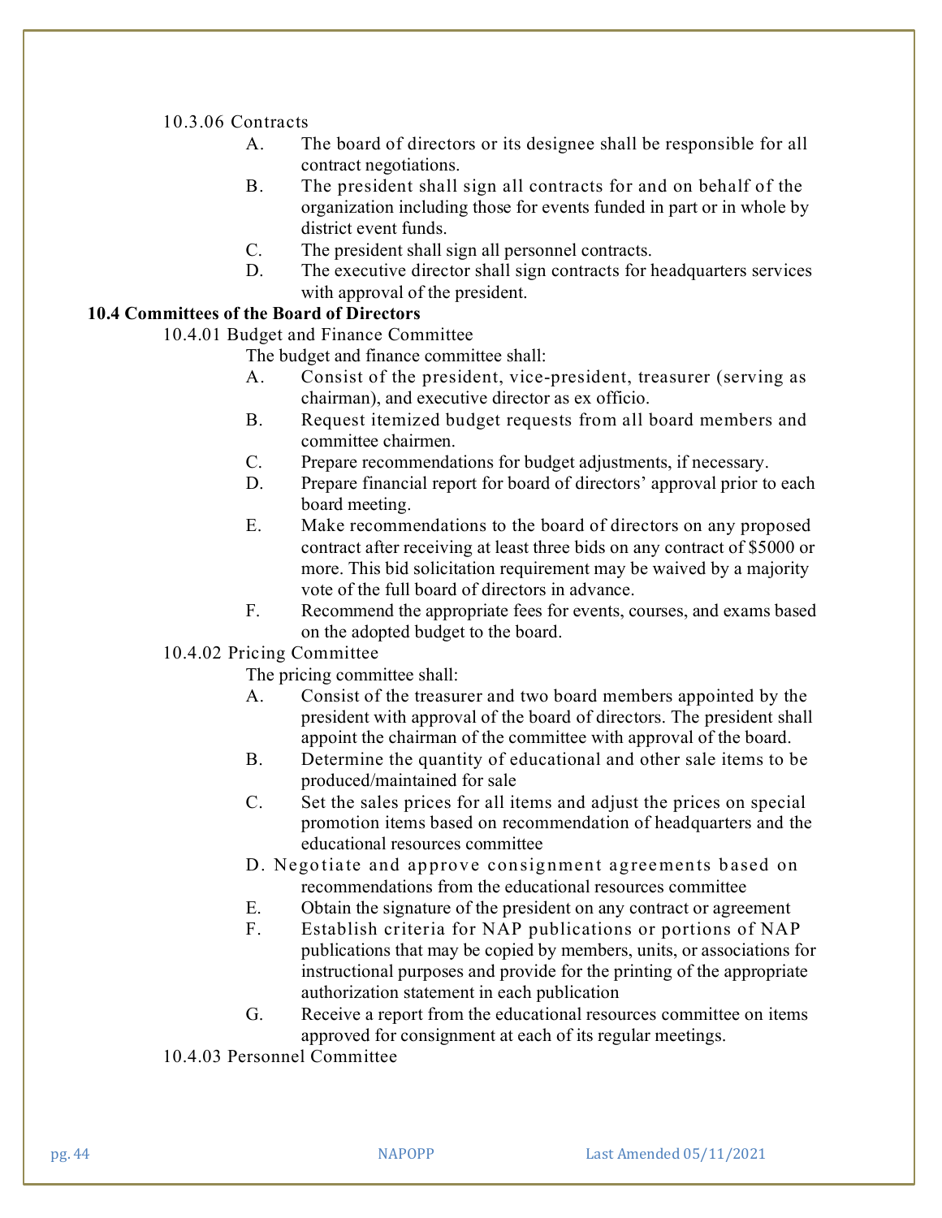10.3.06 Contracts

A. The board of directors or its designee shall be responsible for all contract negotiations.

B. The president shall sign all contracts for and on behalf of the organization including those for events funded in part or in whole by district event funds.

C. The president shall sign all personnel contracts.

D. The executive director shall sign contracts for headquarters services with approval of the president.

**10.4 Committees of the Board of Directors**

10.4.01 Budget and Finance Committee

The budget and finance committee shall:

A. Consist of the president, vice-president, treasurer (serving as chairman), and executive director as ex officio.

B. Request itemized budget requests from all board members and committee chairmen.

C. Prepare recommendations for budget adjustments, if necessary.

D. Prepare financial report for board of directors' approval prior to each board meeting.

E. Make recommendations to the board of directors on any proposed contract after receiving at least three bids on any contract of $5000 or more. This bid solicitation requirement may be waived by a majority vote of the full board of directors in advance.

F. Recommend the appropriate fees for events, courses, and exams based on the adopted budget to the board.

10.4.02 Pricing Committee

The pricing committee shall:

A. Consist of the treasurer and two board members appointed by the president with approval of the board of directors. The president shall appoint the chairman of the committee with approval of the board.

B. Determine the quantity of educational and other sale items to be produced/maintained for sale

C. Set the sales prices for all items and adjust the prices on special promotion items based on recommendation of headquarters and the educational resources committee

D. Negotiate and approve consignment agreements based on recommendations from the educational resources committee

E. Obtain the signature of the president on any contract or agreement

F. Establish criteria for NAP publications or portions of NAP publications that may be copied by members, units, or associations for instructional purposes and provide for the printing of the appropriate authorization statement in each publication

G. Receive a report from the educational resources committee on items approved for consignment at each of its regular meetings.

10.4.03 Personnel Committee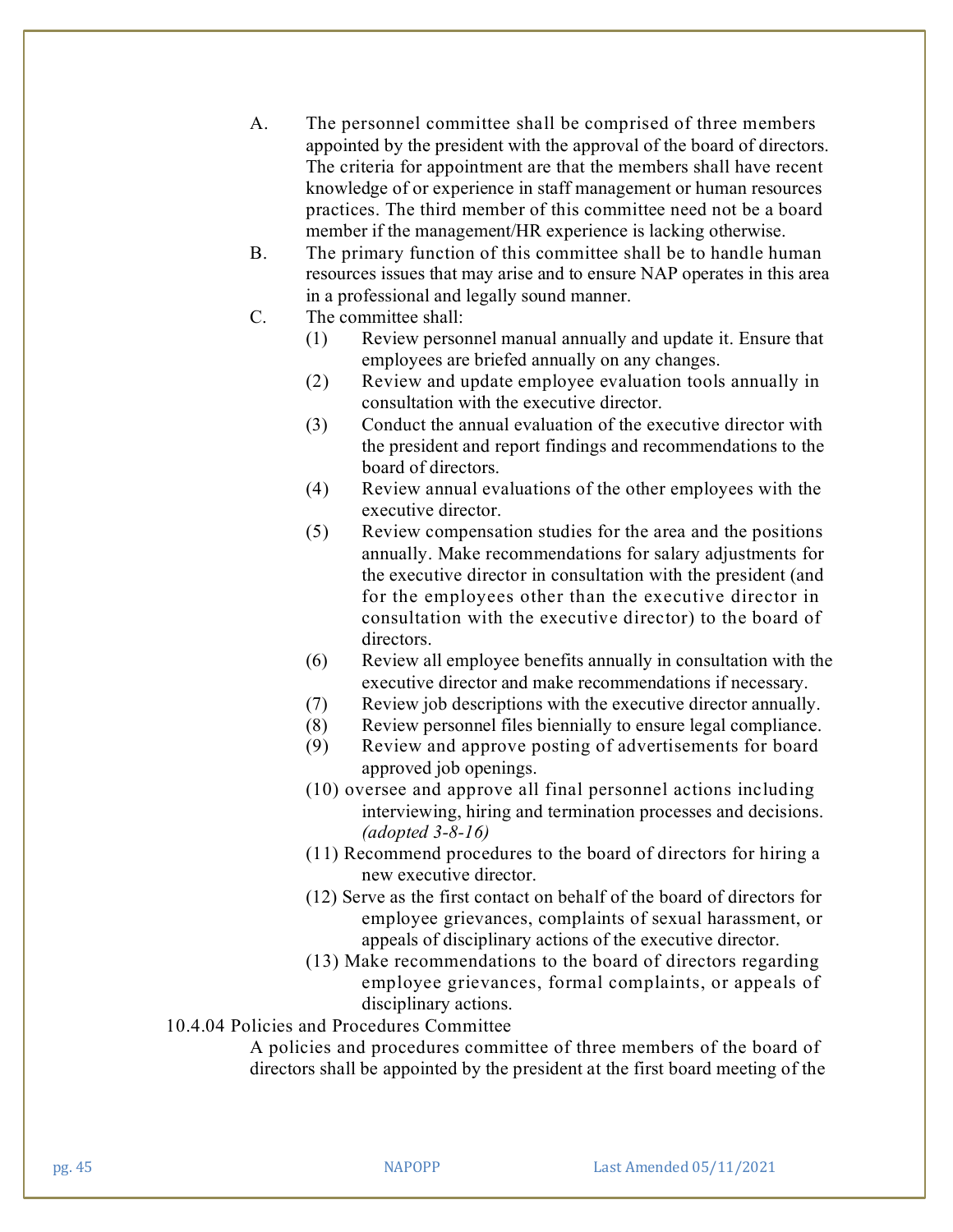A. The personnel committee shall be comprised of three members appointed by the president with the approval of the board of directors. The criteria for appointment are that the members shall have recent knowledge of or experience in staff management or human resources practices. The third member of this committee need not be a board member if the management/HR experience is lacking otherwise.

B. The primary function of this committee shall be to handle human resources issues that may arise and to ensure NAP operates in this area in a professional and legally sound manner.

C. The committee shall:

- (1) Review personnel manual annually and update it. Ensure that employees are briefed annually on any changes.
- (2) Review and update employee evaluation tools annually in consultation with the executive director.
- (3) Conduct the annual evaluation of the executive director with the president and report findings and recommendations to the board of directors.
- (4) Review annual evaluations of the other employees with the executive director.
- (5) Review compensation studies for the area and the positions annually. Make recommendations for salary adjustments for the executive director in consultation with the president (and for the employees other than the executive director in consultation with the executive director) to the board of directors.
- (6) Review all employee benefits annually in consultation with the executive director and make recommendations if necessary.
- (7) Review job descriptions with the executive director annually.
- (8) Review personnel files biennially to ensure legal compliance.
- (9) Review and approve posting of advertisements for board approved job openings.
- (10) oversee and approve all final personnel actions including interviewing, hiring and termination processes and decisions. *(adopted 3-8-16)*
- (11) Recommend procedures to the board of directors for hiring a new executive director.
- (12) Serve as the first contact on behalf of the board of directors for employee grievances, complaints of sexual harassment, or appeals of disciplinary actions of the executive director.
- (13) Make recommendations to the board of directors regarding employee grievances, formal complaints, or appeals of disciplinary actions.

10.4.04 Policies and Procedures Committee

A policies and procedures committee of three members of the board of directors shall be appointed by the president at the first board meeting of the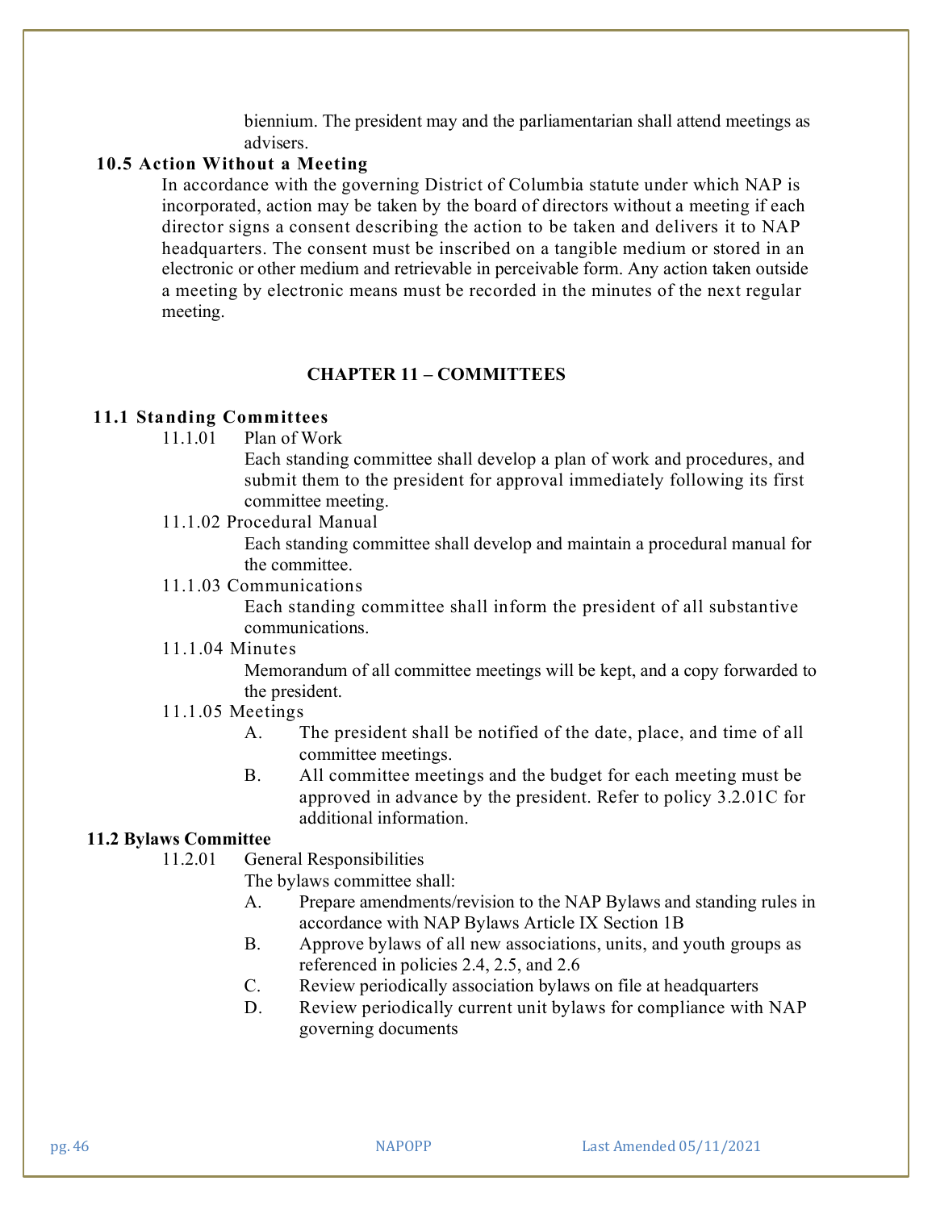biennium. The president may and the parliamentarian shall attend meetings as advisers.

### 10.5 Action Without a Meeting

In accordance with the governing District of Columbia statute under which NAP is incorporated, action may be taken by the board of directors without a meeting if each director signs a consent describing the action to be taken and delivers it to NAP headquarters. The consent must be inscribed on a tangible medium or stored in an electronic or other medium and retrievable in perceivable form. Any action taken outside a meeting by electronic means must be recorded in the minutes of the next regular meeting.

## CHAPTER 11 – COMMITTEES

### 11.1 Standing Committees

11.1.01 Plan of Work

Each standing committee shall develop a plan of work and procedures, and submit them to the president for approval immediately following its first committee meeting.

11.1.02 Procedural Manual

Each standing committee shall develop and maintain a procedural manual for the committee.

11.1.03 Communications

Each standing committee shall inform the president of all substantive communications.

11.1.04 Minutes

Memorandum of all committee meetings will be kept, and a copy forwarded to the president.

11.1.05 Meetings

- A. The president shall be notified of the date, place, and time of all committee meetings.
- B. All committee meetings and the budget for each meeting must be approved in advance by the president. Refer to policy 3.2.01C for additional information.

### 11.2 Bylaws Committee

11.2.01 General Responsibilities

The bylaws committee shall:

- A. Prepare amendments/revision to the NAP Bylaws and standing rules in accordance with NAP Bylaws Article IX Section 1B
- B. Approve bylaws of all new associations, units, and youth groups as referenced in policies 2.4, 2.5, and 2.6
- C. Review periodically association bylaws on file at headquarters
- D. Review periodically current unit bylaws for compliance with NAP governing documents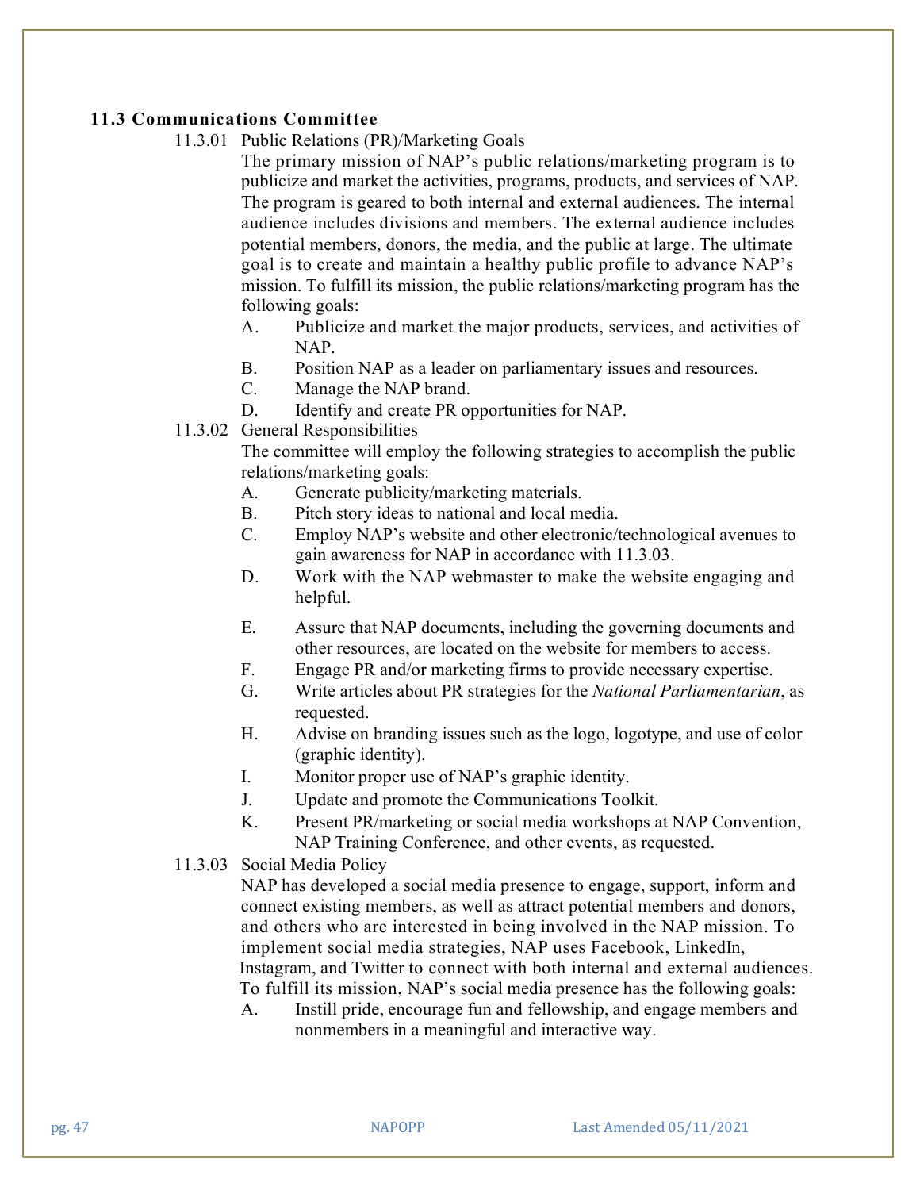## 11.3 Communications Committee

11.3.01 Public Relations (PR)/Marketing Goals

The primary mission of NAP's public relations/marketing program is to publicize and market the activities, programs, products, and services of NAP. The program is geared to both internal and external audiences. The internal audience includes divisions and members. The external audience includes potential members, donors, the media, and the public at large. The ultimate goal is to create and maintain a healthy public profile to advance NAP's mission. To fulfill its mission, the public relations/marketing program has the following goals:

A. Publicize and market the major products, services, and activities of NAP.
B. Position NAP as a leader on parliamentary issues and resources.
C. Manage the NAP brand.
D. Identify and create PR opportunities for NAP.

11.3.02 General Responsibilities

The committee will employ the following strategies to accomplish the public relations/marketing goals:

A. Generate publicity/marketing materials.
B. Pitch story ideas to national and local media.
C. Employ NAP's website and other electronic/technological avenues to gain awareness for NAP in accordance with 11.3.03.
D. Work with the NAP webmaster to make the website engaging and helpful.
E. Assure that NAP documents, including the governing documents and other resources, are located on the website for members to access.
F. Engage PR and/or marketing firms to provide necessary expertise.
G. Write articles about PR strategies for the *National Parliamentarian*, as requested.
H. Advise on branding issues such as the logo, logotype, and use of color (graphic identity).
I. Monitor proper use of NAP's graphic identity.
J. Update and promote the Communications Toolkit.
K. Present PR/marketing or social media workshops at NAP Convention, NAP Training Conference, and other events, as requested.

11.3.03 Social Media Policy

NAP has developed a social media presence to engage, support, inform and connect existing members, as well as attract potential members and donors, and others who are interested in being involved in the NAP mission. To implement social media strategies, NAP uses Facebook, LinkedIn, Instagram, and Twitter to connect with both internal and external audiences. To fulfill its mission, NAP's social media presence has the following goals:

A. Instill pride, encourage fun and fellowship, and engage members and nonmembers in a meaningful and interactive way.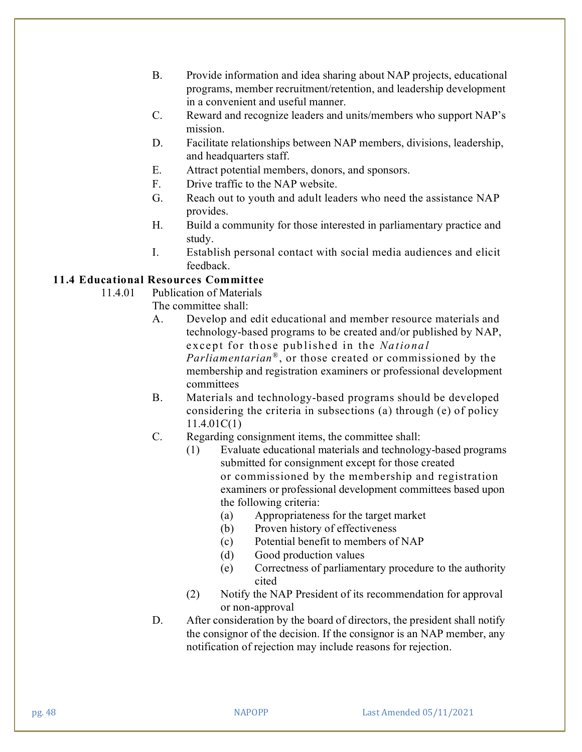B. Provide information and idea sharing about NAP projects, educational programs, member recruitment/retention, and leadership development in a convenient and useful manner.

C. Reward and recognize leaders and units/members who support NAP's mission.

D. Facilitate relationships between NAP members, divisions, leadership, and headquarters staff.

E. Attract potential members, donors, and sponsors.

F. Drive traffic to the NAP website.

G. Reach out to youth and adult leaders who need the assistance NAP provides.

H. Build a community for those interested in parliamentary practice and study.

I. Establish personal contact with social media audiences and elicit feedback.

### 11.4 Educational Resources Committee

11.4.01 Publication of Materials

The committee shall:

A. Develop and edit educational and member resource materials and technology-based programs to be created and/or published by NAP, except for those published in the *National Parliamentarian®*, or those created or commissioned by the membership and registration examiners or professional development committees

B. Materials and technology-based programs should be developed considering the criteria in subsections (a) through (e) of policy 11.4.01C(1)

C. Regarding consignment items, the committee shall:

 (1) Evaluate educational materials and technology-based programs submitted for consignment except for those created or commissioned by the membership and registration examiners or professional development committees based upon the following criteria:

  (a) Appropriateness for the target market

  (b) Proven history of effectiveness

  (c) Potential benefit to members of NAP

  (d) Good production values

  (e) Correctness of parliamentary procedure to the authority cited

 (2) Notify the NAP President of its recommendation for approval or non-approval

D. After consideration by the board of directors, the president shall notify the consignor of the decision. If the consignor is an NAP member, any notification of rejection may include reasons for rejection.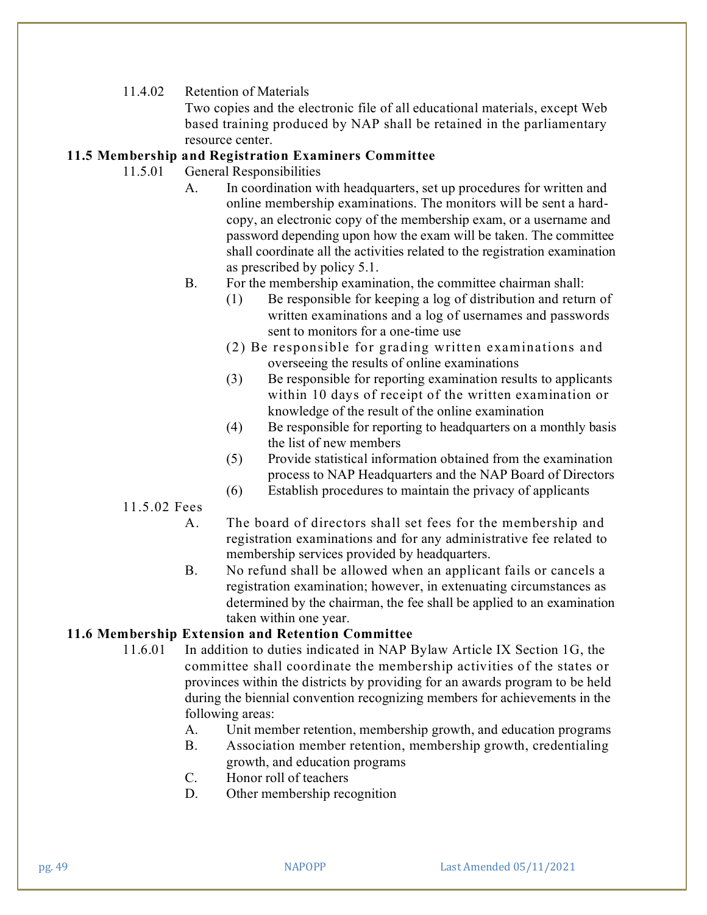11.4.02 Retention of Materials

Two copies and the electronic file of all educational materials, except Web based training produced by NAP shall be retained in the parliamentary resource center.

**11.5 Membership and Registration Examiners Committee**

11.5.01 General Responsibilities

A. In coordination with headquarters, set up procedures for written and online membership examinations. The monitors will be sent a hard-copy, an electronic copy of the membership exam, or a username and password depending upon how the exam will be taken. The committee shall coordinate all the activities related to the registration examination as prescribed by policy 5.1.

B. For the membership examination, the committee chairman shall:

(1) Be responsible for keeping a log of distribution and return of written examinations and a log of usernames and passwords sent to monitors for a one-time use

(2) Be responsible for grading written examinations and overseeing the results of online examinations

(3) Be responsible for reporting examination results to applicants within 10 days of receipt of the written examination or knowledge of the result of the online examination

(4) Be responsible for reporting to headquarters on a monthly basis the list of new members

(5) Provide statistical information obtained from the examination process to NAP Headquarters and the NAP Board of Directors

(6) Establish procedures to maintain the privacy of applicants

11.5.02 Fees

A. The board of directors shall set fees for the membership and registration examinations and for any administrative fee related to membership services provided by headquarters.

B. No refund shall be allowed when an applicant fails or cancels a registration examination; however, in extenuating circumstances as determined by the chairman, the fee shall be applied to an examination taken within one year.

**11.6 Membership Extension and Retention Committee**

11.6.01 In addition to duties indicated in NAP Bylaw Article IX Section 1G, the committee shall coordinate the membership activities of the states or provinces within the districts by providing for an awards program to be held during the biennial convention recognizing members for achievements in the following areas:

A. Unit member retention, membership growth, and education programs

B. Association member retention, membership growth, credentialing growth, and education programs

C. Honor roll of teachers

D. Other membership recognition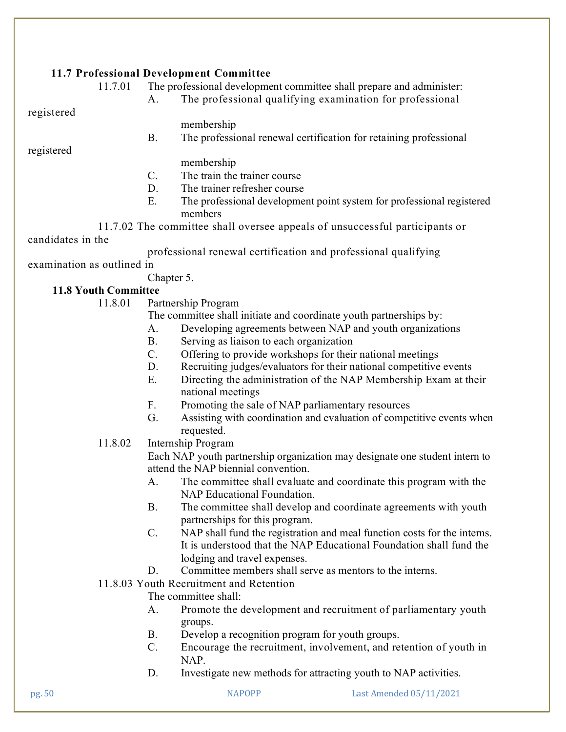### 11.7 Professional Development Committee

11.7.01 The professional development committee shall prepare and administer:

- A. The professional qualifying examination for professional registered membership
- B. The professional renewal certification for retaining professional registered membership
- C. The train the trainer course
- D. The trainer refresher course
- E. The professional development point system for professional registered members

11.7.02 The committee shall oversee appeals of unsuccessful participants or candidates in the professional renewal certification and professional qualifying examination as outlined in Chapter 5.

### 11.8 Youth Committee

11.8.01 Partnership Program

The committee shall initiate and coordinate youth partnerships by:

- A. Developing agreements between NAP and youth organizations
- B. Serving as liaison to each organization
- C. Offering to provide workshops for their national meetings
- D. Recruiting judges/evaluators for their national competitive events
- E. Directing the administration of the NAP Membership Exam at their national meetings
- F. Promoting the sale of NAP parliamentary resources
- G. Assisting with coordination and evaluation of competitive events when requested.

11.8.02 Internship Program

Each NAP youth partnership organization may designate one student intern to attend the NAP biennial convention.

- A. The committee shall evaluate and coordinate this program with the NAP Educational Foundation.
- B. The committee shall develop and coordinate agreements with youth partnerships for this program.
- C. NAP shall fund the registration and meal function costs for the interns. It is understood that the NAP Educational Foundation shall fund the lodging and travel expenses.
- D. Committee members shall serve as mentors to the interns.

11.8.03 Youth Recruitment and Retention

The committee shall:

- A. Promote the development and recruitment of parliamentary youth groups.
- B. Develop a recognition program for youth groups.
- C. Encourage the recruitment, involvement, and retention of youth in NAP.
- D. Investigate new methods for attracting youth to NAP activities.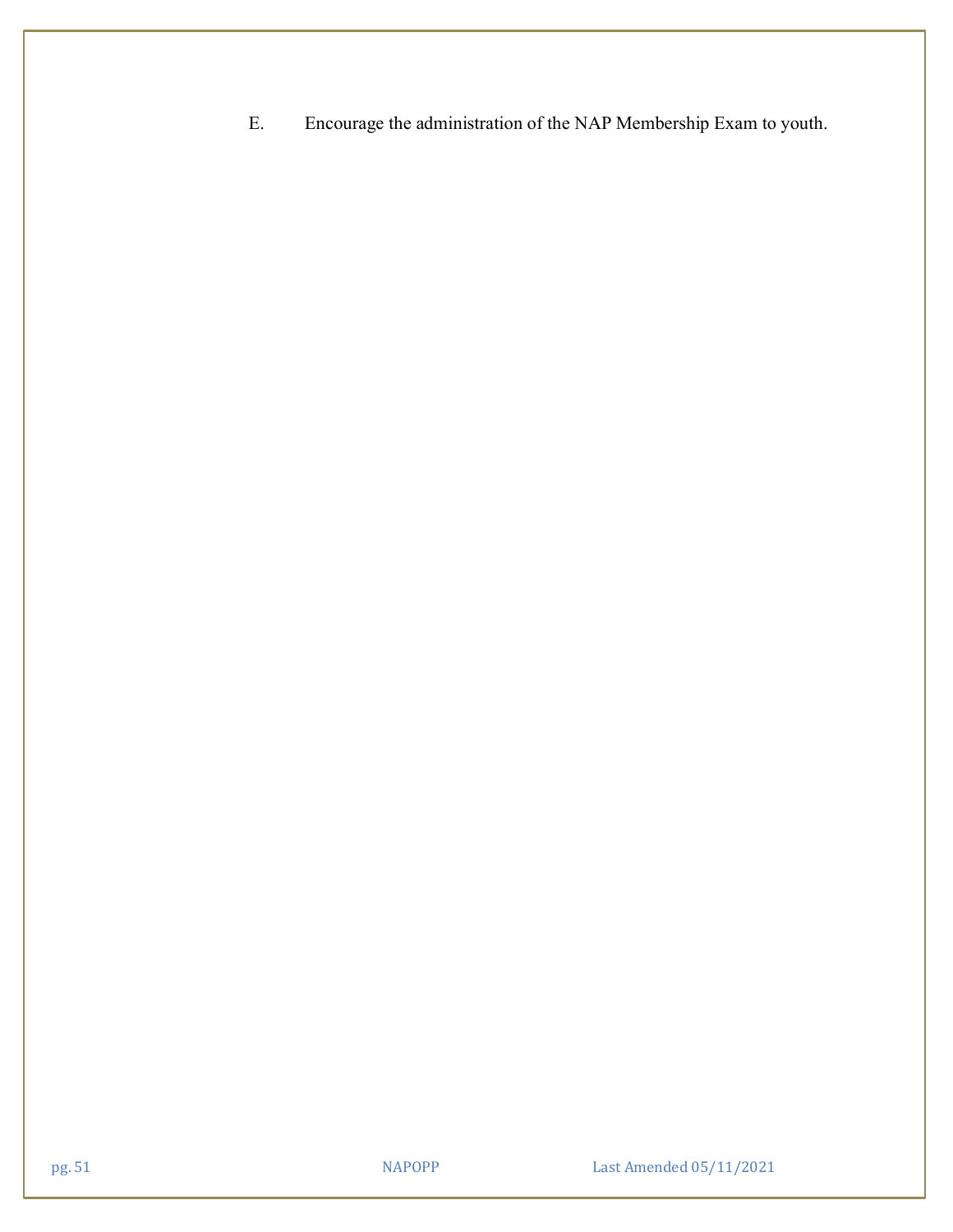E. Encourage the administration of the NAP Membership Exam to youth.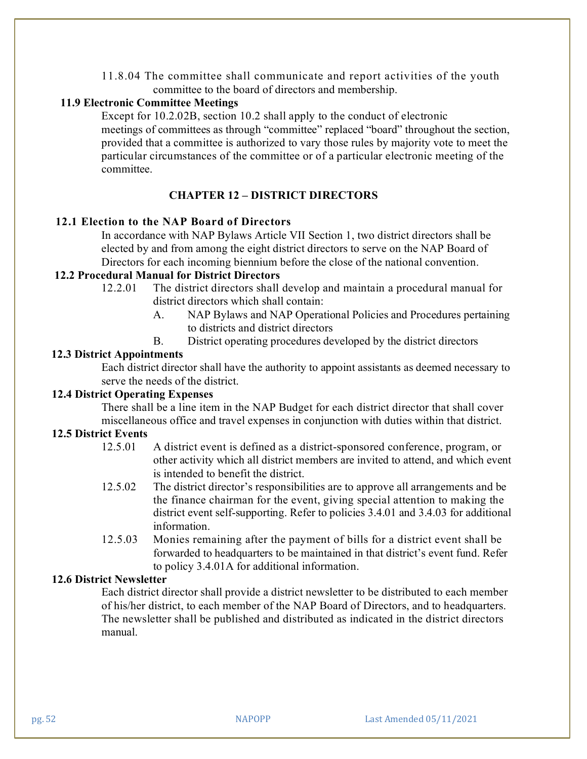11.8.04 The committee shall communicate and report activities of the youth committee to the board of directors and membership.

**11.9 Electronic Committee Meetings**

Except for 10.2.02B, section 10.2 shall apply to the conduct of electronic meetings of committees as through "committee" replaced "board" throughout the section, provided that a committee is authorized to vary those rules by majority vote to meet the particular circumstances of the committee or of a particular electronic meeting of the committee.

## CHAPTER 12 – DISTRICT DIRECTORS

**12.1 Election to the NAP Board of Directors**

In accordance with NAP Bylaws Article VII Section 1, two district directors shall be elected by and from among the eight district directors to serve on the NAP Board of Directors for each incoming biennium before the close of the national convention.

**12.2 Procedural Manual for District Directors**

12.2.01 The district directors shall develop and maintain a procedural manual for district directors which shall contain:

- A. NAP Bylaws and NAP Operational Policies and Procedures pertaining to districts and district directors
- B. District operating procedures developed by the district directors

**12.3 District Appointments**

Each district director shall have the authority to appoint assistants as deemed necessary to serve the needs of the district.

**12.4 District Operating Expenses**

There shall be a line item in the NAP Budget for each district director that shall cover miscellaneous office and travel expenses in conjunction with duties within that district.

**12.5 District Events**

12.5.01 A district event is defined as a district-sponsored conference, program, or other activity which all district members are invited to attend, and which event is intended to benefit the district.

12.5.02 The district director's responsibilities are to approve all arrangements and be the finance chairman for the event, giving special attention to making the district event self-supporting. Refer to policies 3.4.01 and 3.4.03 for additional information.

12.5.03 Monies remaining after the payment of bills for a district event shall be forwarded to headquarters to be maintained in that district's event fund. Refer to policy 3.4.01A for additional information.

**12.6 District Newsletter**

Each district director shall provide a district newsletter to be distributed to each member of his/her district, to each member of the NAP Board of Directors, and to headquarters. The newsletter shall be published and distributed as indicated in the district directors manual.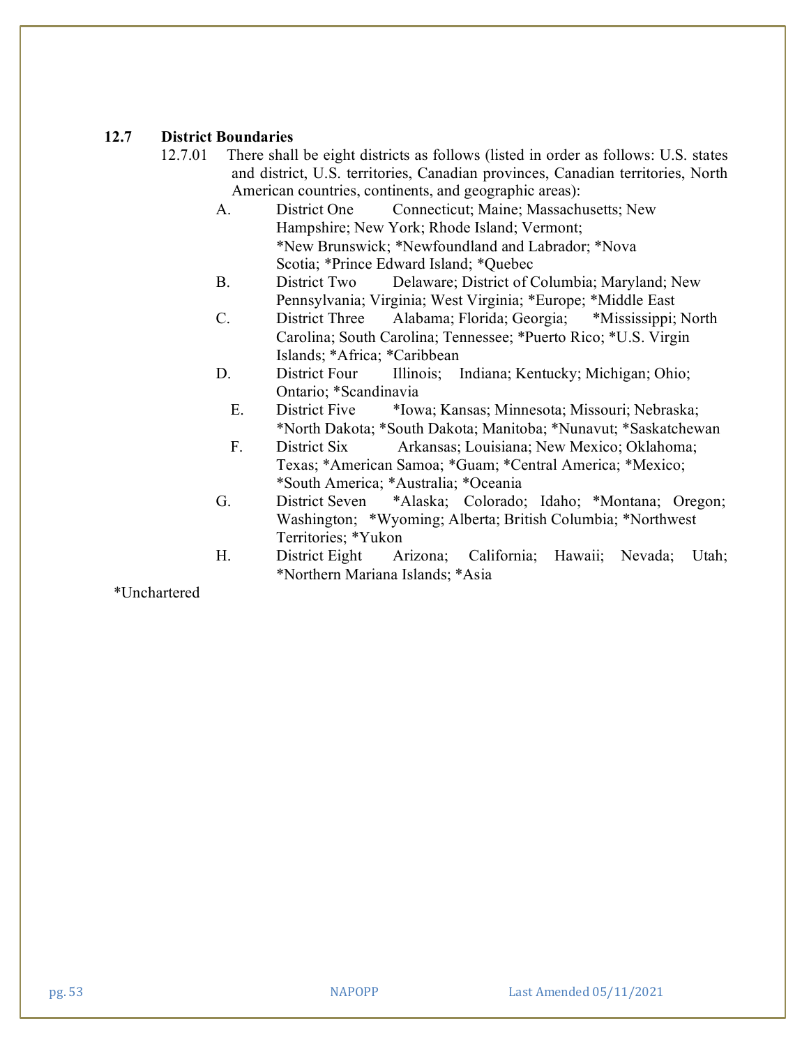## 12.7 District Boundaries

12.7.01 There shall be eight districts as follows (listed in order as follows: U.S. states and district, U.S. territories, Canadian provinces, Canadian territories, North American countries, continents, and geographic areas):

A. District One Connecticut; Maine; Massachusetts; New Hampshire; New York; Rhode Island; Vermont; *New Brunswick; *Newfoundland and Labrador; *Nova Scotia; *Prince Edward Island; *Quebec

B. District Two Delaware; District of Columbia; Maryland; New Pennsylvania; Virginia; West Virginia; *Europe; *Middle East

C. District Three Alabama; Florida; Georgia; *Mississippi; North Carolina; South Carolina; Tennessee; *Puerto Rico; *U.S. Virgin Islands; *Africa; *Caribbean

D. District Four Illinois; Indiana; Kentucky; Michigan; Ohio; Ontario; *Scandinavia

E. District Five *Iowa; Kansas; Minnesota; Missouri; Nebraska; *North Dakota; *South Dakota; Manitoba; *Nunavut; *Saskatchewan

F. District Six Arkansas; Louisiana; New Mexico; Oklahoma; Texas; *American Samoa; *Guam; *Central America; *Mexico; *South America; *Australia; *Oceania

G. District Seven *Alaska; Colorado; Idaho; *Montana; Oregon; Washington; *Wyoming; Alberta; British Columbia; *Northwest Territories; *Yukon

H. District Eight Arizona; California; Hawaii; Nevada; Utah; *Northern Mariana Islands; *Asia

*Unchartered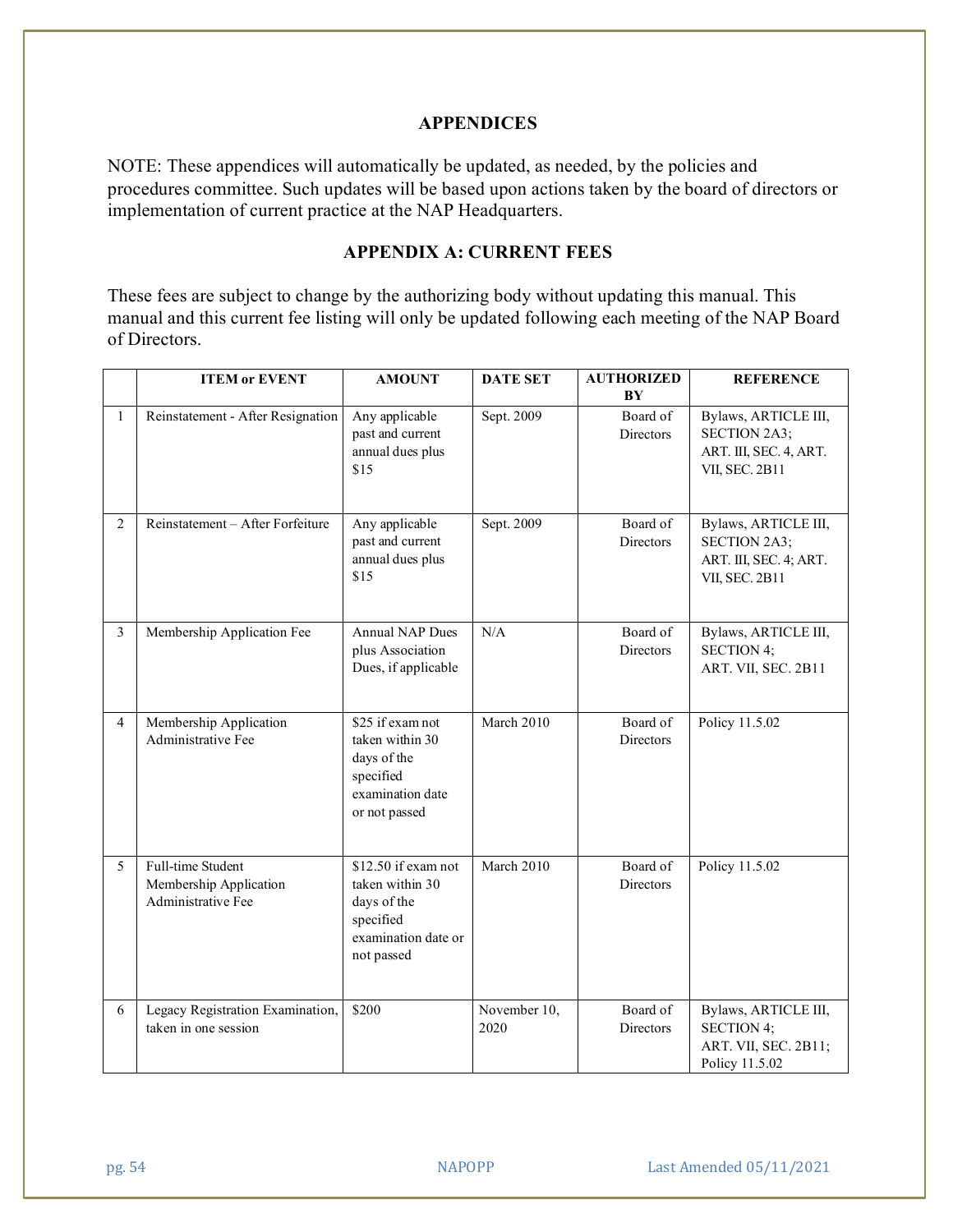# APPENDICES

NOTE: These appendices will automatically be updated, as needed, by the policies and procedures committee. Such updates will be based upon actions taken by the board of directors or implementation of current practice at the NAP Headquarters.

## APPENDIX A: CURRENT FEES

These fees are subject to change by the authorizing body without updating this manual. This manual and this current fee listing will only be updated following each meeting of the NAP Board of Directors.

| | ITEM or EVENT | AMOUNT | DATE SET | AUTHORIZED BY | REFERENCE |
|---|---|---|---|---|---|
| 1 | Reinstatement - After Resignation | Any applicable past and current annual dues plus $15 | Sept. 2009 | Board of Directors | Bylaws, ARTICLE III, SECTION 2A3; ART. III, SEC. 4, ART. VII, SEC. 2B11 |
| 2 | Reinstatement – After Forfeiture | Any applicable past and current annual dues plus $15 | Sept. 2009 | Board of Directors | Bylaws, ARTICLE III, SECTION 2A3; ART. III, SEC. 4; ART. VII, SEC. 2B11 |
| 3 | Membership Application Fee | Annual NAP Dues plus Association Dues, if applicable | N/A | Board of Directors | Bylaws, ARTICLE III, SECTION 4; ART. VII, SEC. 2B11 |
| 4 | Membership Application Administrative Fee | $25 if exam not taken within 30 days of the specified examination date or not passed | March 2010 | Board of Directors | Policy 11.5.02 |
| 5 | Full-time Student Membership Application Administrative Fee | $12.50 if exam not taken within 30 days of the specified examination date or not passed | March 2010 | Board of Directors | Policy 11.5.02 |
| 6 | Legacy Registration Examination, taken in one session | $200 | November 10, 2020 | Board of Directors | Bylaws, ARTICLE III, SECTION 4; ART. VII, SEC. 2B11; Policy 11.5.02 |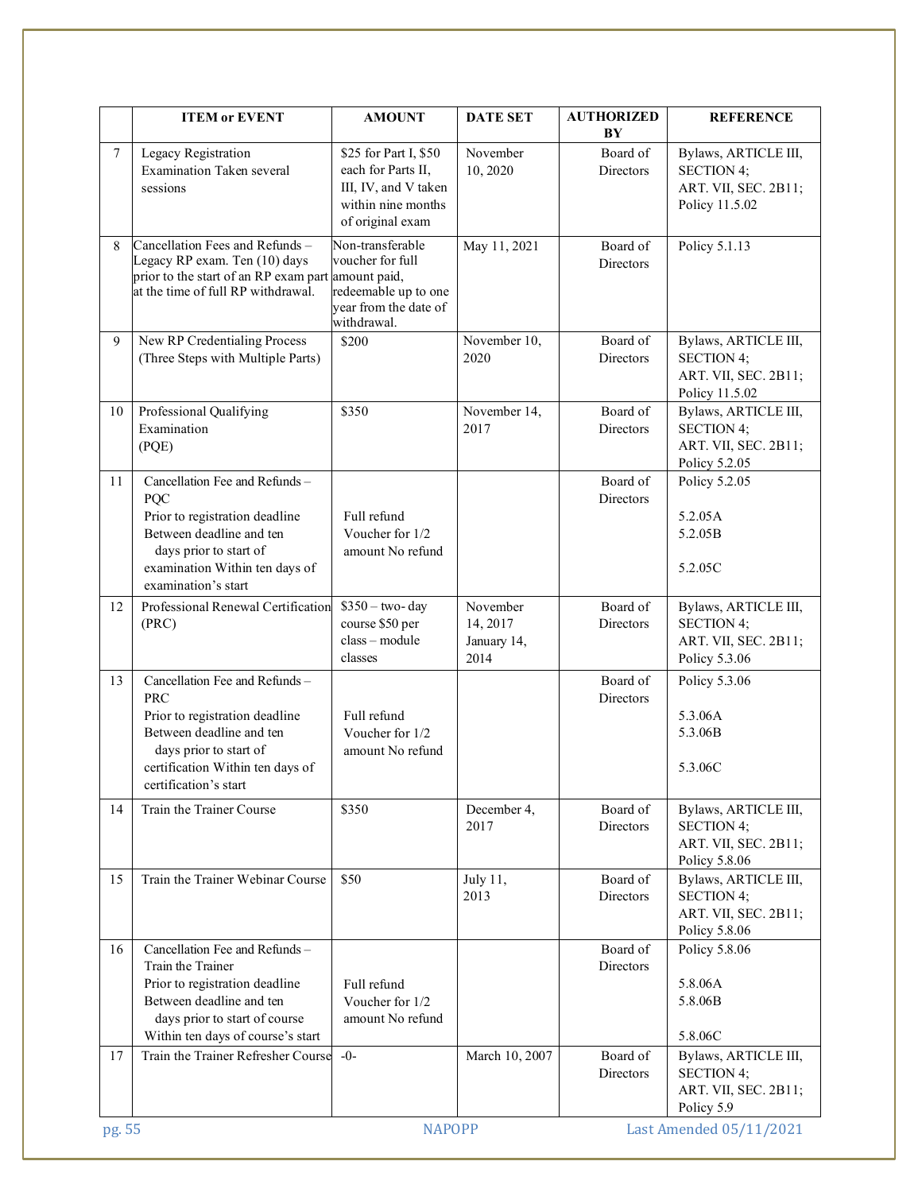| | ITEM or EVENT | AMOUNT | DATE SET | AUTHORIZED BY | REFERENCE |
|---|---|---|---|---|---|
| 7 | Legacy Registration Examination Taken several sessions | $25 for Part I, $50 each for Parts II, III, IV, and V taken within nine months of original exam | November 10, 2020 | Board of Directors | Bylaws, ARTICLE III, SECTION 4; ART. VII, SEC. 2B11; Policy 11.5.02 |
| 8 | Cancellation Fees and Refunds – Legacy RP exam. Ten (10) days prior to the start of an RP exam part at the time of full RP withdrawal. | Non-transferable voucher for full amount paid, redeemable up to one year from the date of withdrawal. | May 11, 2021 | Board of Directors | Policy 5.1.13 |
| 9 | New RP Credentialing Process (Three Steps with Multiple Parts) | $200 | November 10, 2020 | Board of Directors | Bylaws, ARTICLE III, SECTION 4; ART. VII, SEC. 2B11; Policy 11.5.02 |
| 10 | Professional Qualifying Examination (PQE) | $350 | November 14, 2017 | Board of Directors | Bylaws, ARTICLE III, SECTION 4; ART. VII, SEC. 2B11; Policy 5.2.05 |
| 11 | Cancellation Fee and Refunds – PQC<br>Prior to registration deadline<br>Between deadline and ten days prior to start of examination<br>Within ten days of examination's start | <br>Full refund<br>Voucher for 1/2 amount<br>No refund | | Board of Directors | Policy 5.2.05<br>5.2.05A<br>5.2.05B<br>5.2.05C |
| 12 | Professional Renewal Certification (PRC) | $350 – two- day course<br>$50 per class – module classes | November 14, 2017<br>January 14, 2014 | Board of Directors | Bylaws, ARTICLE III, SECTION 4; ART. VII, SEC. 2B11; Policy 5.3.06 |
| 13 | Cancellation Fee and Refunds – PRC<br>Prior to registration deadline<br>Between deadline and ten days prior to start of certification<br>Within ten days of certification's start | <br>Full refund<br>Voucher for 1/2 amount<br>No refund | | Board of Directors | Policy 5.3.06<br>5.3.06A<br>5.3.06B<br>5.3.06C |
| 14 | Train the Trainer Course | $350 | December 4, 2017 | Board of Directors | Bylaws, ARTICLE III, SECTION 4; ART. VII, SEC. 2B11; Policy 5.8.06 |
| 15 | Train the Trainer Webinar Course | $50 | July 11, 2013 | Board of Directors | Bylaws, ARTICLE III, SECTION 4; ART. VII, SEC. 2B11; Policy 5.8.06 |
| 16 | Cancellation Fee and Refunds – Train the Trainer<br>Prior to registration deadline<br>Between deadline and ten days prior to start of course<br>Within ten days of course's start | <br>Full refund<br>Voucher for 1/2 amount<br>No refund | | Board of Directors | Policy 5.8.06<br>5.8.06A<br>5.8.06B<br>5.8.06C |
| 17 | Train the Trainer Refresher Course | -0- | March 10, 2007 | Board of Directors | Bylaws, ARTICLE III, SECTION 4; ART. VII, SEC. 2B11; Policy 5.9 |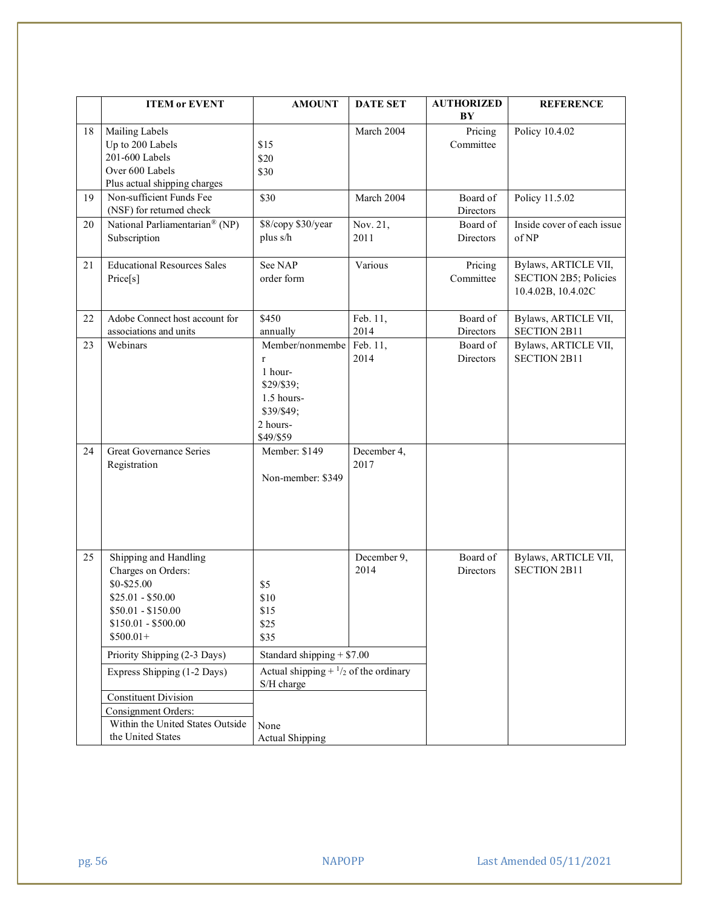| | ITEM or EVENT | AMOUNT | DATE SET | AUTHORIZED BY | REFERENCE |
|---|---|---|---|---|---|
| 18 | Mailing Labels<br>Up to 200 Labels<br>201-600 Labels<br>Over 600 Labels<br>Plus actual shipping charges | <br>$15<br>$20<br>$30 | March 2004 | Pricing Committee | Policy 10.4.02 |
| 19 | Non-sufficient Funds Fee (NSF) for returned check | $30 | March 2004 | Board of Directors | Policy 11.5.02 |
| 20 | National Parliamentarian® (NP) Subscription | $8/copy $30/year plus s/h | Nov. 21, 2011 | Board of Directors | Inside cover of each issue of NP |
| 21 | Educational Resources Sales Price[s] | See NAP order form | Various | Pricing Committee | Bylaws, ARTICLE VII, SECTION 2B5; Policies 10.4.02B, 10.4.02C |
| 22 | Adobe Connect host account for associations and units | $450 annually | Feb. 11, 2014 | Board of Directors | Bylaws, ARTICLE VII, SECTION 2B11 |
| 23 | Webinars | Member/nonmember<br>1 hour- $29/$39;<br>1.5 hours- $39/$49;<br>2 hours- $49/$59 | Feb. 11, 2014 | Board of Directors | Bylaws, ARTICLE VII, SECTION 2B11 |
| 24 | Great Governance Series Registration | Member: $149<br><br>Non-member: $349 | December 4, 2017 | | |
| 25 | Shipping and Handling Charges on Orders:<br>$0-$25.00<br>$25.01 - $50.00<br>$50.01 - $150.00<br>$150.01 - $500.00<br>$500.01+ | <br>$5<br>$10<br>$15<br>$25<br>$35 | December 9, 2014 | Board of Directors | Bylaws, ARTICLE VII, SECTION 2B11 |
| | Priority Shipping (2-3 Days) | Standard shipping + $7.00 | | | |
| | Express Shipping (1-2 Days) | Actual shipping + 1/2 of the ordinary S/H charge | | | |
| | Constituent Division<br>Consignment Orders:<br>Within the United States Outside the United States | <br><br>None<br>Actual Shipping | | | |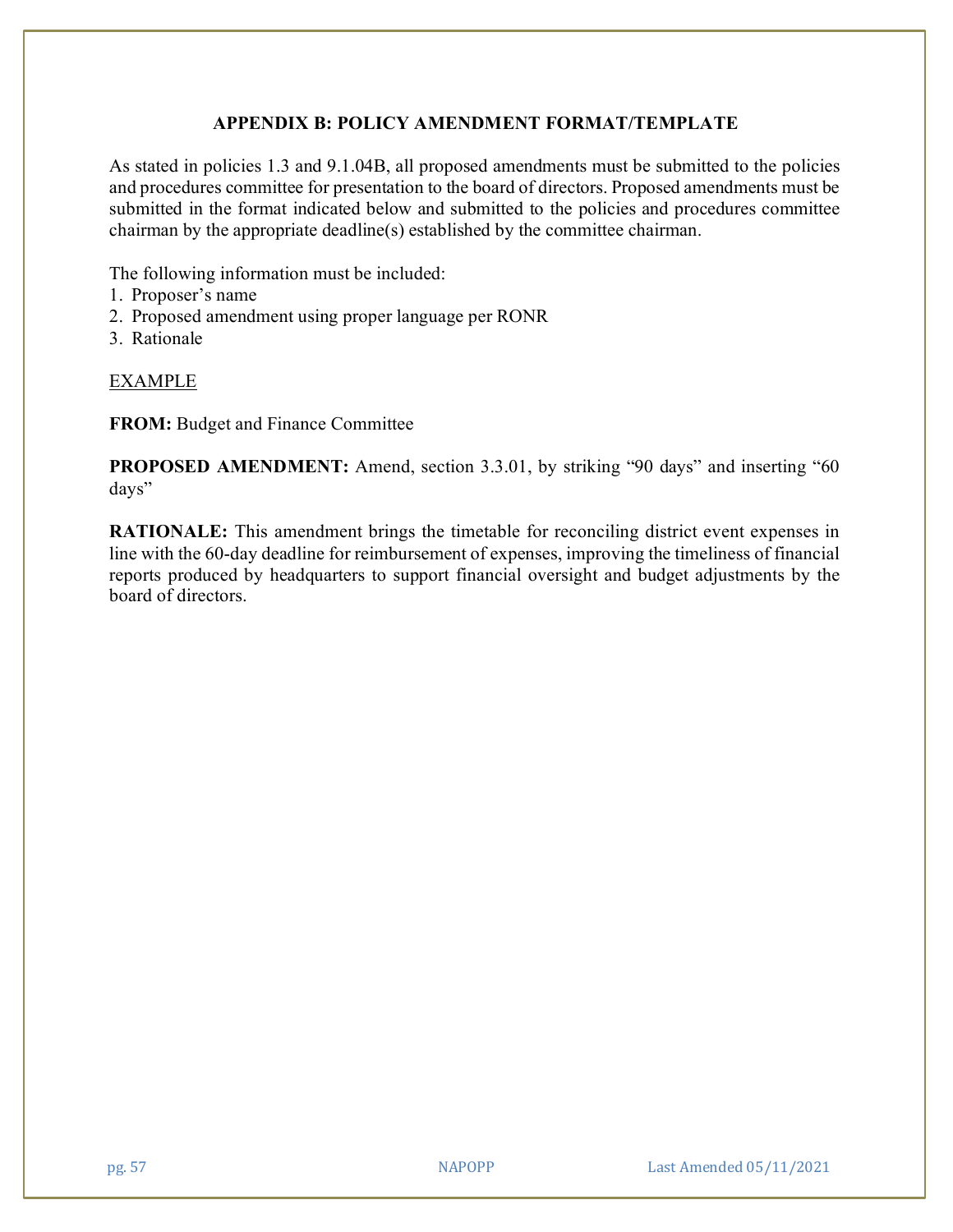## APPENDIX B: POLICY AMENDMENT FORMAT/TEMPLATE

As stated in policies 1.3 and 9.1.04B, all proposed amendments must be submitted to the policies and procedures committee for presentation to the board of directors. Proposed amendments must be submitted in the format indicated below and submitted to the policies and procedures committee chairman by the appropriate deadline(s) established by the committee chairman.

The following information must be included:

1. Proposer's name
2. Proposed amendment using proper language per RONR
3. Rationale

<u>EXAMPLE</u>

**FROM:** Budget and Finance Committee

**PROPOSED AMENDMENT:** Amend, section 3.3.01, by striking "90 days" and inserting "60 days"

**RATIONALE:** This amendment brings the timetable for reconciling district event expenses in line with the 60-day deadline for reimbursement of expenses, improving the timeliness of financial reports produced by headquarters to support financial oversight and budget adjustments by the board of directors.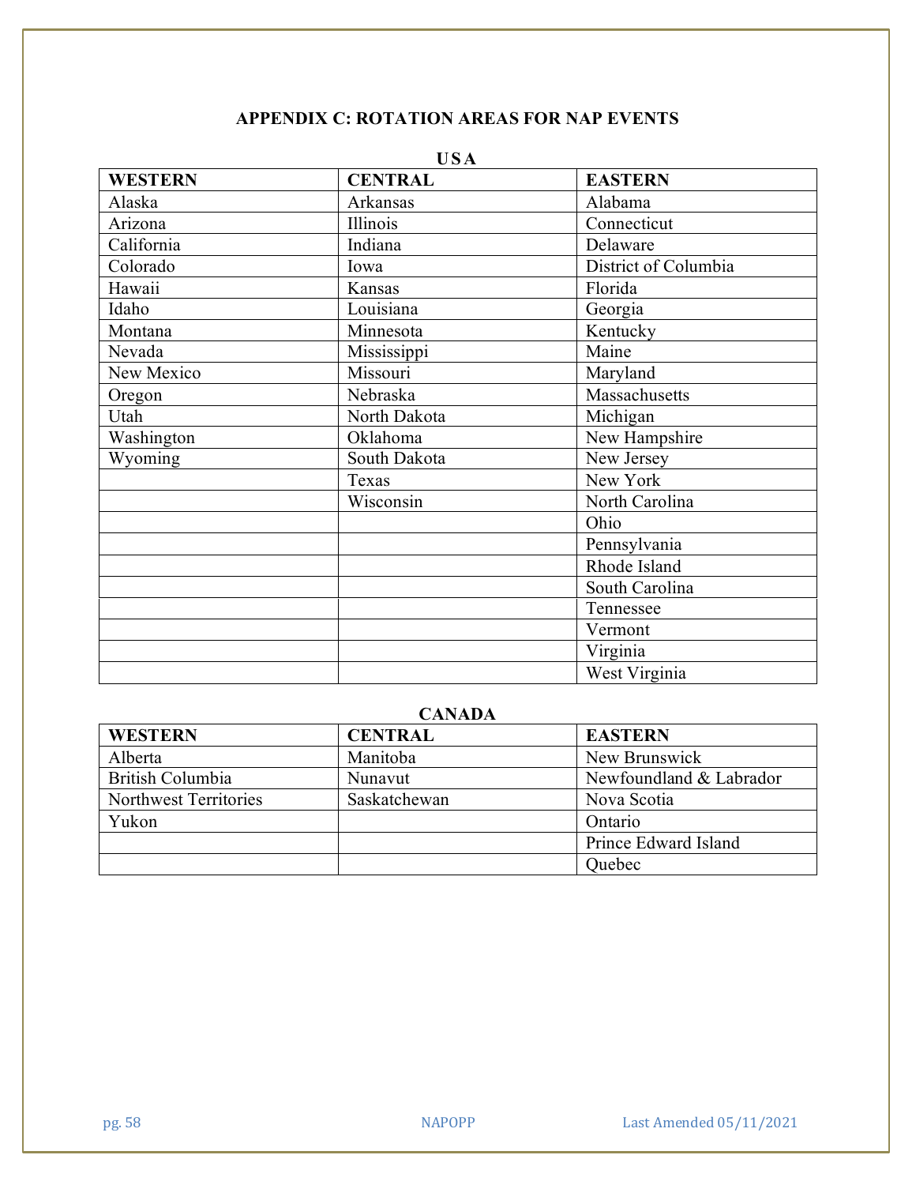## APPENDIX C: ROTATION AREAS FOR NAP EVENTS

**USA**

| WESTERN | CENTRAL | EASTERN |
|---|---|---|
| Alaska | Arkansas | Alabama |
| Arizona | Illinois | Connecticut |
| California | Indiana | Delaware |
| Colorado | Iowa | District of Columbia |
| Hawaii | Kansas | Florida |
| Idaho | Louisiana | Georgia |
| Montana | Minnesota | Kentucky |
| Nevada | Mississippi | Maine |
| New Mexico | Missouri | Maryland |
| Oregon | Nebraska | Massachusetts |
| Utah | North Dakota | Michigan |
| Washington | Oklahoma | New Hampshire |
| Wyoming | South Dakota | New Jersey |
| | Texas | New York |
| | Wisconsin | North Carolina |
| | | Ohio |
| | | Pennsylvania |
| | | Rhode Island |
| | | South Carolina |
| | | Tennessee |
| | | Vermont |
| | | Virginia |
| | | West Virginia |

**CANADA**

| WESTERN | CENTRAL | EASTERN |
|---|---|---|
| Alberta | Manitoba | New Brunswick |
| British Columbia | Nunavut | Newfoundland & Labrador |
| Northwest Territories | Saskatchewan | Nova Scotia |
| Yukon | | Ontario |
| | | Prince Edward Island |
| | | Quebec |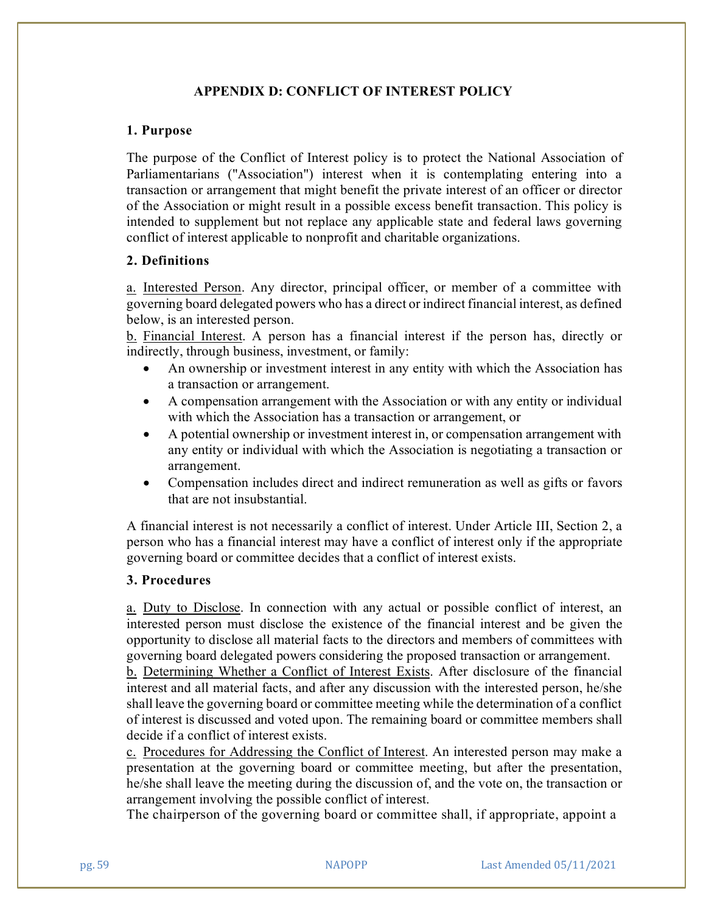## APPENDIX D: CONFLICT OF INTEREST POLICY

### 1. Purpose

The purpose of the Conflict of Interest policy is to protect the National Association of Parliamentarians ("Association") interest when it is contemplating entering into a transaction or arrangement that might benefit the private interest of an officer or director of the Association or might result in a possible excess benefit transaction. This policy is intended to supplement but not replace any applicable state and federal laws governing conflict of interest applicable to nonprofit and charitable organizations.

### 2. Definitions

a. Interested Person. Any director, principal officer, or member of a committee with governing board delegated powers who has a direct or indirect financial interest, as defined below, is an interested person.

b. Financial Interest. A person has a financial interest if the person has, directly or indirectly, through business, investment, or family:

- An ownership or investment interest in any entity with which the Association has a transaction or arrangement.
- A compensation arrangement with the Association or with any entity or individual with which the Association has a transaction or arrangement, or
- A potential ownership or investment interest in, or compensation arrangement with any entity or individual with which the Association is negotiating a transaction or arrangement.
- Compensation includes direct and indirect remuneration as well as gifts or favors that are not insubstantial.

A financial interest is not necessarily a conflict of interest. Under Article III, Section 2, a person who has a financial interest may have a conflict of interest only if the appropriate governing board or committee decides that a conflict of interest exists.

### 3. Procedures

a. Duty to Disclose. In connection with any actual or possible conflict of interest, an interested person must disclose the existence of the financial interest and be given the opportunity to disclose all material facts to the directors and members of committees with governing board delegated powers considering the proposed transaction or arrangement.

b. Determining Whether a Conflict of Interest Exists. After disclosure of the financial interest and all material facts, and after any discussion with the interested person, he/she shall leave the governing board or committee meeting while the determination of a conflict of interest is discussed and voted upon. The remaining board or committee members shall decide if a conflict of interest exists.

c. Procedures for Addressing the Conflict of Interest. An interested person may make a presentation at the governing board or committee meeting, but after the presentation, he/she shall leave the meeting during the discussion of, and the vote on, the transaction or arrangement involving the possible conflict of interest.

The chairperson of the governing board or committee shall, if appropriate, appoint a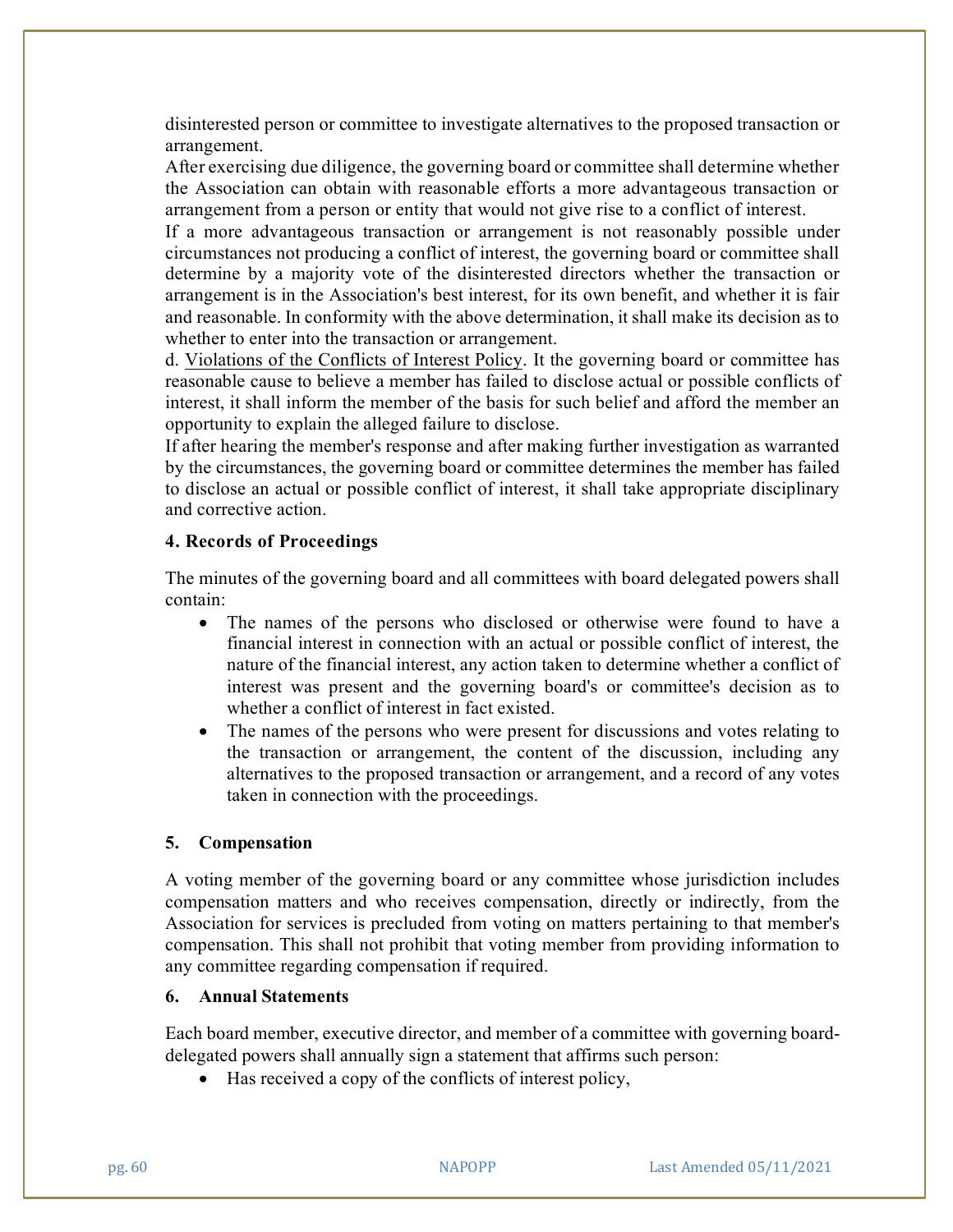disinterested person or committee to investigate alternatives to the proposed transaction or arrangement.

After exercising due diligence, the governing board or committee shall determine whether the Association can obtain with reasonable efforts a more advantageous transaction or arrangement from a person or entity that would not give rise to a conflict of interest.

If a more advantageous transaction or arrangement is not reasonably possible under circumstances not producing a conflict of interest, the governing board or committee shall determine by a majority vote of the disinterested directors whether the transaction or arrangement is in the Association's best interest, for its own benefit, and whether it is fair and reasonable. In conformity with the above determination, it shall make its decision as to whether to enter into the transaction or arrangement.

d. Violations of the Conflicts of Interest Policy. It the governing board or committee has reasonable cause to believe a member has failed to disclose actual or possible conflicts of interest, it shall inform the member of the basis for such belief and afford the member an opportunity to explain the alleged failure to disclose.

If after hearing the member's response and after making further investigation as warranted by the circumstances, the governing board or committee determines the member has failed to disclose an actual or possible conflict of interest, it shall take appropriate disciplinary and corrective action.

#### 4. Records of Proceedings

The minutes of the governing board and all committees with board delegated powers shall contain:

- The names of the persons who disclosed or otherwise were found to have a financial interest in connection with an actual or possible conflict of interest, the nature of the financial interest, any action taken to determine whether a conflict of interest was present and the governing board's or committee's decision as to whether a conflict of interest in fact existed.
- The names of the persons who were present for discussions and votes relating to the transaction or arrangement, the content of the discussion, including any alternatives to the proposed transaction or arrangement, and a record of any votes taken in connection with the proceedings.

#### 5. Compensation

A voting member of the governing board or any committee whose jurisdiction includes compensation matters and who receives compensation, directly or indirectly, from the Association for services is precluded from voting on matters pertaining to that member's compensation. This shall not prohibit that voting member from providing information to any committee regarding compensation if required.

#### 6. Annual Statements

Each board member, executive director, and member of a committee with governing board-delegated powers shall annually sign a statement that affirms such person:

- Has received a copy of the conflicts of interest policy,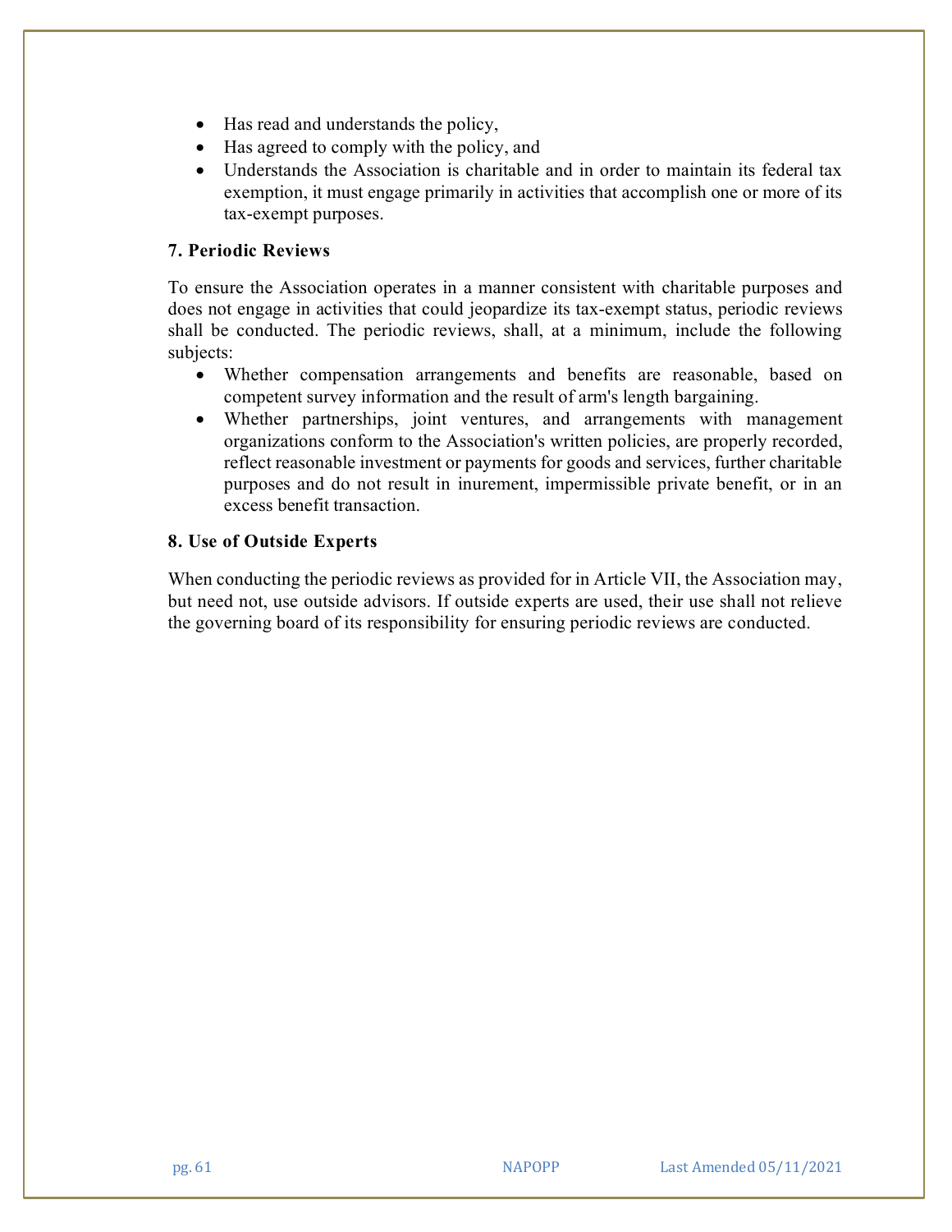- Has read and understands the policy,
- Has agreed to comply with the policy, and
- Understands the Association is charitable and in order to maintain its federal tax exemption, it must engage primarily in activities that accomplish one or more of its tax-exempt purposes.

**7. Periodic Reviews**

To ensure the Association operates in a manner consistent with charitable purposes and does not engage in activities that could jeopardize its tax-exempt status, periodic reviews shall be conducted. The periodic reviews, shall, at a minimum, include the following subjects:

- Whether compensation arrangements and benefits are reasonable, based on competent survey information and the result of arm's length bargaining.
- Whether partnerships, joint ventures, and arrangements with management organizations conform to the Association's written policies, are properly recorded, reflect reasonable investment or payments for goods and services, further charitable purposes and do not result in inurement, impermissible private benefit, or in an excess benefit transaction.

**8. Use of Outside Experts**

When conducting the periodic reviews as provided for in Article VII, the Association may, but need not, use outside advisors. If outside experts are used, their use shall not relieve the governing board of its responsibility for ensuring periodic reviews are conducted.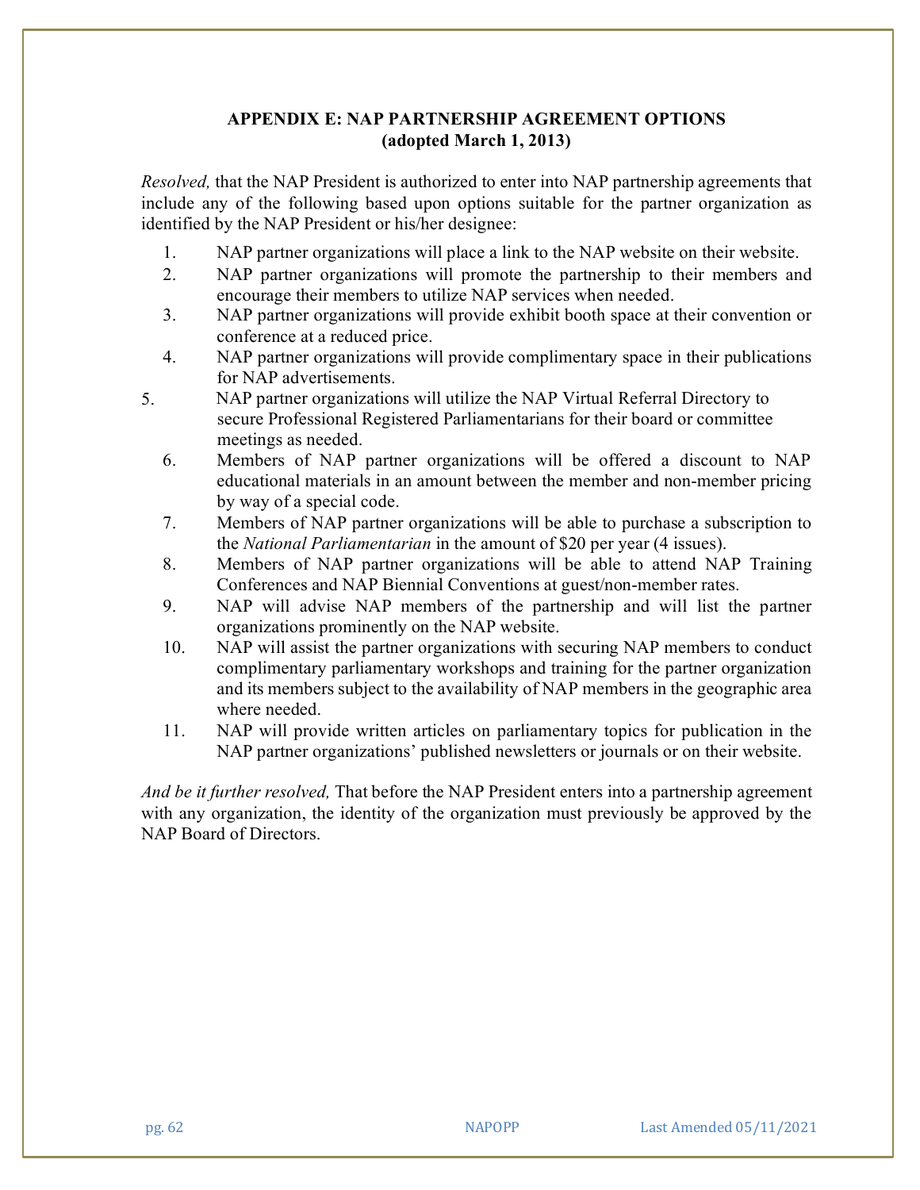## APPENDIX E: NAP PARTNERSHIP AGREEMENT OPTIONS (adopted March 1, 2013)

*Resolved,* that the NAP President is authorized to enter into NAP partnership agreements that include any of the following based upon options suitable for the partner organization as identified by the NAP President or his/her designee:

1. NAP partner organizations will place a link to the NAP website on their website.
2. NAP partner organizations will promote the partnership to their members and encourage their members to utilize NAP services when needed.
3. NAP partner organizations will provide exhibit booth space at their convention or conference at a reduced price.
4. NAP partner organizations will provide complimentary space in their publications for NAP advertisements.
5. NAP partner organizations will utilize the NAP Virtual Referral Directory to secure Professional Registered Parliamentarians for their board or committee meetings as needed.
6. Members of NAP partner organizations will be offered a discount to NAP educational materials in an amount between the member and non-member pricing by way of a special code.
7. Members of NAP partner organizations will be able to purchase a subscription to the *National Parliamentarian* in the amount of $20 per year (4 issues).
8. Members of NAP partner organizations will be able to attend NAP Training Conferences and NAP Biennial Conventions at guest/non-member rates.
9. NAP will advise NAP members of the partnership and will list the partner organizations prominently on the NAP website.
10. NAP will assist the partner organizations with securing NAP members to conduct complimentary parliamentary workshops and training for the partner organization and its members subject to the availability of NAP members in the geographic area where needed.
11. NAP will provide written articles on parliamentary topics for publication in the NAP partner organizations' published newsletters or journals or on their website.

*And be it further resolved,* That before the NAP President enters into a partnership agreement with any organization, the identity of the organization must previously be approved by the NAP Board of Directors.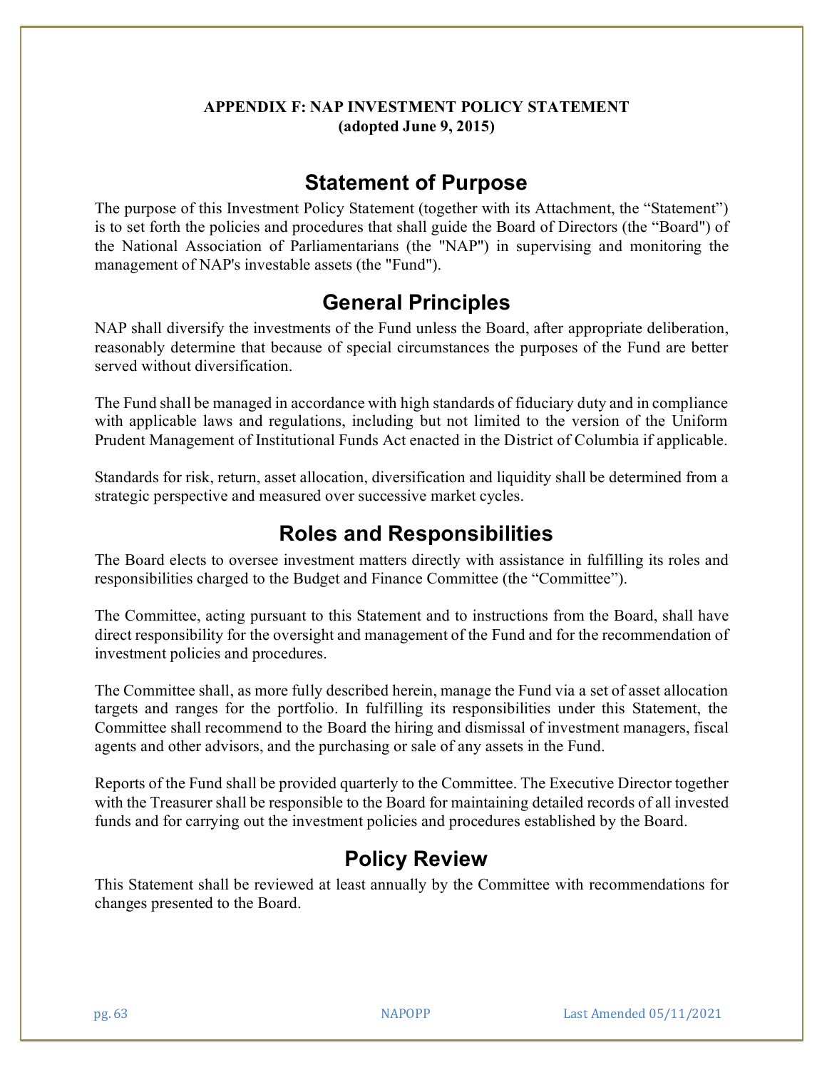**APPENDIX F: NAP INVESTMENT POLICY STATEMENT**
**(adopted June 9, 2015)**

## Statement of Purpose

The purpose of this Investment Policy Statement (together with its Attachment, the "Statement") is to set forth the policies and procedures that shall guide the Board of Directors (the "Board") of the National Association of Parliamentarians (the "NAP") in supervising and monitoring the management of NAP's investable assets (the "Fund").

## General Principles

NAP shall diversify the investments of the Fund unless the Board, after appropriate deliberation, reasonably determine that because of special circumstances the purposes of the Fund are better served without diversification.

The Fund shall be managed in accordance with high standards of fiduciary duty and in compliance with applicable laws and regulations, including but not limited to the version of the Uniform Prudent Management of Institutional Funds Act enacted in the District of Columbia if applicable.

Standards for risk, return, asset allocation, diversification and liquidity shall be determined from a strategic perspective and measured over successive market cycles.

## Roles and Responsibilities

The Board elects to oversee investment matters directly with assistance in fulfilling its roles and responsibilities charged to the Budget and Finance Committee (the "Committee").

The Committee, acting pursuant to this Statement and to instructions from the Board, shall have direct responsibility for the oversight and management of the Fund and for the recommendation of investment policies and procedures.

The Committee shall, as more fully described herein, manage the Fund via a set of asset allocation targets and ranges for the portfolio. In fulfilling its responsibilities under this Statement, the Committee shall recommend to the Board the hiring and dismissal of investment managers, fiscal agents and other advisors, and the purchasing or sale of any assets in the Fund.

Reports of the Fund shall be provided quarterly to the Committee. The Executive Director together with the Treasurer shall be responsible to the Board for maintaining detailed records of all invested funds and for carrying out the investment policies and procedures established by the Board.

## Policy Review

This Statement shall be reviewed at least annually by the Committee with recommendations for changes presented to the Board.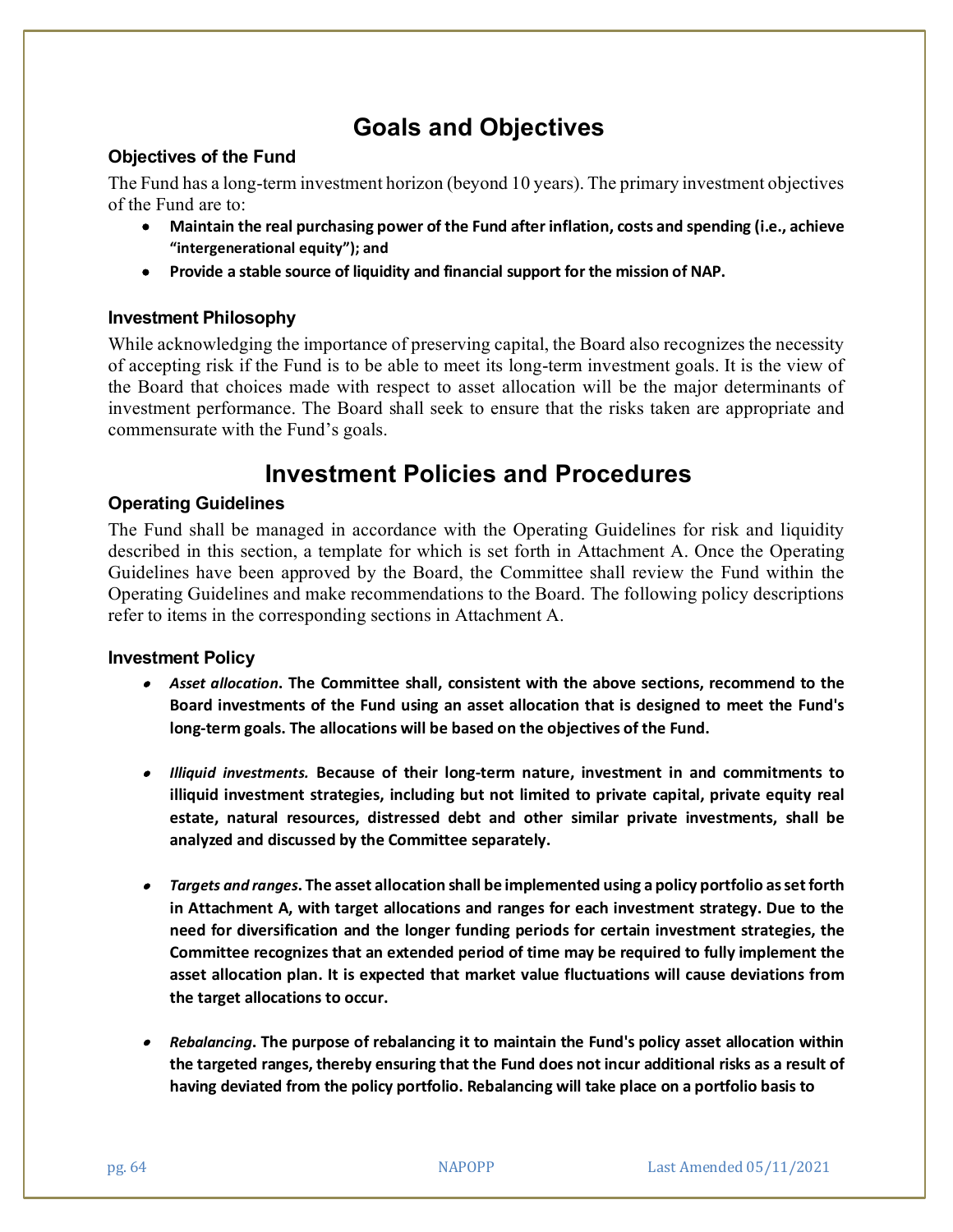# Goals and Objectives

### Objectives of the Fund

The Fund has a long-term investment horizon (beyond 10 years). The primary investment objectives of the Fund are to:

- **Maintain the real purchasing power of the Fund after inflation, costs and spending (i.e., achieve "intergenerational equity"); and**
- **Provide a stable source of liquidity and financial support for the mission of NAP.**

### Investment Philosophy

While acknowledging the importance of preserving capital, the Board also recognizes the necessity of accepting risk if the Fund is to be able to meet its long-term investment goals. It is the view of the Board that choices made with respect to asset allocation will be the major determinants of investment performance. The Board shall seek to ensure that the risks taken are appropriate and commensurate with the Fund's goals.

# Investment Policies and Procedures

### Operating Guidelines

The Fund shall be managed in accordance with the Operating Guidelines for risk and liquidity described in this section, a template for which is set forth in Attachment A. Once the Operating Guidelines have been approved by the Board, the Committee shall review the Fund within the Operating Guidelines and make recommendations to the Board. The following policy descriptions refer to items in the corresponding sections in Attachment A.

### Investment Policy

- ***Asset allocation*. The Committee shall, consistent with the above sections, recommend to the Board investments of the Fund using an asset allocation that is designed to meet the Fund's long-term goals. The allocations will be based on the objectives of the Fund.**

- ***Illiquid investments.* Because of their long-term nature, investment in and commitments to illiquid investment strategies, including but not limited to private capital, private equity real estate, natural resources, distressed debt and other similar private investments, shall be analyzed and discussed by the Committee separately.**

- ***Targets and ranges*. The asset allocation shall be implemented using a policy portfolio as set forth in Attachment A, with target allocations and ranges for each investment strategy. Due to the need for diversification and the longer funding periods for certain investment strategies, the Committee recognizes that an extended period of time may be required to fully implement the asset allocation plan. It is expected that market value fluctuations will cause deviations from the target allocations to occur.**

- ***Rebalancing*. The purpose of rebalancing it to maintain the Fund's policy asset allocation within the targeted ranges, thereby ensuring that the Fund does not incur additional risks as a result of having deviated from the policy portfolio. Rebalancing will take place on a portfolio basis to**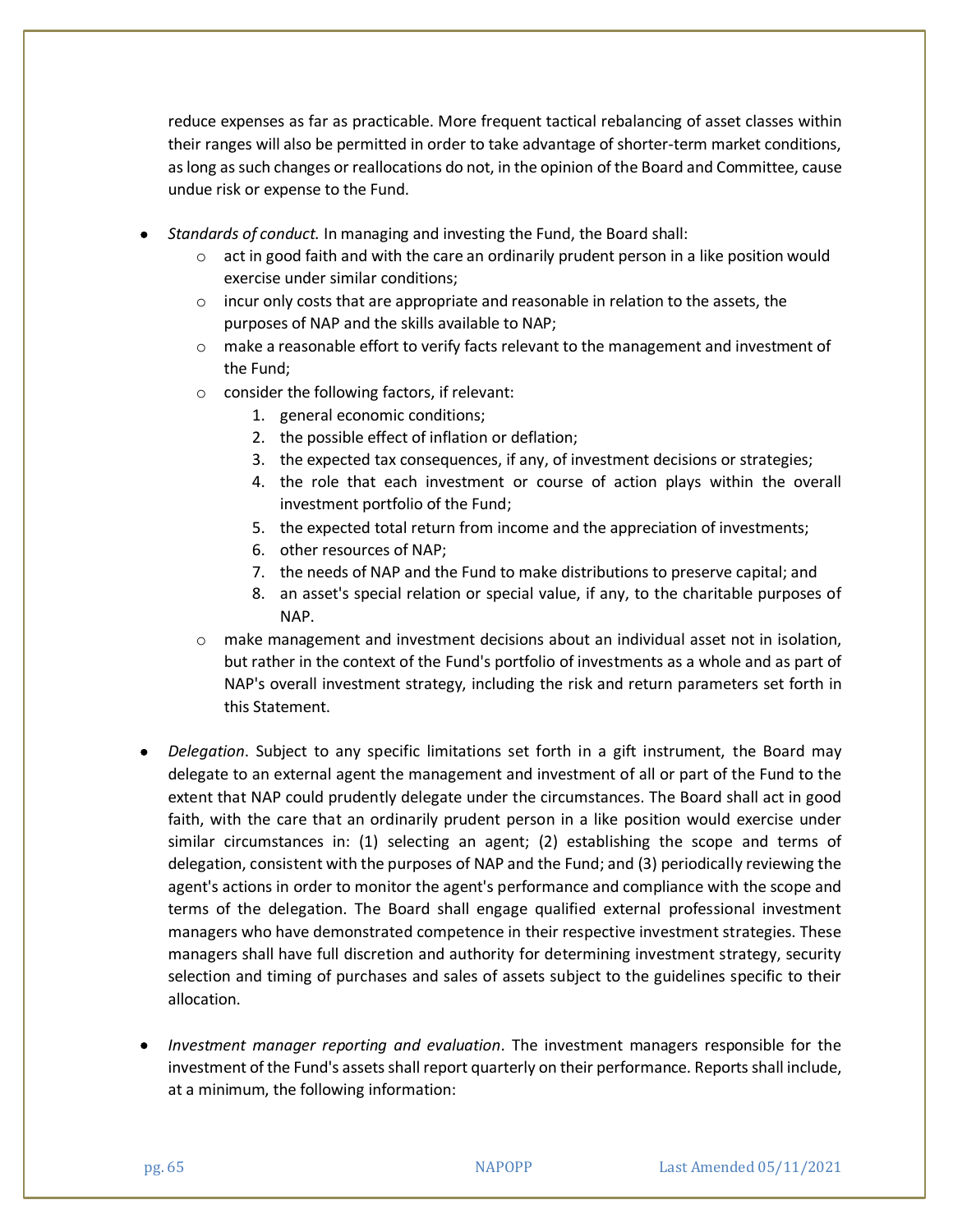reduce expenses as far as practicable. More frequent tactical rebalancing of asset classes within their ranges will also be permitted in order to take advantage of shorter-term market conditions, as long as such changes or reallocations do not, in the opinion of the Board and Committee, cause undue risk or expense to the Fund.

- *Standards of conduct.* In managing and investing the Fund, the Board shall:
  - act in good faith and with the care an ordinarily prudent person in a like position would exercise under similar conditions;
  - incur only costs that are appropriate and reasonable in relation to the assets, the purposes of NAP and the skills available to NAP;
  - make a reasonable effort to verify facts relevant to the management and investment of the Fund;
  - consider the following factors, if relevant:
    1. general economic conditions;
    2. the possible effect of inflation or deflation;
    3. the expected tax consequences, if any, of investment decisions or strategies;
    4. the role that each investment or course of action plays within the overall investment portfolio of the Fund;
    5. the expected total return from income and the appreciation of investments;
    6. other resources of NAP;
    7. the needs of NAP and the Fund to make distributions to preserve capital; and
    8. an asset's special relation or special value, if any, to the charitable purposes of NAP.
  - make management and investment decisions about an individual asset not in isolation, but rather in the context of the Fund's portfolio of investments as a whole and as part of NAP's overall investment strategy, including the risk and return parameters set forth in this Statement.

- *Delegation*. Subject to any specific limitations set forth in a gift instrument, the Board may delegate to an external agent the management and investment of all or part of the Fund to the extent that NAP could prudently delegate under the circumstances. The Board shall act in good faith, with the care that an ordinarily prudent person in a like position would exercise under similar circumstances in: (1) selecting an agent; (2) establishing the scope and terms of delegation, consistent with the purposes of NAP and the Fund; and (3) periodically reviewing the agent's actions in order to monitor the agent's performance and compliance with the scope and terms of the delegation. The Board shall engage qualified external professional investment managers who have demonstrated competence in their respective investment strategies. These managers shall have full discretion and authority for determining investment strategy, security selection and timing of purchases and sales of assets subject to the guidelines specific to their allocation.

- *Investment manager reporting and evaluation*. The investment managers responsible for the investment of the Fund's assets shall report quarterly on their performance. Reports shall include, at a minimum, the following information: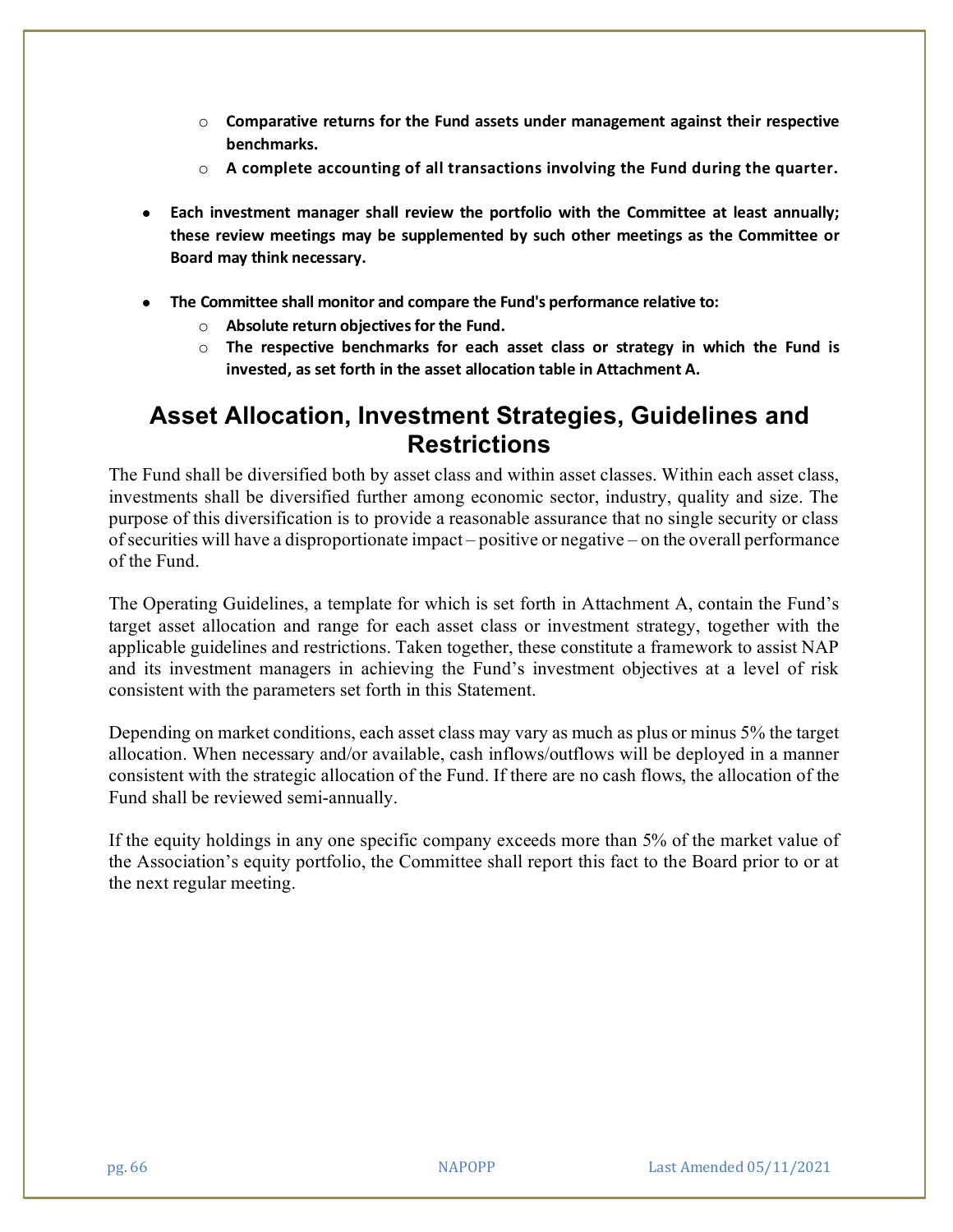- **Comparative returns for the Fund assets under management against their respective benchmarks.**
    - **A complete accounting of all transactions involving the Fund during the quarter.**

- **Each investment manager shall review the portfolio with the Committee at least annually; these review meetings may be supplemented by such other meetings as the Committee or Board may think necessary.**

- **The Committee shall monitor and compare the Fund's performance relative to:**
    - **Absolute return objectives for the Fund.**
    - **The respective benchmarks for each asset class or strategy in which the Fund is invested, as set forth in the asset allocation table in Attachment A.**

## Asset Allocation, Investment Strategies, Guidelines and Restrictions

The Fund shall be diversified both by asset class and within asset classes. Within each asset class, investments shall be diversified further among economic sector, industry, quality and size. The purpose of this diversification is to provide a reasonable assurance that no single security or class of securities will have a disproportionate impact – positive or negative – on the overall performance of the Fund.

The Operating Guidelines, a template for which is set forth in Attachment A, contain the Fund's target asset allocation and range for each asset class or investment strategy, together with the applicable guidelines and restrictions. Taken together, these constitute a framework to assist NAP and its investment managers in achieving the Fund's investment objectives at a level of risk consistent with the parameters set forth in this Statement.

Depending on market conditions, each asset class may vary as much as plus or minus 5% the target allocation. When necessary and/or available, cash inflows/outflows will be deployed in a manner consistent with the strategic allocation of the Fund. If there are no cash flows, the allocation of the Fund shall be reviewed semi-annually.

If the equity holdings in any one specific company exceeds more than 5% of the market value of the Association's equity portfolio, the Committee shall report this fact to the Board prior to or at the next regular meeting.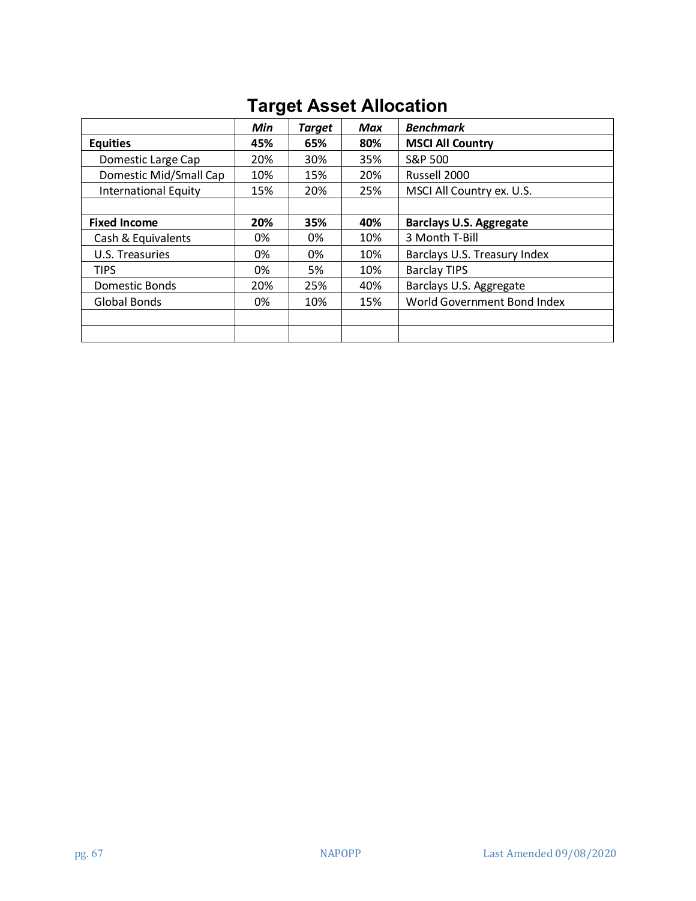# Target Asset Allocation

| | *Min* | *Target* | *Max* | *Benchmark* |
|---|---|---|---|---|
| **Equities** | **45%** | **65%** | **80%** | **MSCI All Country** |
| Domestic Large Cap | 20% | 30% | 35% | S&P 500 |
| Domestic Mid/Small Cap | 10% | 15% | 20% | Russell 2000 |
| International Equity | 15% | 20% | 25% | MSCI All Country ex. U.S. |
| | | | | |
| **Fixed Income** | **20%** | **35%** | **40%** | **Barclays U.S. Aggregate** |
| Cash & Equivalents | 0% | 0% | 10% | 3 Month T-Bill |
| U.S. Treasuries | 0% | 0% | 10% | Barclays U.S. Treasury Index |
| TIPS | 0% | 5% | 10% | Barclay TIPS |
| Domestic Bonds | 20% | 25% | 40% | Barclays U.S. Aggregate |
| Global Bonds | 0% | 10% | 15% | World Government Bond Index |
| | | | | |
| | | | | |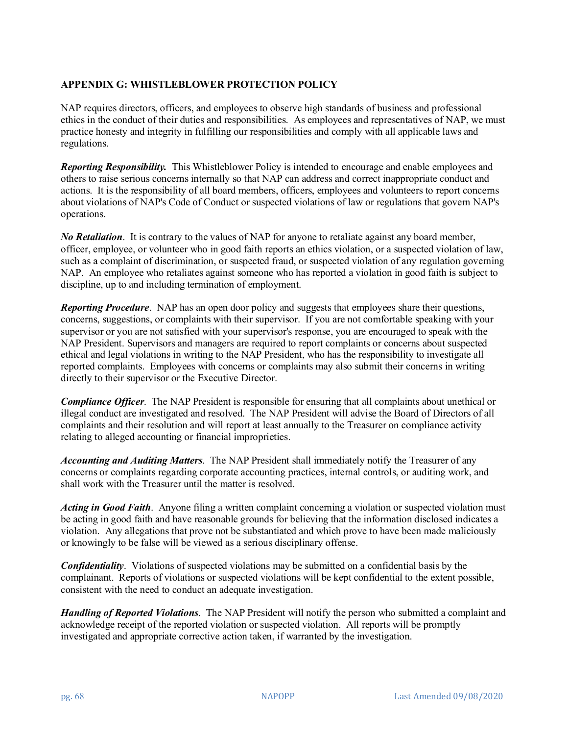## APPENDIX G: WHISTLEBLOWER PROTECTION POLICY

NAP requires directors, officers, and employees to observe high standards of business and professional ethics in the conduct of their duties and responsibilities. As employees and representatives of NAP, we must practice honesty and integrity in fulfilling our responsibilities and comply with all applicable laws and regulations.

***Reporting Responsibility.*** This Whistleblower Policy is intended to encourage and enable employees and others to raise serious concerns internally so that NAP can address and correct inappropriate conduct and actions. It is the responsibility of all board members, officers, employees and volunteers to report concerns about violations of NAP's Code of Conduct or suspected violations of law or regulations that govern NAP's operations.

***No Retaliation***. It is contrary to the values of NAP for anyone to retaliate against any board member, officer, employee, or volunteer who in good faith reports an ethics violation, or a suspected violation of law, such as a complaint of discrimination, or suspected fraud, or suspected violation of any regulation governing NAP. An employee who retaliates against someone who has reported a violation in good faith is subject to discipline, up to and including termination of employment.

***Reporting Procedure***. NAP has an open door policy and suggests that employees share their questions, concerns, suggestions, or complaints with their supervisor. If you are not comfortable speaking with your supervisor or you are not satisfied with your supervisor's response, you are encouraged to speak with the NAP President. Supervisors and managers are required to report complaints or concerns about suspected ethical and legal violations in writing to the NAP President, who has the responsibility to investigate all reported complaints. Employees with concerns or complaints may also submit their concerns in writing directly to their supervisor or the Executive Director.

***Compliance Officer***. The NAP President is responsible for ensuring that all complaints about unethical or illegal conduct are investigated and resolved. The NAP President will advise the Board of Directors of all complaints and their resolution and will report at least annually to the Treasurer on compliance activity relating to alleged accounting or financial improprieties.

***Accounting and Auditing Matters***. The NAP President shall immediately notify the Treasurer of any concerns or complaints regarding corporate accounting practices, internal controls, or auditing work, and shall work with the Treasurer until the matter is resolved.

***Acting in Good Faith***. Anyone filing a written complaint concerning a violation or suspected violation must be acting in good faith and have reasonable grounds for believing that the information disclosed indicates a violation. Any allegations that prove not be substantiated and which prove to have been made maliciously or knowingly to be false will be viewed as a serious disciplinary offense.

***Confidentiality***. Violations of suspected violations may be submitted on a confidential basis by the complainant. Reports of violations or suspected violations will be kept confidential to the extent possible, consistent with the need to conduct an adequate investigation.

***Handling of Reported Violations***. The NAP President will notify the person who submitted a complaint and acknowledge receipt of the reported violation or suspected violation. All reports will be promptly investigated and appropriate corrective action taken, if warranted by the investigation.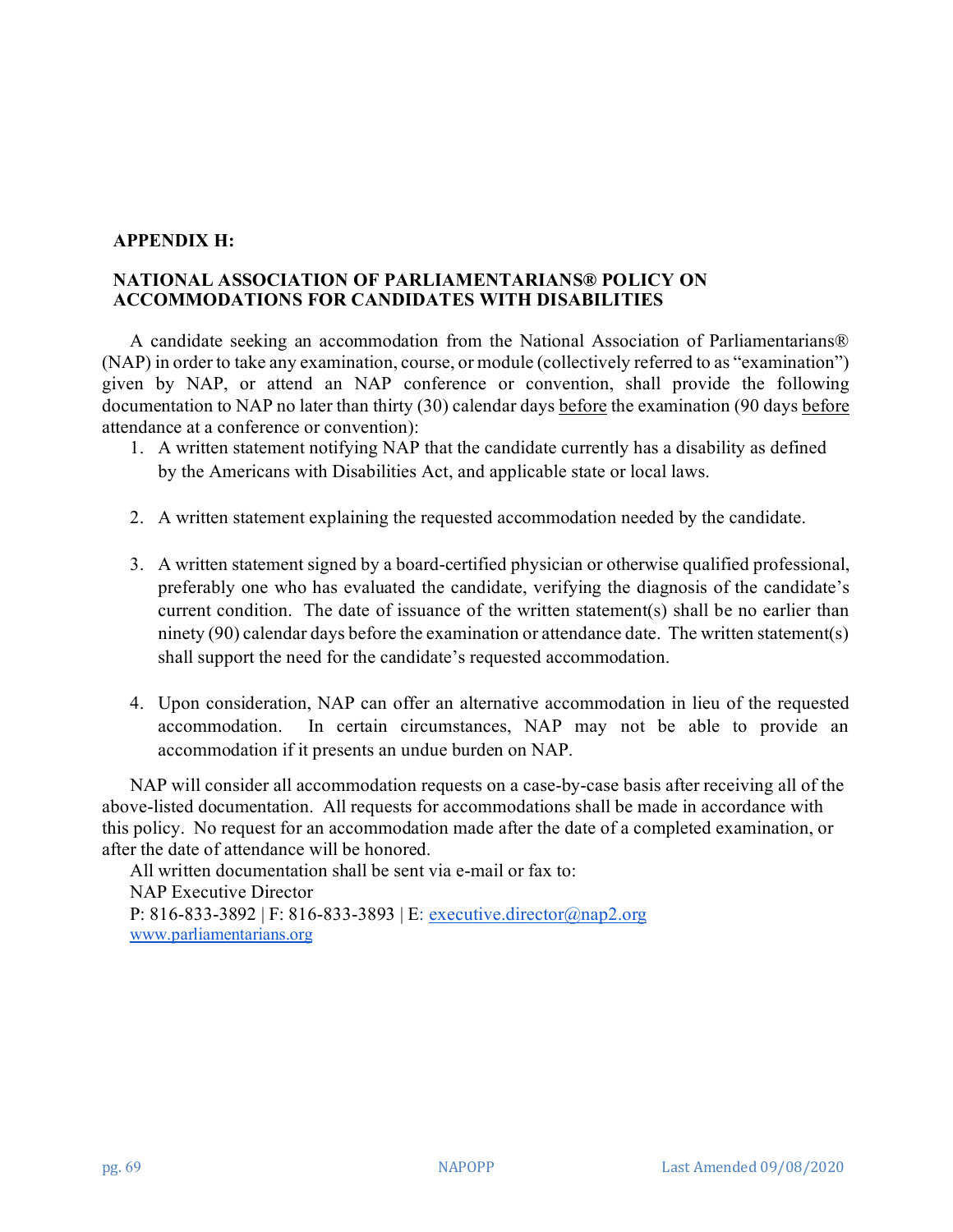## APPENDIX H:

## NATIONAL ASSOCIATION OF PARLIAMENTARIANS® POLICY ON ACCOMMODATIONS FOR CANDIDATES WITH DISABILITIES

A candidate seeking an accommodation from the National Association of Parliamentarians® (NAP) in order to take any examination, course, or module (collectively referred to as "examination") given by NAP, or attend an NAP conference or convention, shall provide the following documentation to NAP no later than thirty (30) calendar days before the examination (90 days before attendance at a conference or convention):

1. A written statement notifying NAP that the candidate currently has a disability as defined by the Americans with Disabilities Act, and applicable state or local laws.

2. A written statement explaining the requested accommodation needed by the candidate.

3. A written statement signed by a board-certified physician or otherwise qualified professional, preferably one who has evaluated the candidate, verifying the diagnosis of the candidate's current condition. The date of issuance of the written statement(s) shall be no earlier than ninety (90) calendar days before the examination or attendance date. The written statement(s) shall support the need for the candidate's requested accommodation.

4. Upon consideration, NAP can offer an alternative accommodation in lieu of the requested accommodation. In certain circumstances, NAP may not be able to provide an accommodation if it presents an undue burden on NAP.

NAP will consider all accommodation requests on a case-by-case basis after receiving all of the above-listed documentation. All requests for accommodations shall be made in accordance with this policy. No request for an accommodation made after the date of a completed examination, or after the date of attendance will be honored.

All written documentation shall be sent via e-mail or fax to:

NAP Executive Director

P: 816-833-3892 | F: 816-833-3893 | E: executive.director@nap2.org

www.parliamentarians.org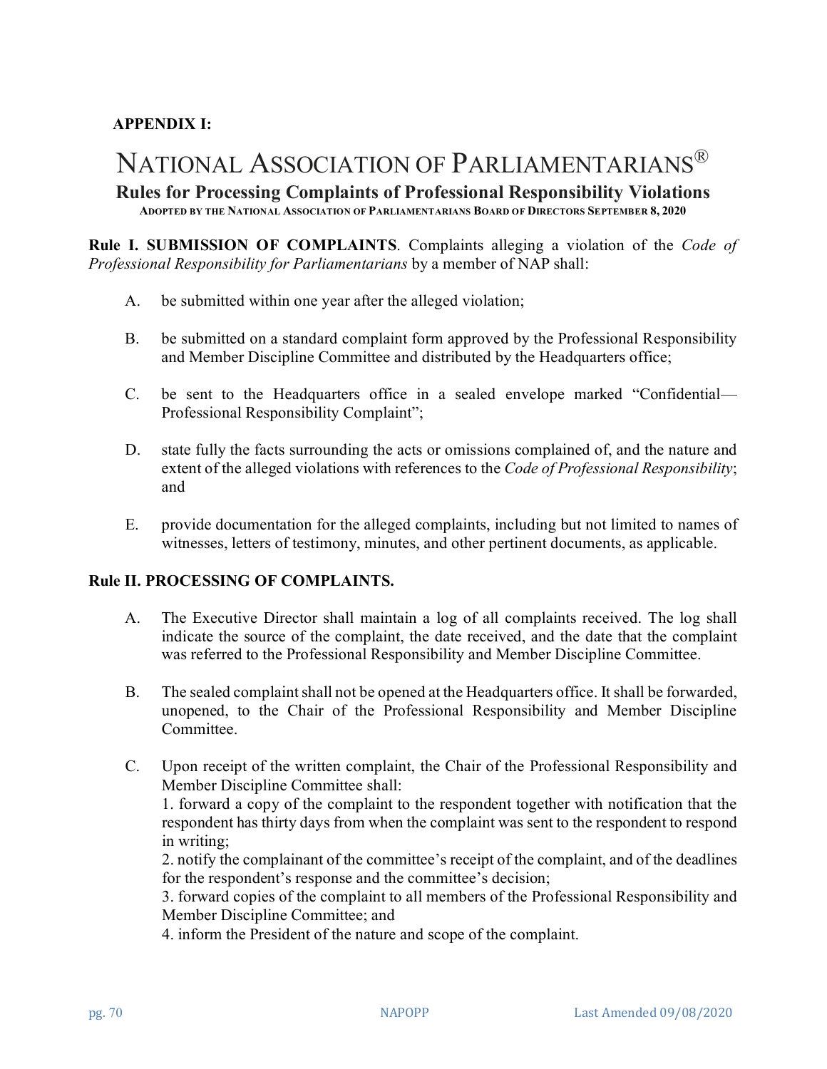**APPENDIX I:**

# NATIONAL ASSOCIATION OF PARLIAMENTARIANS®

## Rules for Processing Complaints of Professional Responsibility Violations

ADOPTED BY THE NATIONAL ASSOCIATION OF PARLIAMENTARIANS BOARD OF DIRECTORS SEPTEMBER 8, 2020

**Rule I. SUBMISSION OF COMPLAINTS**. Complaints alleging a violation of the *Code of Professional Responsibility for Parliamentarians* by a member of NAP shall:

A. be submitted within one year after the alleged violation;

B. be submitted on a standard complaint form approved by the Professional Responsibility and Member Discipline Committee and distributed by the Headquarters office;

C. be sent to the Headquarters office in a sealed envelope marked "Confidential—Professional Responsibility Complaint";

D. state fully the facts surrounding the acts or omissions complained of, and the nature and extent of the alleged violations with references to the *Code of Professional Responsibility*; and

E. provide documentation for the alleged complaints, including but not limited to names of witnesses, letters of testimony, minutes, and other pertinent documents, as applicable.

**Rule II. PROCESSING OF COMPLAINTS.**

A. The Executive Director shall maintain a log of all complaints received. The log shall indicate the source of the complaint, the date received, and the date that the complaint was referred to the Professional Responsibility and Member Discipline Committee.

B. The sealed complaint shall not be opened at the Headquarters office. It shall be forwarded, unopened, to the Chair of the Professional Responsibility and Member Discipline Committee.

C. Upon receipt of the written complaint, the Chair of the Professional Responsibility and Member Discipline Committee shall:
1. forward a copy of the complaint to the respondent together with notification that the respondent has thirty days from when the complaint was sent to the respondent to respond in writing;
2. notify the complainant of the committee's receipt of the complaint, and of the deadlines for the respondent's response and the committee's decision;
3. forward copies of the complaint to all members of the Professional Responsibility and Member Discipline Committee; and
4. inform the President of the nature and scope of the complaint.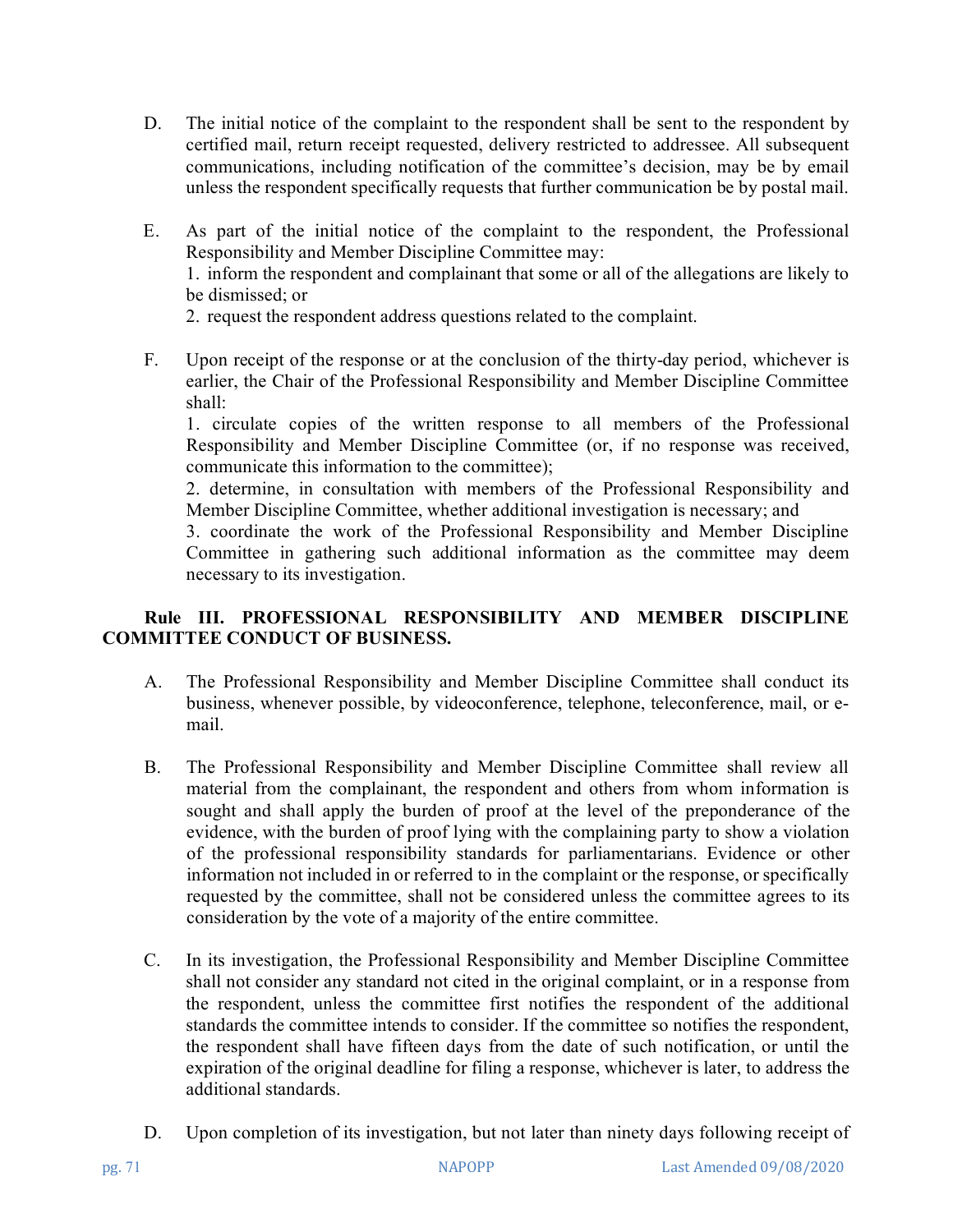D. The initial notice of the complaint to the respondent shall be sent to the respondent by certified mail, return receipt requested, delivery restricted to addressee. All subsequent communications, including notification of the committee's decision, may be by email unless the respondent specifically requests that further communication be by postal mail.

E. As part of the initial notice of the complaint to the respondent, the Professional Responsibility and Member Discipline Committee may:
1. inform the respondent and complainant that some or all of the allegations are likely to be dismissed; or
2. request the respondent address questions related to the complaint.

F. Upon receipt of the response or at the conclusion of the thirty-day period, whichever is earlier, the Chair of the Professional Responsibility and Member Discipline Committee shall:
1. circulate copies of the written response to all members of the Professional Responsibility and Member Discipline Committee (or, if no response was received, communicate this information to the committee);
2. determine, in consultation with members of the Professional Responsibility and Member Discipline Committee, whether additional investigation is necessary; and
3. coordinate the work of the Professional Responsibility and Member Discipline Committee in gathering such additional information as the committee may deem necessary to its investigation.

**Rule III. PROFESSIONAL RESPONSIBILITY AND MEMBER DISCIPLINE COMMITTEE CONDUCT OF BUSINESS.**

A. The Professional Responsibility and Member Discipline Committee shall conduct its business, whenever possible, by videoconference, telephone, teleconference, mail, or e-mail.

B. The Professional Responsibility and Member Discipline Committee shall review all material from the complainant, the respondent and others from whom information is sought and shall apply the burden of proof at the level of the preponderance of the evidence, with the burden of proof lying with the complaining party to show a violation of the professional responsibility standards for parliamentarians. Evidence or other information not included in or referred to in the complaint or the response, or specifically requested by the committee, shall not be considered unless the committee agrees to its consideration by the vote of a majority of the entire committee.

C. In its investigation, the Professional Responsibility and Member Discipline Committee shall not consider any standard not cited in the original complaint, or in a response from the respondent, unless the committee first notifies the respondent of the additional standards the committee intends to consider. If the committee so notifies the respondent, the respondent shall have fifteen days from the date of such notification, or until the expiration of the original deadline for filing a response, whichever is later, to address the additional standards.

D. Upon completion of its investigation, but not later than ninety days following receipt of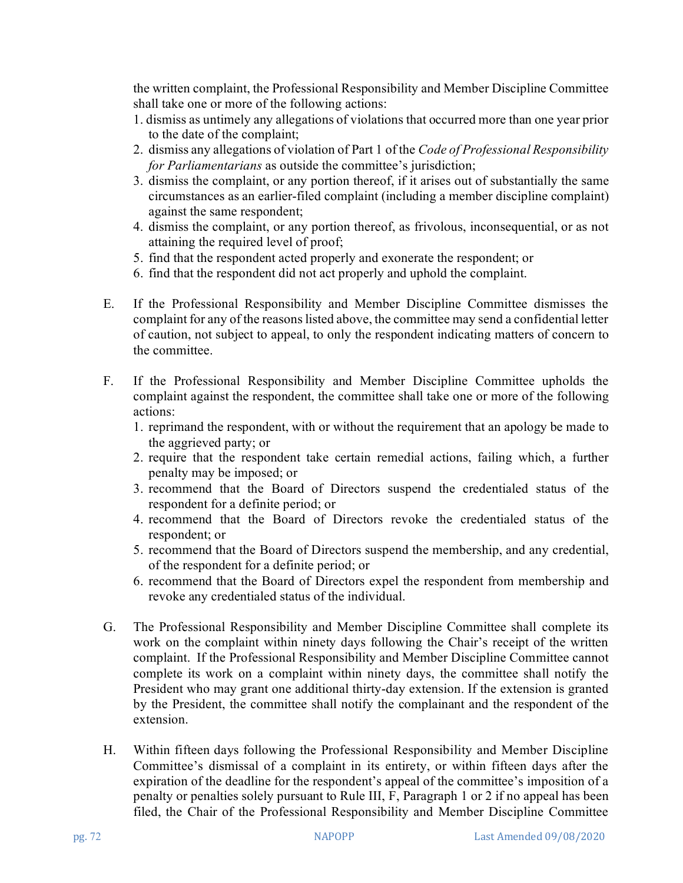the written complaint, the Professional Responsibility and Member Discipline Committee shall take one or more of the following actions:

1. dismiss as untimely any allegations of violations that occurred more than one year prior to the date of the complaint;
2. dismiss any allegations of violation of Part 1 of the *Code of Professional Responsibility for Parliamentarians* as outside the committee's jurisdiction;
3. dismiss the complaint, or any portion thereof, if it arises out of substantially the same circumstances as an earlier-filed complaint (including a member discipline complaint) against the same respondent;
4. dismiss the complaint, or any portion thereof, as frivolous, inconsequential, or as not attaining the required level of proof;
5. find that the respondent acted properly and exonerate the respondent; or
6. find that the respondent did not act properly and uphold the complaint.

E. If the Professional Responsibility and Member Discipline Committee dismisses the complaint for any of the reasons listed above, the committee may send a confidential letter of caution, not subject to appeal, to only the respondent indicating matters of concern to the committee.

F. If the Professional Responsibility and Member Discipline Committee upholds the complaint against the respondent, the committee shall take one or more of the following actions:

1. reprimand the respondent, with or without the requirement that an apology be made to the aggrieved party; or
2. require that the respondent take certain remedial actions, failing which, a further penalty may be imposed; or
3. recommend that the Board of Directors suspend the credentialed status of the respondent for a definite period; or
4. recommend that the Board of Directors revoke the credentialed status of the respondent; or
5. recommend that the Board of Directors suspend the membership, and any credential, of the respondent for a definite period; or
6. recommend that the Board of Directors expel the respondent from membership and revoke any credentialed status of the individual.

G. The Professional Responsibility and Member Discipline Committee shall complete its work on the complaint within ninety days following the Chair's receipt of the written complaint. If the Professional Responsibility and Member Discipline Committee cannot complete its work on a complaint within ninety days, the committee shall notify the President who may grant one additional thirty-day extension. If the extension is granted by the President, the committee shall notify the complainant and the respondent of the extension.

H. Within fifteen days following the Professional Responsibility and Member Discipline Committee's dismissal of a complaint in its entirety, or within fifteen days after the expiration of the deadline for the respondent's appeal of the committee's imposition of a penalty or penalties solely pursuant to Rule III, F, Paragraph 1 or 2 if no appeal has been filed, the Chair of the Professional Responsibility and Member Discipline Committee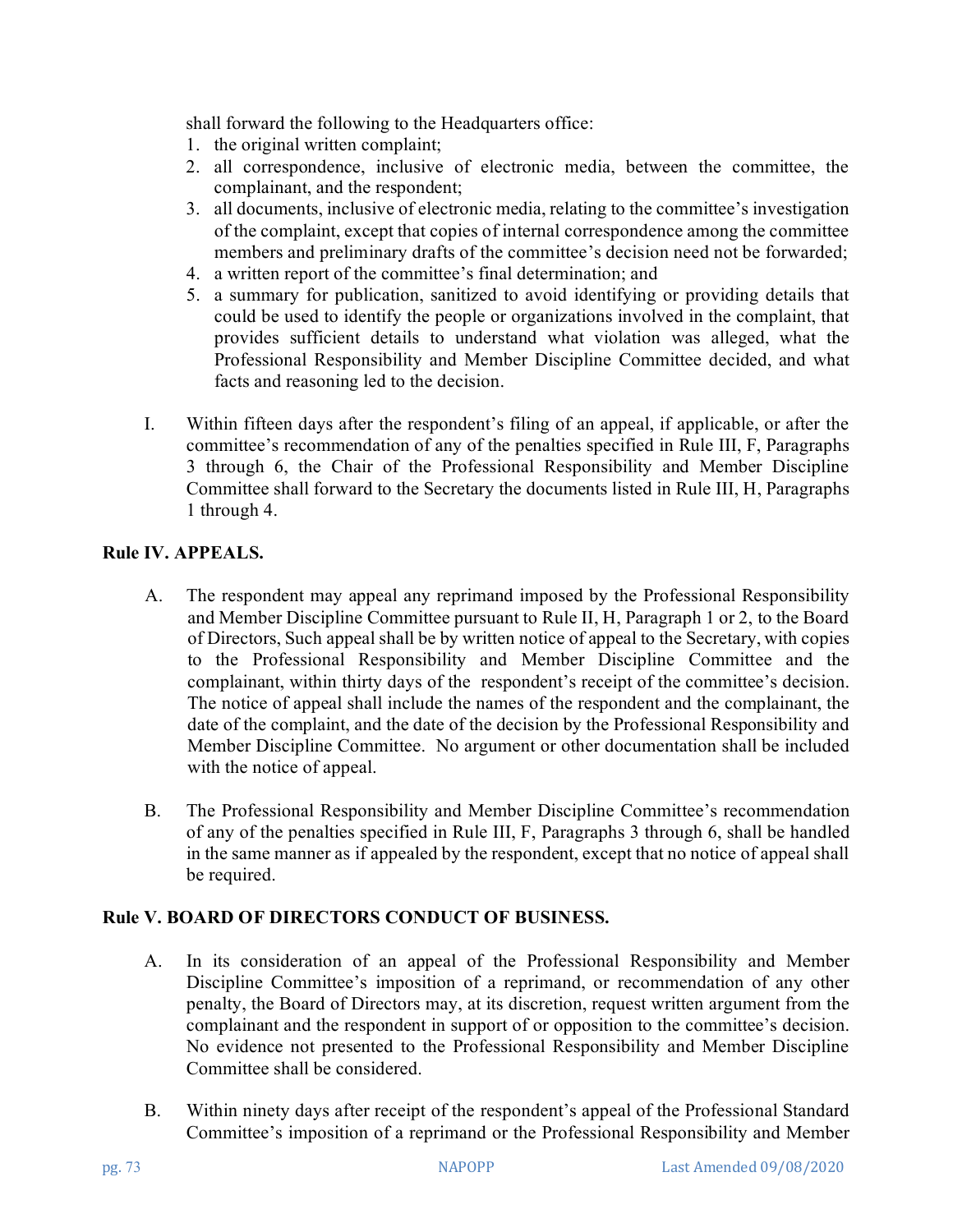shall forward the following to the Headquarters office:

1. the original written complaint;
2. all correspondence, inclusive of electronic media, between the committee, the complainant, and the respondent;
3. all documents, inclusive of electronic media, relating to the committee's investigation of the complaint, except that copies of internal correspondence among the committee members and preliminary drafts of the committee's decision need not be forwarded;
4. a written report of the committee's final determination; and
5. a summary for publication, sanitized to avoid identifying or providing details that could be used to identify the people or organizations involved in the complaint, that provides sufficient details to understand what violation was alleged, what the Professional Responsibility and Member Discipline Committee decided, and what facts and reasoning led to the decision.

I. Within fifteen days after the respondent's filing of an appeal, if applicable, or after the committee's recommendation of any of the penalties specified in Rule III, F, Paragraphs 3 through 6, the Chair of the Professional Responsibility and Member Discipline Committee shall forward to the Secretary the documents listed in Rule III, H, Paragraphs 1 through 4.

**Rule IV. APPEALS.**

A. The respondent may appeal any reprimand imposed by the Professional Responsibility and Member Discipline Committee pursuant to Rule II, H, Paragraph 1 or 2, to the Board of Directors, Such appeal shall be by written notice of appeal to the Secretary, with copies to the Professional Responsibility and Member Discipline Committee and the complainant, within thirty days of the respondent's receipt of the committee's decision. The notice of appeal shall include the names of the respondent and the complainant, the date of the complaint, and the date of the decision by the Professional Responsibility and Member Discipline Committee. No argument or other documentation shall be included with the notice of appeal.

B. The Professional Responsibility and Member Discipline Committee's recommendation of any of the penalties specified in Rule III, F, Paragraphs 3 through 6, shall be handled in the same manner as if appealed by the respondent, except that no notice of appeal shall be required.

**Rule V. BOARD OF DIRECTORS CONDUCT OF BUSINESS.**

A. In its consideration of an appeal of the Professional Responsibility and Member Discipline Committee's imposition of a reprimand, or recommendation of any other penalty, the Board of Directors may, at its discretion, request written argument from the complainant and the respondent in support of or opposition to the committee's decision. No evidence not presented to the Professional Responsibility and Member Discipline Committee shall be considered.

B. Within ninety days after receipt of the respondent's appeal of the Professional Standard Committee's imposition of a reprimand or the Professional Responsibility and Member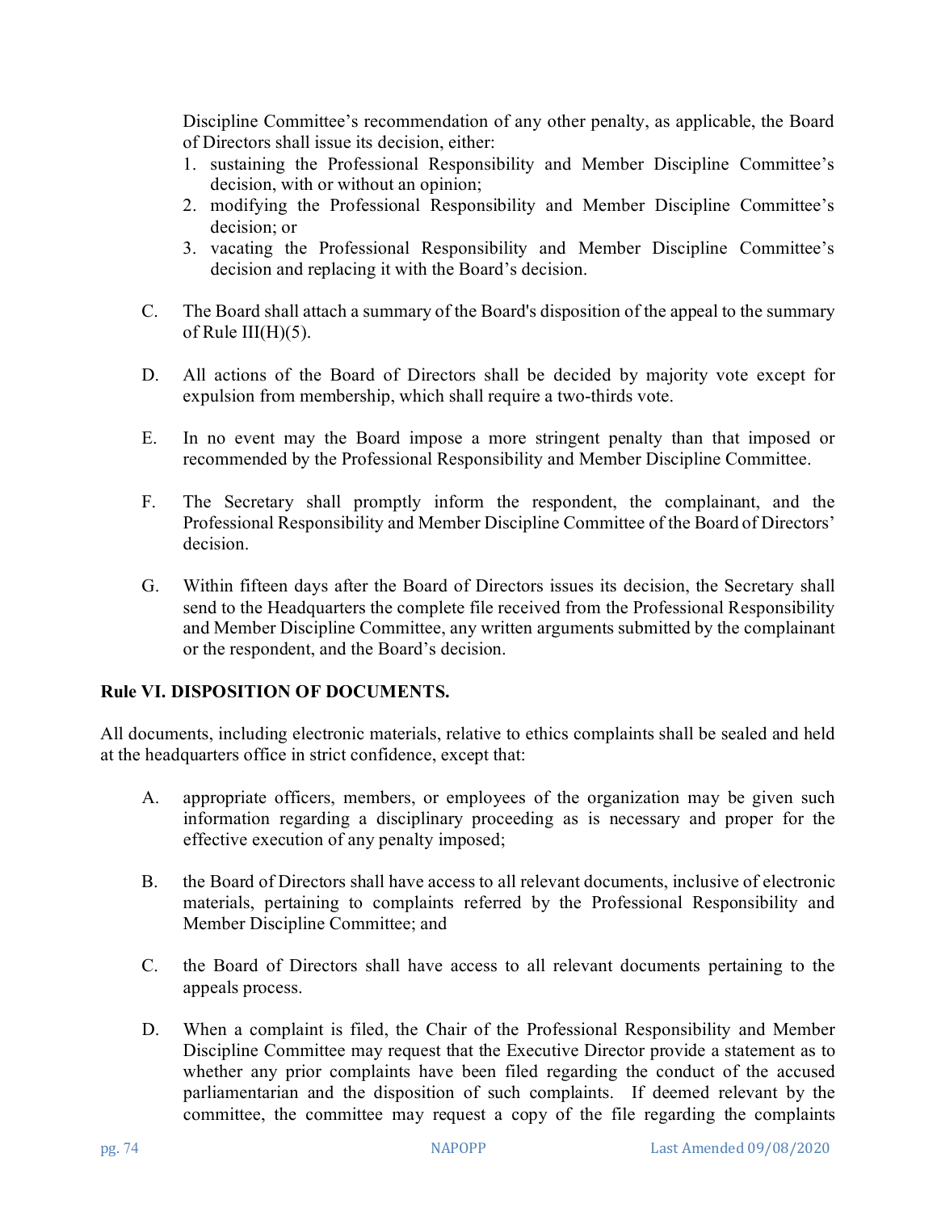Discipline Committee's recommendation of any other penalty, as applicable, the Board of Directors shall issue its decision, either:

1. sustaining the Professional Responsibility and Member Discipline Committee's decision, with or without an opinion;
2. modifying the Professional Responsibility and Member Discipline Committee's decision; or
3. vacating the Professional Responsibility and Member Discipline Committee's decision and replacing it with the Board's decision.

C. The Board shall attach a summary of the Board's disposition of the appeal to the summary of Rule III(H)(5).

D. All actions of the Board of Directors shall be decided by majority vote except for expulsion from membership, which shall require a two-thirds vote.

E. In no event may the Board impose a more stringent penalty than that imposed or recommended by the Professional Responsibility and Member Discipline Committee.

F. The Secretary shall promptly inform the respondent, the complainant, and the Professional Responsibility and Member Discipline Committee of the Board of Directors' decision.

G. Within fifteen days after the Board of Directors issues its decision, the Secretary shall send to the Headquarters the complete file received from the Professional Responsibility and Member Discipline Committee, any written arguments submitted by the complainant or the respondent, and the Board's decision.

**Rule VI. DISPOSITION OF DOCUMENTS.**

All documents, including electronic materials, relative to ethics complaints shall be sealed and held at the headquarters office in strict confidence, except that:

A. appropriate officers, members, or employees of the organization may be given such information regarding a disciplinary proceeding as is necessary and proper for the effective execution of any penalty imposed;

B. the Board of Directors shall have access to all relevant documents, inclusive of electronic materials, pertaining to complaints referred by the Professional Responsibility and Member Discipline Committee; and

C. the Board of Directors shall have access to all relevant documents pertaining to the appeals process.

D. When a complaint is filed, the Chair of the Professional Responsibility and Member Discipline Committee may request that the Executive Director provide a statement as to whether any prior complaints have been filed regarding the conduct of the accused parliamentarian and the disposition of such complaints. If deemed relevant by the committee, the committee may request a copy of the file regarding the complaints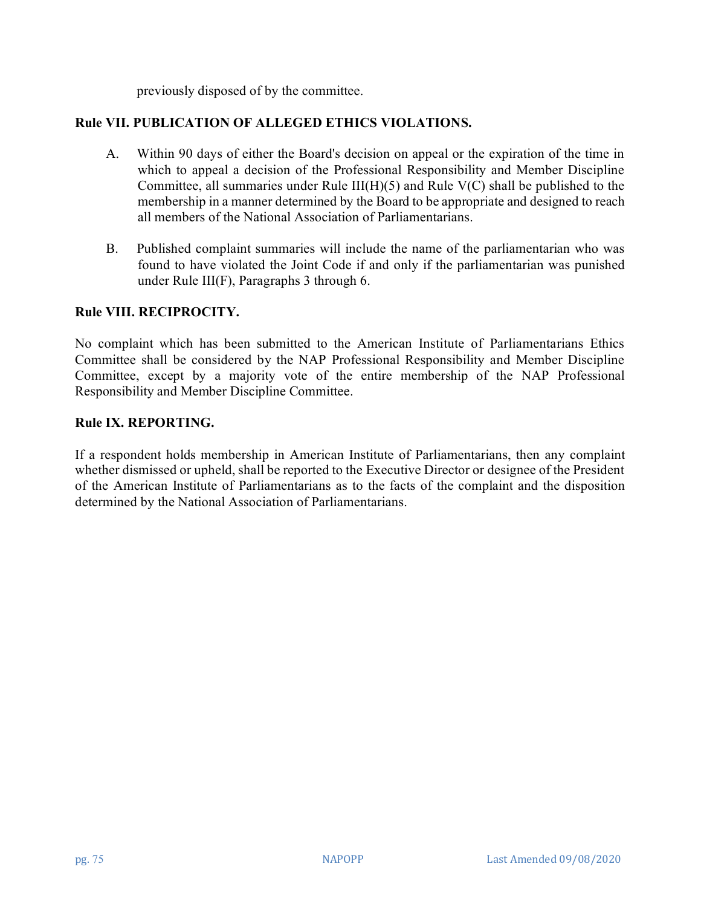previously disposed of by the committee.

**Rule VII. PUBLICATION OF ALLEGED ETHICS VIOLATIONS.**

A. Within 90 days of either the Board's decision on appeal or the expiration of the time in which to appeal a decision of the Professional Responsibility and Member Discipline Committee, all summaries under Rule III(H)(5) and Rule V(C) shall be published to the membership in a manner determined by the Board to be appropriate and designed to reach all members of the National Association of Parliamentarians.

B. Published complaint summaries will include the name of the parliamentarian who was found to have violated the Joint Code if and only if the parliamentarian was punished under Rule III(F), Paragraphs 3 through 6.

**Rule VIII. RECIPROCITY.**

No complaint which has been submitted to the American Institute of Parliamentarians Ethics Committee shall be considered by the NAP Professional Responsibility and Member Discipline Committee, except by a majority vote of the entire membership of the NAP Professional Responsibility and Member Discipline Committee.

**Rule IX. REPORTING.**

If a respondent holds membership in American Institute of Parliamentarians, then any complaint whether dismissed or upheld, shall be reported to the Executive Director or designee of the President of the American Institute of Parliamentarians as to the facts of the complaint and the disposition determined by the National Association of Parliamentarians.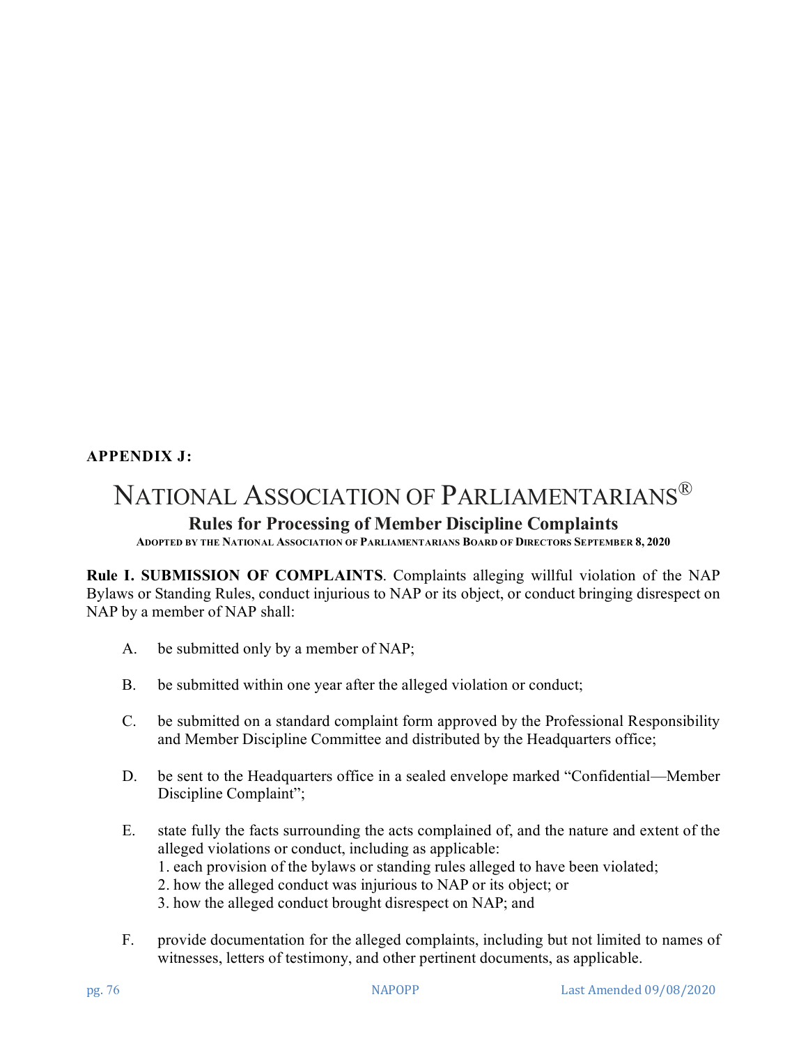**APPENDIX J:**

# NATIONAL ASSOCIATION OF PARLIAMENTARIANS®

## Rules for Processing of Member Discipline Complaints

ADOPTED BY THE NATIONAL ASSOCIATION OF PARLIAMENTARIANS BOARD OF DIRECTORS SEPTEMBER 8, 2020

**Rule I. SUBMISSION OF COMPLAINTS**. Complaints alleging willful violation of the NAP Bylaws or Standing Rules, conduct injurious to NAP or its object, or conduct bringing disrespect on NAP by a member of NAP shall:

A. be submitted only by a member of NAP;

B. be submitted within one year after the alleged violation or conduct;

C. be submitted on a standard complaint form approved by the Professional Responsibility and Member Discipline Committee and distributed by the Headquarters office;

D. be sent to the Headquarters office in a sealed envelope marked "Confidential—Member Discipline Complaint";

E. state fully the facts surrounding the acts complained of, and the nature and extent of the alleged violations or conduct, including as applicable:
1. each provision of the bylaws or standing rules alleged to have been violated;
2. how the alleged conduct was injurious to NAP or its object; or
3. how the alleged conduct brought disrespect on NAP; and

F. provide documentation for the alleged complaints, including but not limited to names of witnesses, letters of testimony, and other pertinent documents, as applicable.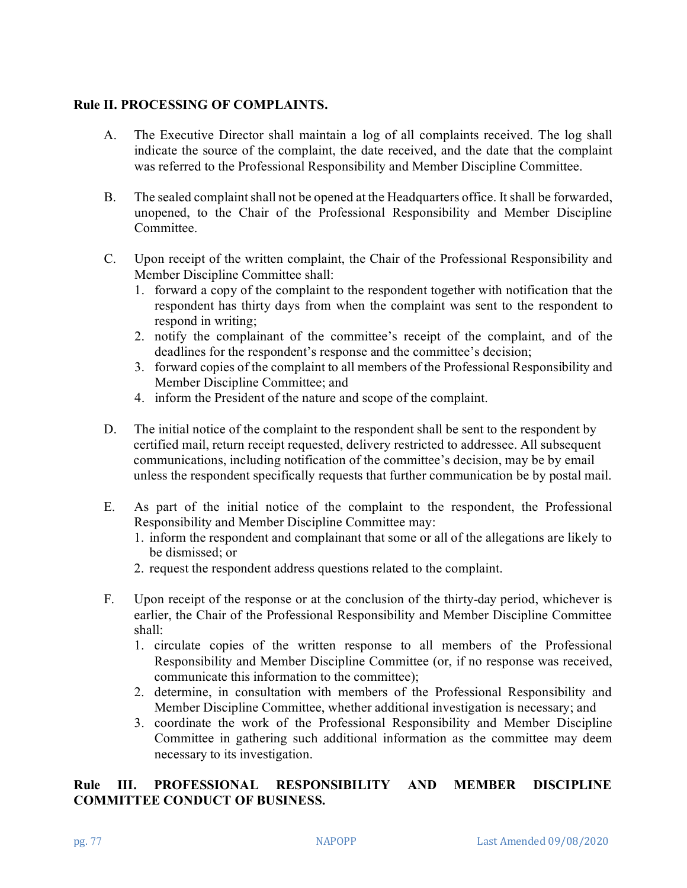**Rule II. PROCESSING OF COMPLAINTS.**

A. The Executive Director shall maintain a log of all complaints received. The log shall indicate the source of the complaint, the date received, and the date that the complaint was referred to the Professional Responsibility and Member Discipline Committee.

B. The sealed complaint shall not be opened at the Headquarters office. It shall be forwarded, unopened, to the Chair of the Professional Responsibility and Member Discipline Committee.

C. Upon receipt of the written complaint, the Chair of the Professional Responsibility and Member Discipline Committee shall:
   1. forward a copy of the complaint to the respondent together with notification that the respondent has thirty days from when the complaint was sent to the respondent to respond in writing;
   2. notify the complainant of the committee's receipt of the complaint, and of the deadlines for the respondent's response and the committee's decision;
   3. forward copies of the complaint to all members of the Professional Responsibility and Member Discipline Committee; and
   4. inform the President of the nature and scope of the complaint.

D. The initial notice of the complaint to the respondent shall be sent to the respondent by certified mail, return receipt requested, delivery restricted to addressee. All subsequent communications, including notification of the committee's decision, may be by email unless the respondent specifically requests that further communication be by postal mail.

E. As part of the initial notice of the complaint to the respondent, the Professional Responsibility and Member Discipline Committee may:
   1. inform the respondent and complainant that some or all of the allegations are likely to be dismissed; or
   2. request the respondent address questions related to the complaint.

F. Upon receipt of the response or at the conclusion of the thirty-day period, whichever is earlier, the Chair of the Professional Responsibility and Member Discipline Committee shall:
   1. circulate copies of the written response to all members of the Professional Responsibility and Member Discipline Committee (or, if no response was received, communicate this information to the committee);
   2. determine, in consultation with members of the Professional Responsibility and Member Discipline Committee, whether additional investigation is necessary; and
   3. coordinate the work of the Professional Responsibility and Member Discipline Committee in gathering such additional information as the committee may deem necessary to its investigation.

**Rule III. PROFESSIONAL RESPONSIBILITY AND MEMBER DISCIPLINE COMMITTEE CONDUCT OF BUSINESS.**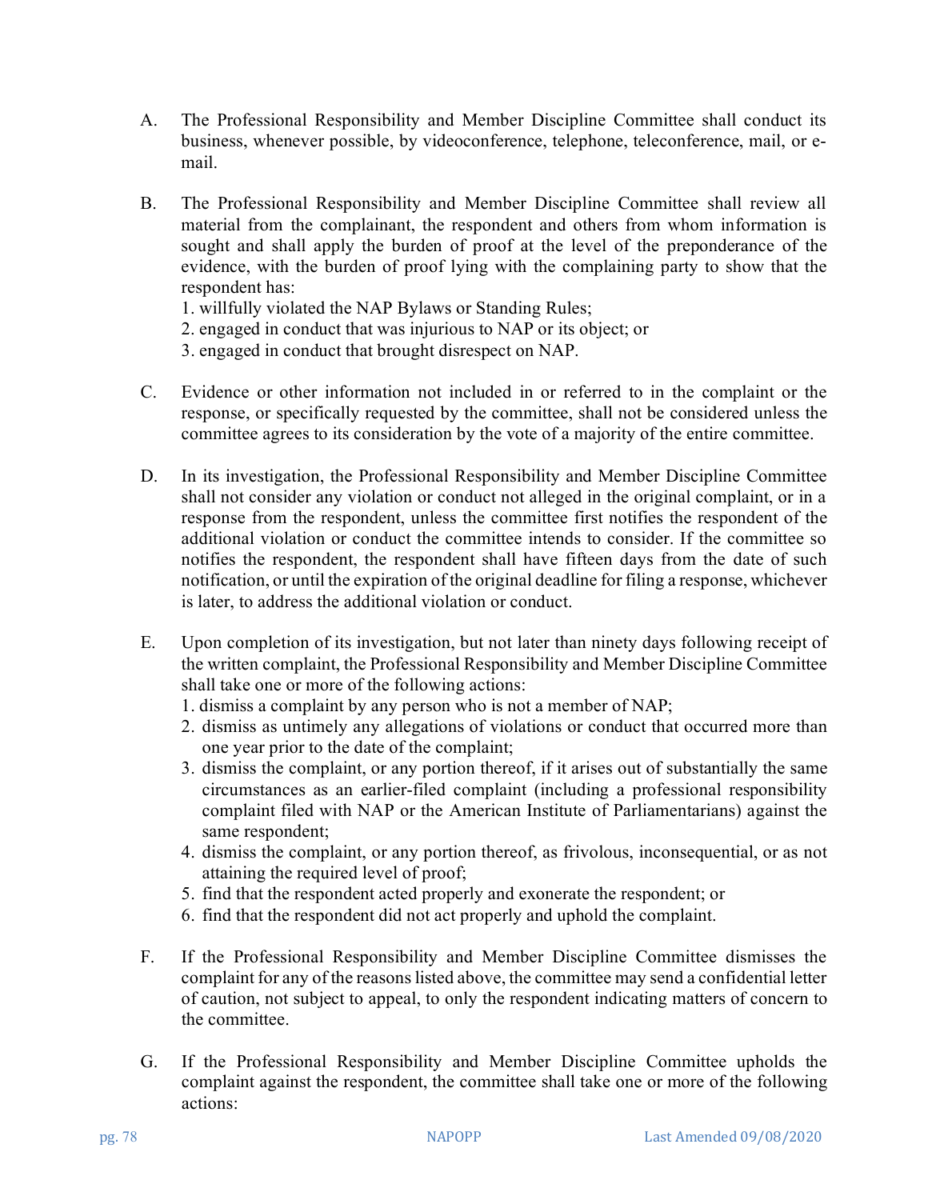A. The Professional Responsibility and Member Discipline Committee shall conduct its business, whenever possible, by videoconference, telephone, teleconference, mail, or e-mail.

B. The Professional Responsibility and Member Discipline Committee shall review all material from the complainant, the respondent and others from whom information is sought and shall apply the burden of proof at the level of the preponderance of the evidence, with the burden of proof lying with the complaining party to show that the respondent has:
   1. willfully violated the NAP Bylaws or Standing Rules;
   2. engaged in conduct that was injurious to NAP or its object; or
   3. engaged in conduct that brought disrespect on NAP.

C. Evidence or other information not included in or referred to in the complaint or the response, or specifically requested by the committee, shall not be considered unless the committee agrees to its consideration by the vote of a majority of the entire committee.

D. In its investigation, the Professional Responsibility and Member Discipline Committee shall not consider any violation or conduct not alleged in the original complaint, or in a response from the respondent, unless the committee first notifies the respondent of the additional violation or conduct the committee intends to consider. If the committee so notifies the respondent, the respondent shall have fifteen days from the date of such notification, or until the expiration of the original deadline for filing a response, whichever is later, to address the additional violation or conduct.

E. Upon completion of its investigation, but not later than ninety days following receipt of the written complaint, the Professional Responsibility and Member Discipline Committee shall take one or more of the following actions:
   1. dismiss a complaint by any person who is not a member of NAP;
   2. dismiss as untimely any allegations of violations or conduct that occurred more than one year prior to the date of the complaint;
   3. dismiss the complaint, or any portion thereof, if it arises out of substantially the same circumstances as an earlier-filed complaint (including a professional responsibility complaint filed with NAP or the American Institute of Parliamentarians) against the same respondent;
   4. dismiss the complaint, or any portion thereof, as frivolous, inconsequential, or as not attaining the required level of proof;
   5. find that the respondent acted properly and exonerate the respondent; or
   6. find that the respondent did not act properly and uphold the complaint.

F. If the Professional Responsibility and Member Discipline Committee dismisses the complaint for any of the reasons listed above, the committee may send a confidential letter of caution, not subject to appeal, to only the respondent indicating matters of concern to the committee.

G. If the Professional Responsibility and Member Discipline Committee upholds the complaint against the respondent, the committee shall take one or more of the following actions: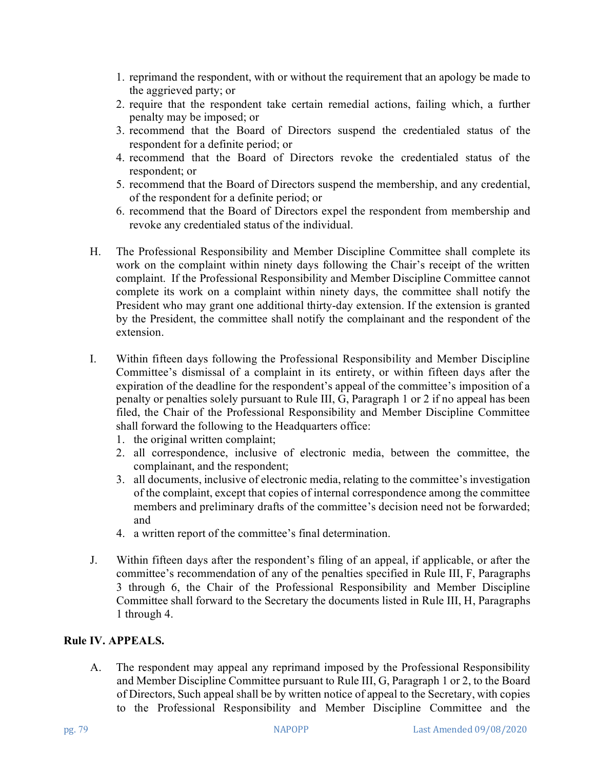1. reprimand the respondent, with or without the requirement that an apology be made to the aggrieved party; or
2. require that the respondent take certain remedial actions, failing which, a further penalty may be imposed; or
3. recommend that the Board of Directors suspend the credentialed status of the respondent for a definite period; or
4. recommend that the Board of Directors revoke the credentialed status of the respondent; or
5. recommend that the Board of Directors suspend the membership, and any credential, of the respondent for a definite period; or
6. recommend that the Board of Directors expel the respondent from membership and revoke any credentialed status of the individual.

H. The Professional Responsibility and Member Discipline Committee shall complete its work on the complaint within ninety days following the Chair's receipt of the written complaint. If the Professional Responsibility and Member Discipline Committee cannot complete its work on a complaint within ninety days, the committee shall notify the President who may grant one additional thirty-day extension. If the extension is granted by the President, the committee shall notify the complainant and the respondent of the extension.

I. Within fifteen days following the Professional Responsibility and Member Discipline Committee's dismissal of a complaint in its entirety, or within fifteen days after the expiration of the deadline for the respondent's appeal of the committee's imposition of a penalty or penalties solely pursuant to Rule III, G, Paragraph 1 or 2 if no appeal has been filed, the Chair of the Professional Responsibility and Member Discipline Committee shall forward the following to the Headquarters office:
   1. the original written complaint;
   2. all correspondence, inclusive of electronic media, between the committee, the complainant, and the respondent;
   3. all documents, inclusive of electronic media, relating to the committee's investigation of the complaint, except that copies of internal correspondence among the committee members and preliminary drafts of the committee's decision need not be forwarded; and
   4. a written report of the committee's final determination.

J. Within fifteen days after the respondent's filing of an appeal, if applicable, or after the committee's recommendation of any of the penalties specified in Rule III, F, Paragraphs 3 through 6, the Chair of the Professional Responsibility and Member Discipline Committee shall forward to the Secretary the documents listed in Rule III, H, Paragraphs 1 through 4.

## Rule IV. APPEALS.

A. The respondent may appeal any reprimand imposed by the Professional Responsibility and Member Discipline Committee pursuant to Rule III, G, Paragraph 1 or 2, to the Board of Directors, Such appeal shall be by written notice of appeal to the Secretary, with copies to the Professional Responsibility and Member Discipline Committee and the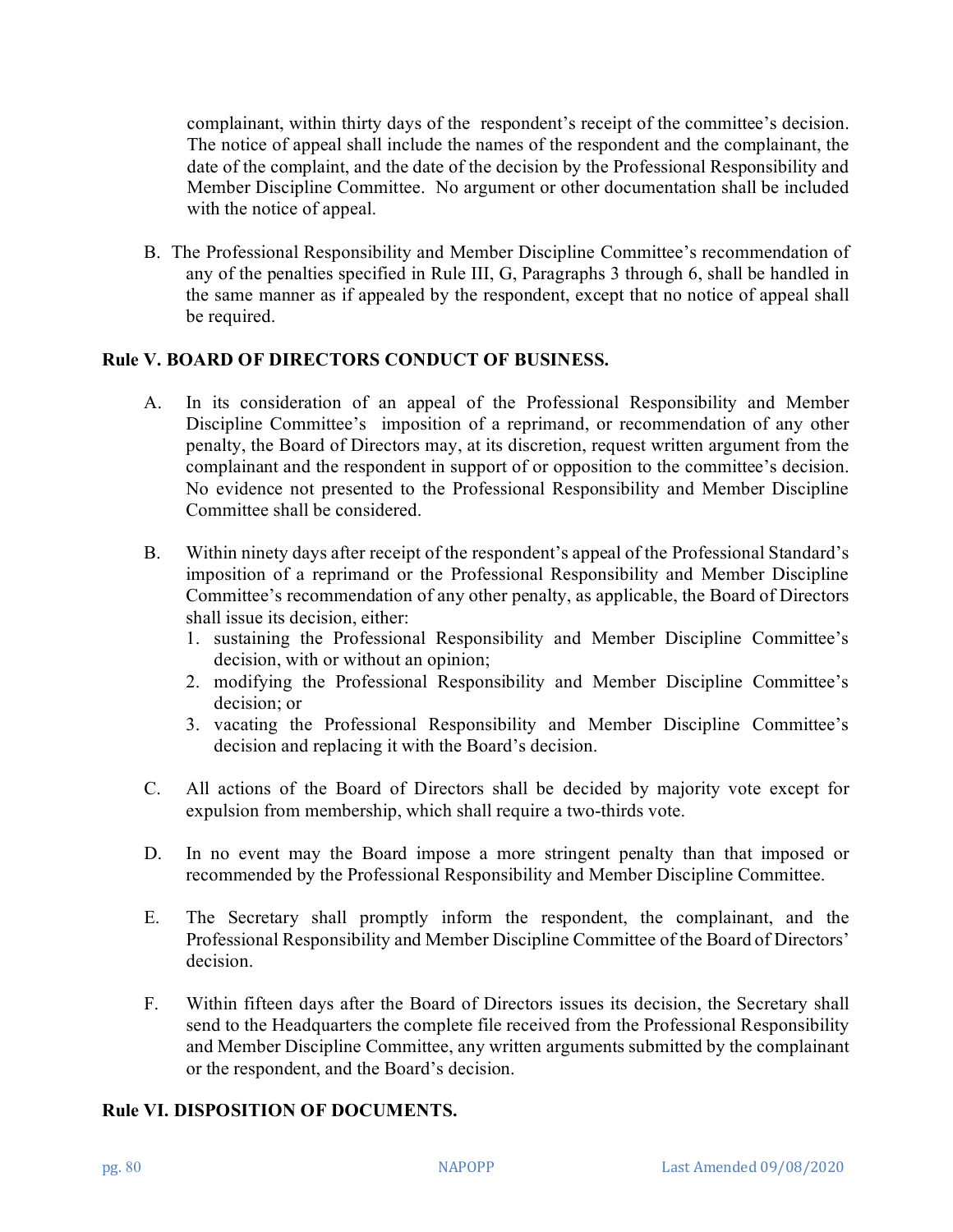complainant, within thirty days of the respondent's receipt of the committee's decision. The notice of appeal shall include the names of the respondent and the complainant, the date of the complaint, and the date of the decision by the Professional Responsibility and Member Discipline Committee. No argument or other documentation shall be included with the notice of appeal.

B. The Professional Responsibility and Member Discipline Committee's recommendation of any of the penalties specified in Rule III, G, Paragraphs 3 through 6, shall be handled in the same manner as if appealed by the respondent, except that no notice of appeal shall be required.

## Rule V. BOARD OF DIRECTORS CONDUCT OF BUSINESS.

A. In its consideration of an appeal of the Professional Responsibility and Member Discipline Committee's imposition of a reprimand, or recommendation of any other penalty, the Board of Directors may, at its discretion, request written argument from the complainant and the respondent in support of or opposition to the committee's decision. No evidence not presented to the Professional Responsibility and Member Discipline Committee shall be considered.

B. Within ninety days after receipt of the respondent's appeal of the Professional Standard's imposition of a reprimand or the Professional Responsibility and Member Discipline Committee's recommendation of any other penalty, as applicable, the Board of Directors shall issue its decision, either:
   1. sustaining the Professional Responsibility and Member Discipline Committee's decision, with or without an opinion;
   2. modifying the Professional Responsibility and Member Discipline Committee's decision; or
   3. vacating the Professional Responsibility and Member Discipline Committee's decision and replacing it with the Board's decision.

C. All actions of the Board of Directors shall be decided by majority vote except for expulsion from membership, which shall require a two-thirds vote.

D. In no event may the Board impose a more stringent penalty than that imposed or recommended by the Professional Responsibility and Member Discipline Committee.

E. The Secretary shall promptly inform the respondent, the complainant, and the Professional Responsibility and Member Discipline Committee of the Board of Directors' decision.

F. Within fifteen days after the Board of Directors issues its decision, the Secretary shall send to the Headquarters the complete file received from the Professional Responsibility and Member Discipline Committee, any written arguments submitted by the complainant or the respondent, and the Board's decision.

## Rule VI. DISPOSITION OF DOCUMENTS.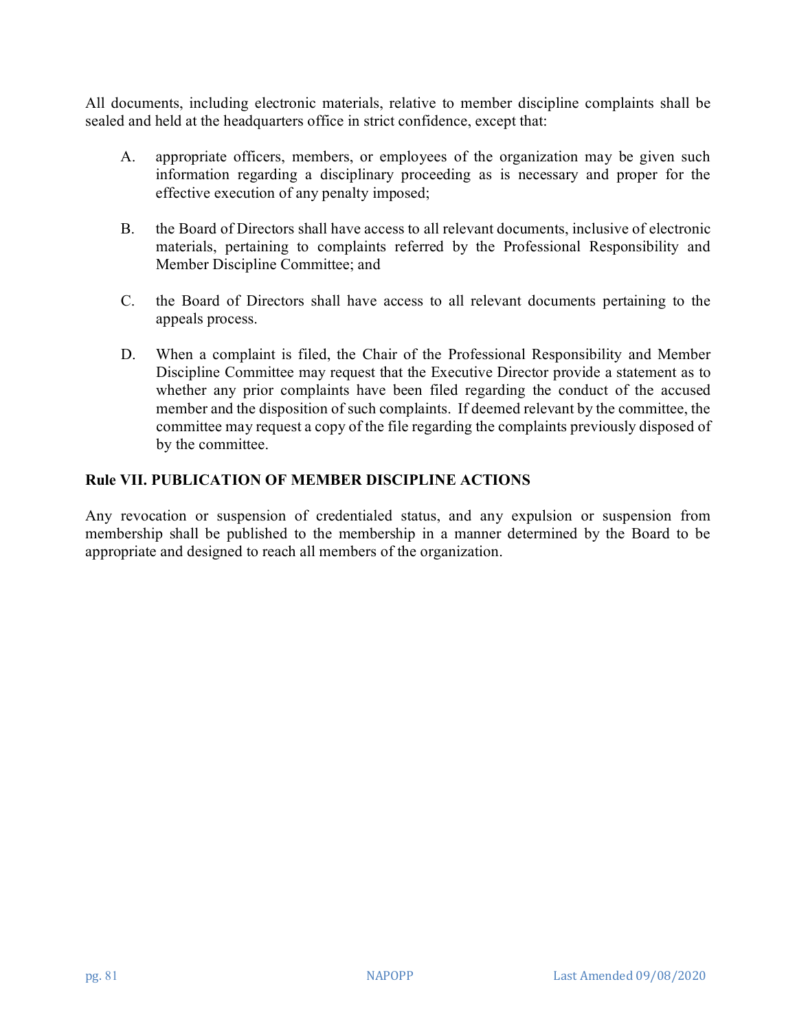All documents, including electronic materials, relative to member discipline complaints shall be sealed and held at the headquarters office in strict confidence, except that:

A. appropriate officers, members, or employees of the organization may be given such information regarding a disciplinary proceeding as is necessary and proper for the effective execution of any penalty imposed;

B. the Board of Directors shall have access to all relevant documents, inclusive of electronic materials, pertaining to complaints referred by the Professional Responsibility and Member Discipline Committee; and

C. the Board of Directors shall have access to all relevant documents pertaining to the appeals process.

D. When a complaint is filed, the Chair of the Professional Responsibility and Member Discipline Committee may request that the Executive Director provide a statement as to whether any prior complaints have been filed regarding the conduct of the accused member and the disposition of such complaints. If deemed relevant by the committee, the committee may request a copy of the file regarding the complaints previously disposed of by the committee.

**Rule VII. PUBLICATION OF MEMBER DISCIPLINE ACTIONS**

Any revocation or suspension of credentialed status, and any expulsion or suspension from membership shall be published to the membership in a manner determined by the Board to be appropriate and designed to reach all members of the organization.